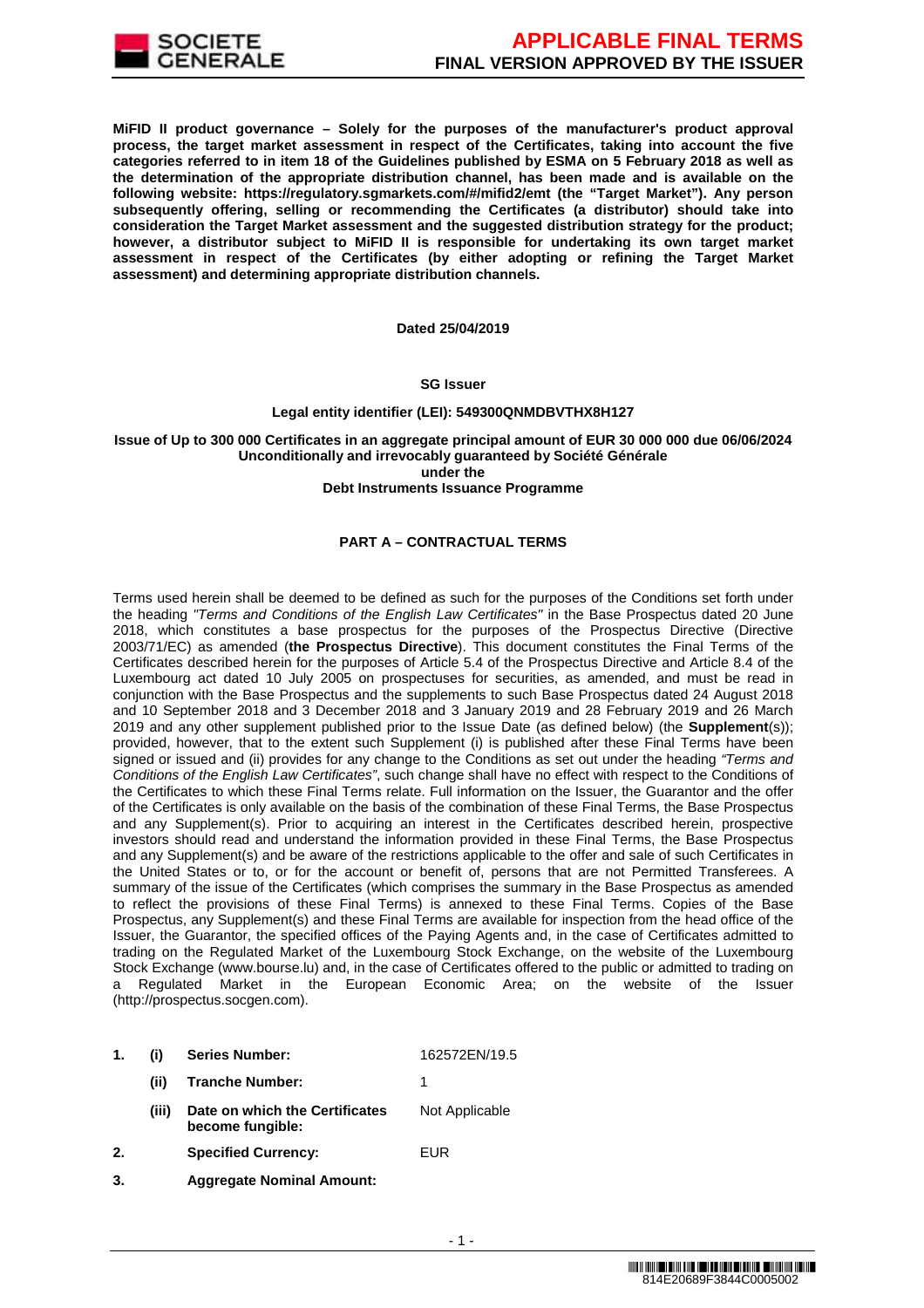**MiFID II product governance – Solely for the purposes of the manufacturer's product approval process, the target market assessment in respect of the Certificates, taking into account the five categories referred to in item 18 of the Guidelines published by ESMA on 5 February 2018 as well as the determination of the appropriate distribution channel, has been made and is available on the following website: https://regulatory.sgmarkets.com/#/mifid2/emt (the "Target Market"). Any person subsequently offering, selling or recommending the Certificates (a distributor) should take into consideration the Target Market assessment and the suggested distribution strategy for the product; however, a distributor subject to MiFID II is responsible for undertaking its own target market assessment in respect of the Certificates (by either adopting or refining the Target Market assessment) and determining appropriate distribution channels.**

**Dated 25/04/2019**

**SG Issuer**

**Legal entity identifier (LEI): 549300QNMDBVTHX8H127**

**Issue of Up to 300 000 Certificates in an aggregate principal amount of EUR 30 000 000 due 06/06/2024**
**Unconditionally and irrevocably guaranteed by Société Générale**
**under the**
**Debt Instruments Issuance Programme**

**PART A – CONTRACTUAL TERMS**

Terms used herein shall be deemed to be defined as such for the purposes of the Conditions set forth under the heading *"Terms and Conditions of the English Law Certificates"* in the Base Prospectus dated 20 June 2018, which constitutes a base prospectus for the purposes of the Prospectus Directive (Directive 2003/71/EC) as amended (**the Prospectus Directive**). This document constitutes the Final Terms of the Certificates described herein for the purposes of Article 5.4 of the Prospectus Directive and Article 8.4 of the Luxembourg act dated 10 July 2005 on prospectuses for securities, as amended, and must be read in conjunction with the Base Prospectus and the supplements to such Base Prospectus dated 24 August 2018 and 10 September 2018 and 3 December 2018 and 3 January 2019 and 28 February 2019 and 26 March 2019 and any other supplement published prior to the Issue Date (as defined below) (the **Supplement**(s)); provided, however, that to the extent such Supplement (i) is published after these Final Terms have been signed or issued and (ii) provides for any change to the Conditions as set out under the heading *"Terms and Conditions of the English Law Certificates"*, such change shall have no effect with respect to the Conditions of the Certificates to which these Final Terms relate. Full information on the Issuer, the Guarantor and the offer of the Certificates is only available on the basis of the combination of these Final Terms, the Base Prospectus and any Supplement(s). Prior to acquiring an interest in the Certificates described herein, prospective investors should read and understand the information provided in these Final Terms, the Base Prospectus and any Supplement(s) and be aware of the restrictions applicable to the offer and sale of such Certificates in the United States or to, or for the account or benefit of, persons that are not Permitted Transferees. A summary of the issue of the Certificates (which comprises the summary in the Base Prospectus as amended to reflect the provisions of these Final Terms) is annexed to these Final Terms. Copies of the Base Prospectus, any Supplement(s) and these Final Terms are available for inspection from the head office of the Issuer, the Guarantor, the specified offices of the Paying Agents and, in the case of Certificates admitted to trading on the Regulated Market of the Luxembourg Stock Exchange, on the website of the Luxembourg Stock Exchange (www.bourse.lu) and, in the case of Certificates offered to the public or admitted to trading on a Regulated Market in the European Economic Area; on the website of the Issuer (http://prospectus.socgen.com).

| | | | |
|---|---|---|---|
| **1.** | **(i)** | **Series Number:** | 162572EN/19.5 |
| | **(ii)** | **Tranche Number:** | 1 |
| | **(iii)** | **Date on which the Certificates become fungible:** | Not Applicable |
| **2.** | | **Specified Currency:** | EUR |
| **3.** | | **Aggregate Nominal Amount:** | |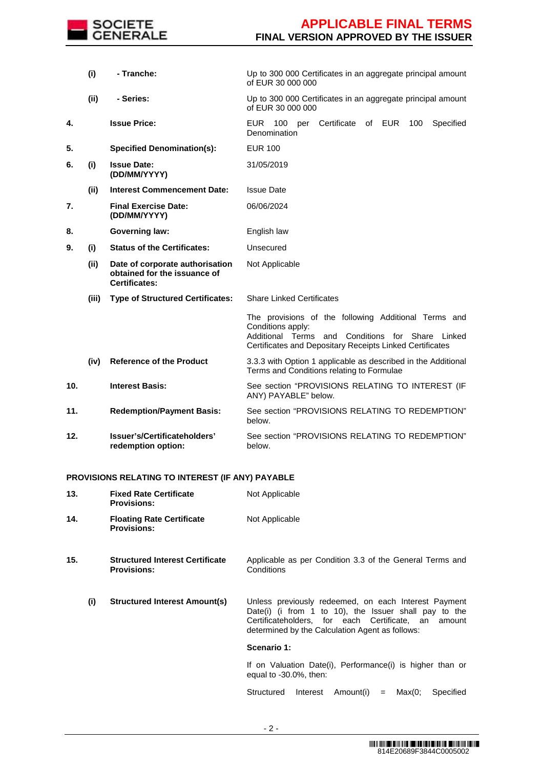| | | | |
|---|---|---|---|
| | (i) | - Tranche: | Up to 300 000 Certificates in an aggregate principal amount of EUR 30 000 000 |
| | (ii) | - Series: | Up to 300 000 Certificates in an aggregate principal amount of EUR 30 000 000 |
| 4. | | **Issue Price:** | EUR 100 per Certificate of EUR 100 Specified Denomination |
| 5. | | **Specified Denomination(s):** | EUR 100 |
| 6. | (i) | **Issue Date: (DD/MM/YYYY)** | 31/05/2019 |
| | (ii) | **Interest Commencement Date:** | Issue Date |
| 7. | | **Final Exercise Date: (DD/MM/YYYY)** | 06/06/2024 |
| 8. | | **Governing law:** | English law |
| 9. | (i) | **Status of the Certificates:** | Unsecured |
| | (ii) | **Date of corporate authorisation obtained for the issuance of Certificates:** | Not Applicable |
| | (iii) | **Type of Structured Certificates:** | Share Linked Certificates<br><br>The provisions of the following Additional Terms and Conditions apply:<br>Additional Terms and Conditions for Share Linked Certificates and Depositary Receipts Linked Certificates |
| | (iv) | **Reference of the Product** | 3.3.3 with Option 1 applicable as described in the Additional Terms and Conditions relating to Formulae |
| 10. | | **Interest Basis:** | See section "PROVISIONS RELATING TO INTEREST (IF ANY) PAYABLE" below. |
| 11. | | **Redemption/Payment Basis:** | See section "PROVISIONS RELATING TO REDEMPTION" below. |
| 12. | | **Issuer's/Certificateholders' redemption option:** | See section "PROVISIONS RELATING TO REDEMPTION" below. |

**PROVISIONS RELATING TO INTEREST (IF ANY) PAYABLE**

| | | | |
|---|---|---|---|
| 13. | | **Fixed Rate Certificate Provisions:** | Not Applicable |
| 14. | | **Floating Rate Certificate Provisions:** | Not Applicable |
| 15. | | **Structured Interest Certificate Provisions:** | Applicable as per Condition 3.3 of the General Terms and Conditions |
| | (i) | **Structured Interest Amount(s)** | Unless previously redeemed, on each Interest Payment Date(i) (i from 1 to 10), the Issuer shall pay to the Certificateholders, for each Certificate, an amount determined by the Calculation Agent as follows:<br><br>**Scenario 1:**<br><br>If on Valuation Date(i), Performance(i) is higher than or equal to -30.0%, then:<br><br>Structured Interest Amount(i) = Max(0; Specified |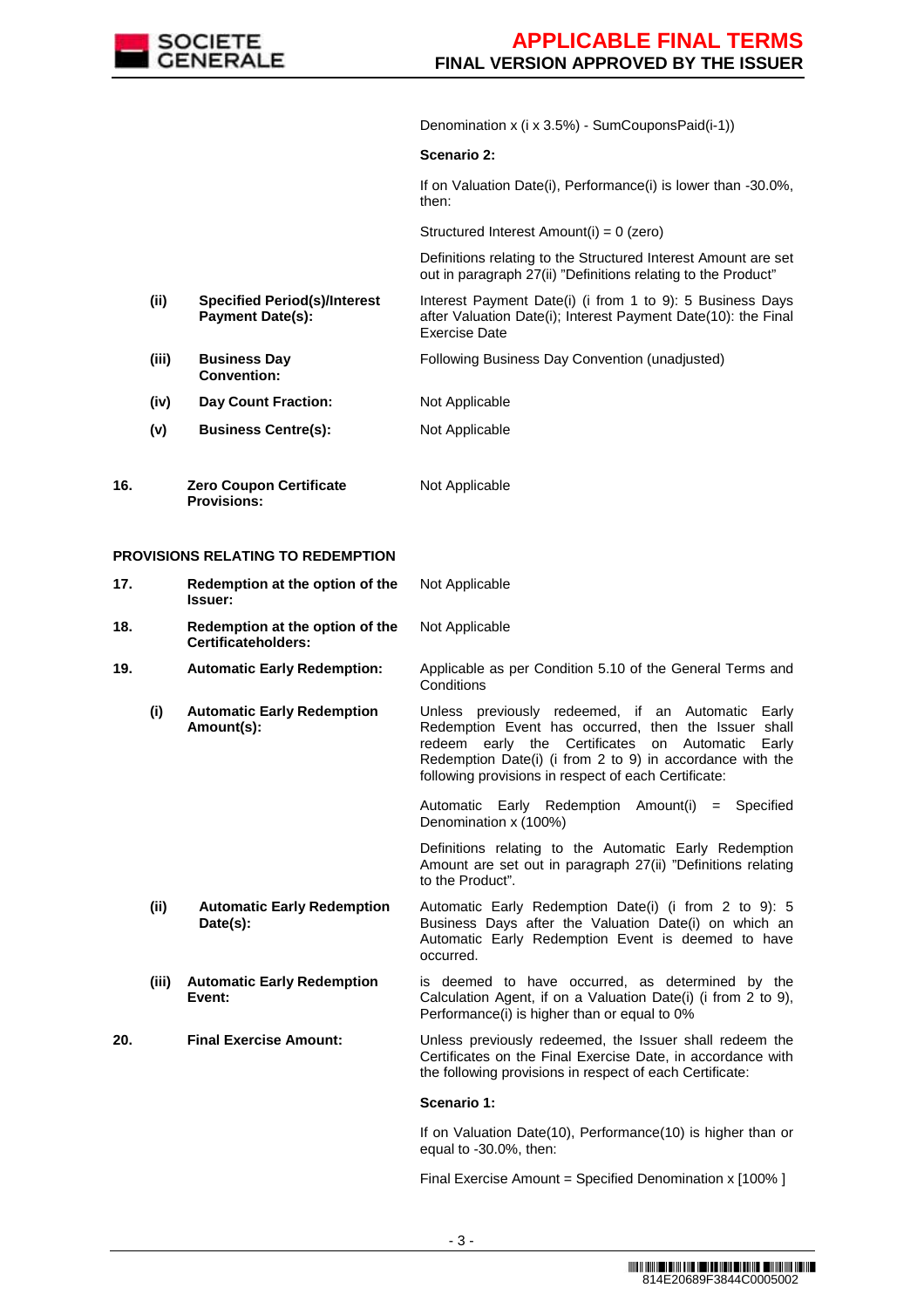| | | | |
|---|---|---|---|
| | | | Denomination x (i x 3.5%) - SumCouponsPaid(i-1)) |
| | | | **Scenario 2:** |
| | | | If on Valuation Date(i), Performance(i) is lower than -30.0%, then: |
| | | | Structured Interest Amount(i) = 0 (zero) |
| | | | Definitions relating to the Structured Interest Amount are set out in paragraph 27(ii) "Definitions relating to the Product" |
| | **(ii)** | **Specified Period(s)/Interest Payment Date(s):** | Interest Payment Date(i) (i from 1 to 9): 5 Business Days after Valuation Date(i); Interest Payment Date(10): the Final Exercise Date |
| | **(iii)** | **Business Day Convention:** | Following Business Day Convention (unadjusted) |
| | **(iv)** | **Day Count Fraction:** | Not Applicable |
| | **(v)** | **Business Centre(s):** | Not Applicable |
| **16.** | | **Zero Coupon Certificate Provisions:** | Not Applicable |

**PROVISIONS RELATING TO REDEMPTION**

| | | | |
|---|---|---|---|
| **17.** | | **Redemption at the option of the Issuer:** | Not Applicable |
| **18.** | | **Redemption at the option of the Certificateholders:** | Not Applicable |
| **19.** | | **Automatic Early Redemption:** | Applicable as per Condition 5.10 of the General Terms and Conditions |
| | **(i)** | **Automatic Early Redemption Amount(s):** | Unless previously redeemed, if an Automatic Early Redemption Event has occurred, then the Issuer shall redeem early the Certificates on Automatic Early Redemption Date(i) (i from 2 to 9) in accordance with the following provisions in respect of each Certificate: |
| | | | Automatic Early Redemption Amount(i) = Specified Denomination x (100%) |
| | | | Definitions relating to the Automatic Early Redemption Amount are set out in paragraph 27(ii) "Definitions relating to the Product". |
| | **(ii)** | **Automatic Early Redemption Date(s):** | Automatic Early Redemption Date(i) (i from 2 to 9): 5 Business Days after the Valuation Date(i) on which an Automatic Early Redemption Event is deemed to have occurred. |
| | **(iii)** | **Automatic Early Redemption Event:** | is deemed to have occurred, as determined by the Calculation Agent, if on a Valuation Date(i) (i from 2 to 9), Performance(i) is higher than or equal to 0% |
| **20.** | | **Final Exercise Amount:** | Unless previously redeemed, the Issuer shall redeem the Certificates on the Final Exercise Date, in accordance with the following provisions in respect of each Certificate: |
| | | | **Scenario 1:** |
| | | | If on Valuation Date(10), Performance(10) is higher than or equal to -30.0%, then: |
| | | | Final Exercise Amount = Specified Denomination x [100% ] |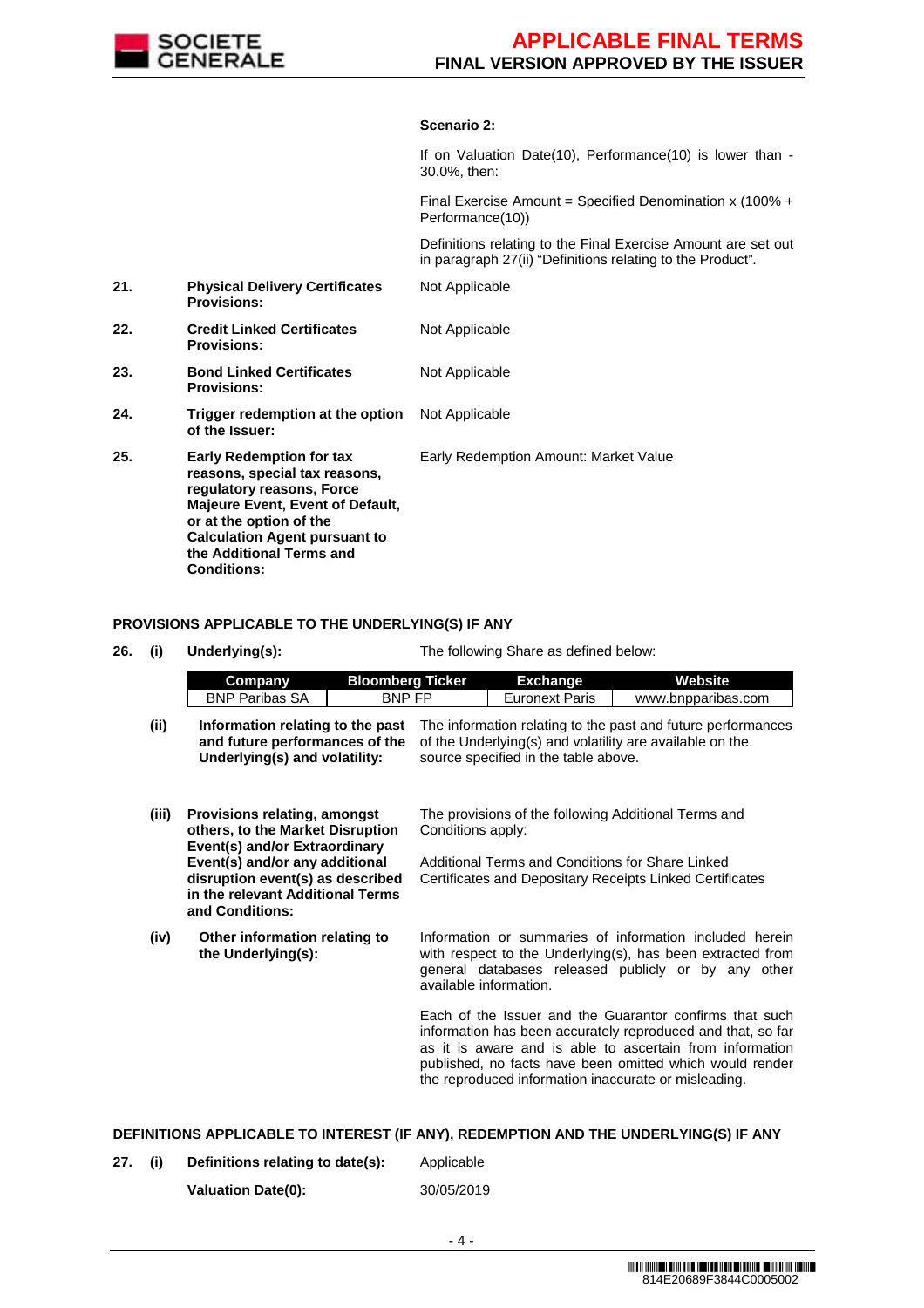**Scenario 2:**

If on Valuation Date(10), Performance(10) is lower than -30.0%, then:

Final Exercise Amount = Specified Denomination x (100% + Performance(10))

Definitions relating to the Final Exercise Amount are set out in paragraph 27(ii) "Definitions relating to the Product".

| | | |
|---|---|---|
| **21.** | **Physical Delivery Certificates Provisions:** | Not Applicable |
| **22.** | **Credit Linked Certificates Provisions:** | Not Applicable |
| **23.** | **Bond Linked Certificates Provisions:** | Not Applicable |
| **24.** | **Trigger redemption at the option of the Issuer:** | Not Applicable |
| **25.** | **Early Redemption for tax reasons, special tax reasons, regulatory reasons, Force Majeure Event, Event of Default, or at the option of the Calculation Agent pursuant to the Additional Terms and Conditions:** | Early Redemption Amount: Market Value |

**PROVISIONS APPLICABLE TO THE UNDERLYING(S) IF ANY**

**26. (i) Underlying(s):** The following Share as defined below:

| Company | Bloomberg Ticker | Exchange | Website |
|---|---|---|---|
| BNP Paribas SA | BNP FP | Euronext Paris | www.bnpparibas.com |

**(ii) Information relating to the past and future performances of the Underlying(s) and volatility:** The information relating to the past and future performances of the Underlying(s) and volatility are available on the source specified in the table above.

**(iii) Provisions relating, amongst others, to the Market Disruption Event(s) and/or Extraordinary Event(s) and/or any additional disruption event(s) as described in the relevant Additional Terms and Conditions:** The provisions of the following Additional Terms and Conditions apply:

Additional Terms and Conditions for Share Linked Certificates and Depositary Receipts Linked Certificates

**(iv) Other information relating to the Underlying(s):** Information or summaries of information included herein with respect to the Underlying(s), has been extracted from general databases released publicly or by any other available information.

Each of the Issuer and the Guarantor confirms that such information has been accurately reproduced and that, so far as it is aware and is able to ascertain from information published, no facts have been omitted which would render the reproduced information inaccurate or misleading.

**DEFINITIONS APPLICABLE TO INTEREST (IF ANY), REDEMPTION AND THE UNDERLYING(S) IF ANY**

**27. (i) Definitions relating to date(s):** Applicable

**Valuation Date(0):** 30/05/2019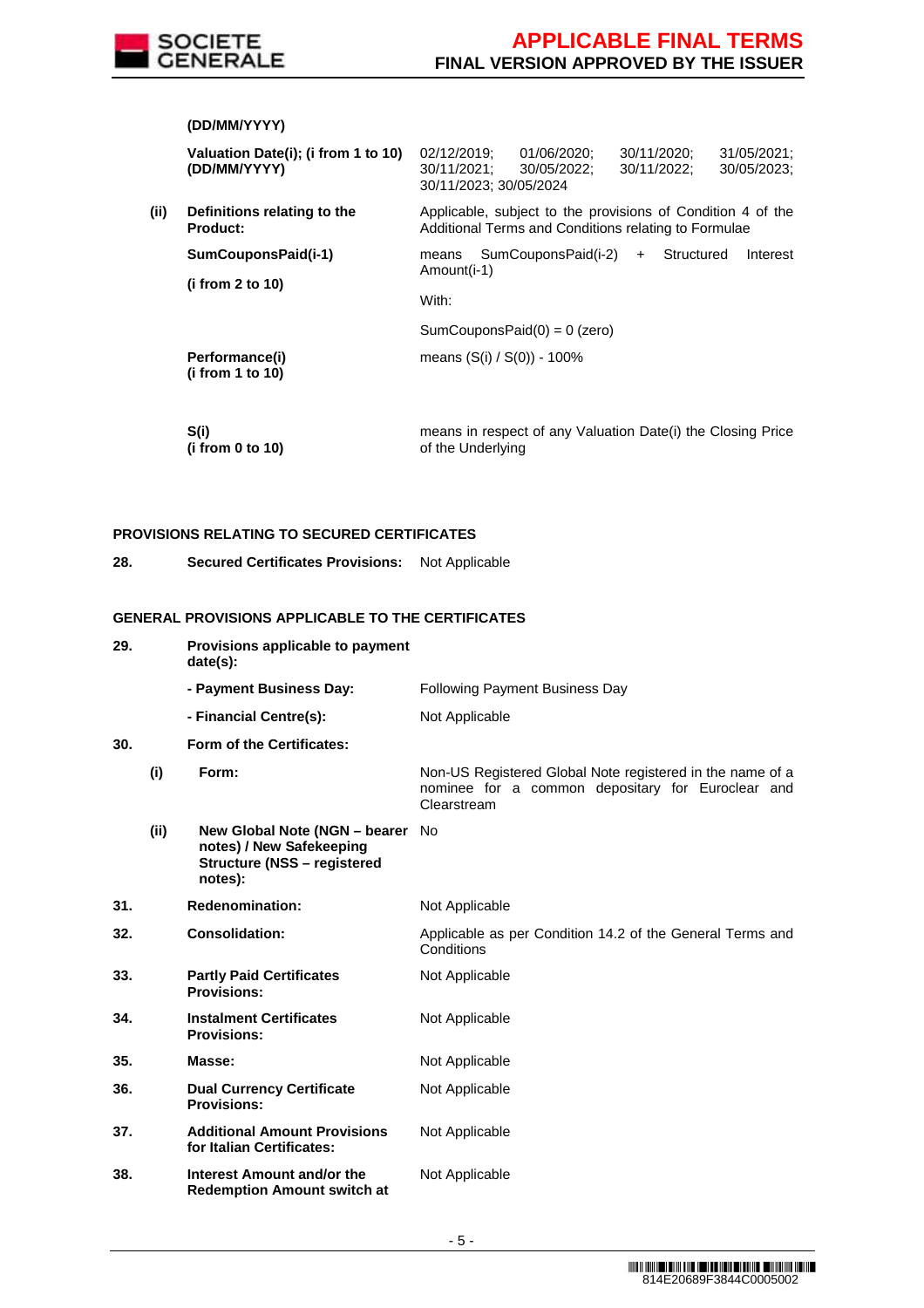| | | | |
|---|---|---|---|
| | | **(DD/MM/YYYY)** | |
| | | **Valuation Date(i); (i from 1 to 10) (DD/MM/YYYY)** | 02/12/2019; 01/06/2020; 30/11/2020; 31/05/2021; 30/11/2021; 30/05/2022; 30/11/2022; 30/05/2023; 30/11/2023; 30/05/2024 |
| | **(ii)** | **Definitions relating to the Product:** | Applicable, subject to the provisions of Condition 4 of the Additional Terms and Conditions relating to Formulae |
| | | **SumCouponsPaid(i-1)**<br><br>**(i from 2 to 10)** | means SumCouponsPaid(i-2) + Structured Interest Amount(i-1)<br><br>With:<br><br>SumCouponsPaid(0) = 0 (zero) |
| | | **Performance(i)**<br>**(i from 1 to 10)** | means (S(i) / S(0)) - 100% |
| | | **S(i)**<br>**(i from 0 to 10)** | means in respect of any Valuation Date(i) the Closing Price of the Underlying |

**PROVISIONS RELATING TO SECURED CERTIFICATES**

| | | | |
|---|---|---|---|
| **28.** | | **Secured Certificates Provisions:** | Not Applicable |

**GENERAL PROVISIONS APPLICABLE TO THE CERTIFICATES**

| | | | |
|---|---|---|---|
| **29.** | | **Provisions applicable to payment date(s):** | |
| | | **- Payment Business Day:** | Following Payment Business Day |
| | | **- Financial Centre(s):** | Not Applicable |
| **30.** | | **Form of the Certificates:** | |
| | **(i)** | **Form:** | Non-US Registered Global Note registered in the name of a nominee for a common depositary for Euroclear and Clearstream |
| | **(ii)** | **New Global Note (NGN – bearer notes) / New Safekeeping Structure (NSS – registered notes):** | No |
| **31.** | | **Redenomination:** | Not Applicable |
| **32.** | | **Consolidation:** | Applicable as per Condition 14.2 of the General Terms and Conditions |
| **33.** | | **Partly Paid Certificates Provisions:** | Not Applicable |
| **34.** | | **Instalment Certificates Provisions:** | Not Applicable |
| **35.** | | **Masse:** | Not Applicable |
| **36.** | | **Dual Currency Certificate Provisions:** | Not Applicable |
| **37.** | | **Additional Amount Provisions for Italian Certificates:** | Not Applicable |
| **38.** | | **Interest Amount and/or the Redemption Amount switch at** | Not Applicable |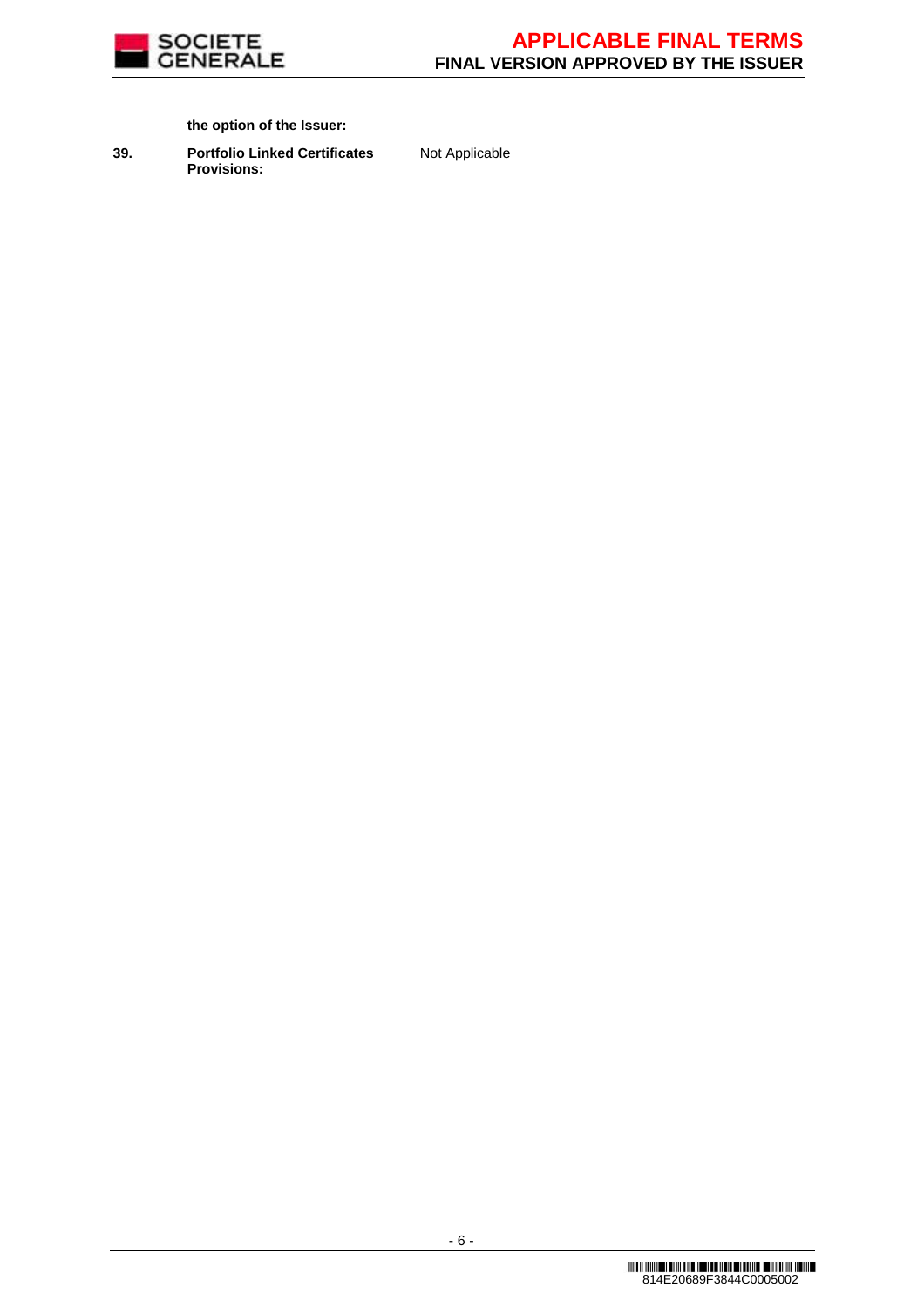**the option of the Issuer:**

| | | |
|---|---|---|
| **39.** | **Portfolio Linked Certificates Provisions:** | Not Applicable |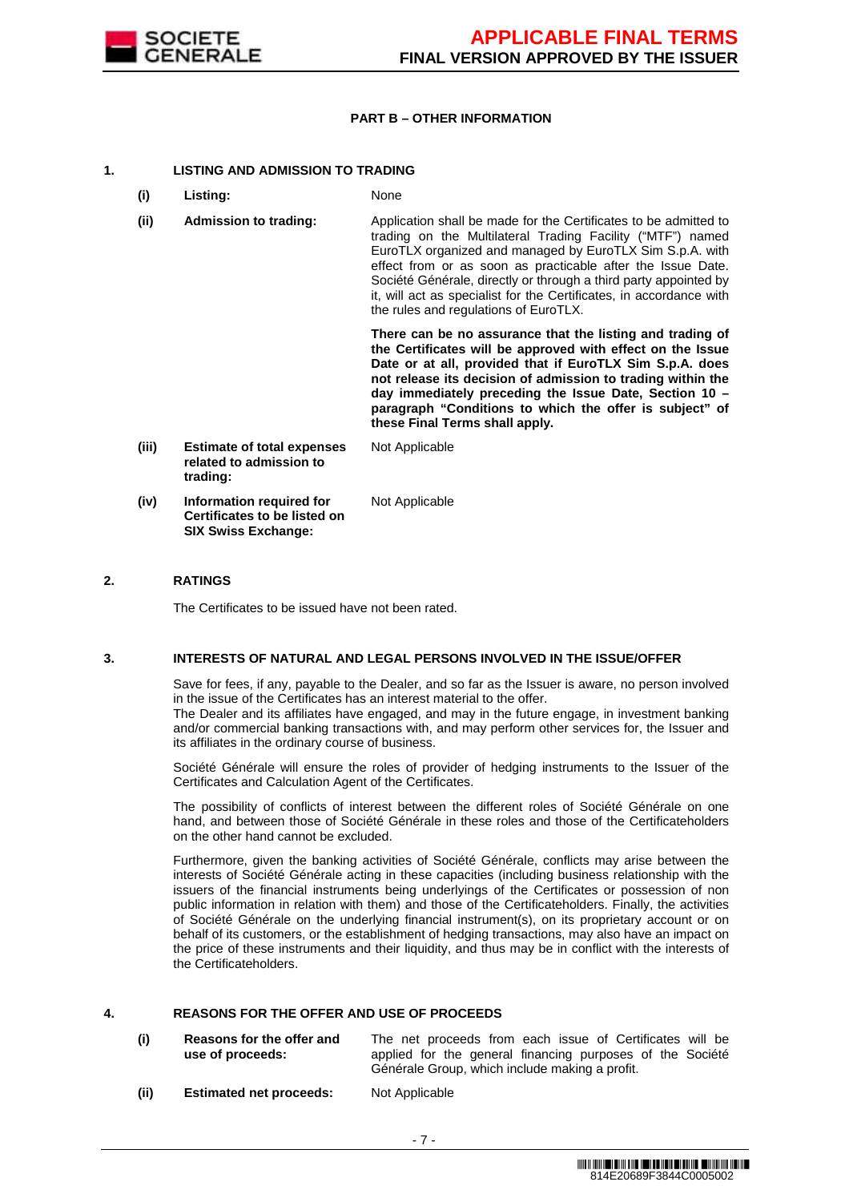## PART B – OTHER INFORMATION

### 1. LISTING AND ADMISSION TO TRADING

| | | |
|---|---|---|
| **(i)** | **Listing:** | None |
| **(ii)** | **Admission to trading:** | Application shall be made for the Certificates to be admitted to trading on the Multilateral Trading Facility ("MTF") named EuroTLX organized and managed by EuroTLX Sim S.p.A. with effect from or as soon as practicable after the Issue Date. Société Générale, directly or through a third party appointed by it, will act as specialist for the Certificates, in accordance with the rules and regulations of EuroTLX.<br><br>**There can be no assurance that the listing and trading of the Certificates will be approved with effect on the Issue Date or at all, provided that if EuroTLX Sim S.p.A. does not release its decision of admission to trading within the day immediately preceding the Issue Date, Section 10 – paragraph "Conditions to which the offer is subject" of these Final Terms shall apply.** |
| **(iii)** | **Estimate of total expenses related to admission to trading:** | Not Applicable |
| **(iv)** | **Information required for Certificates to be listed on SIX Swiss Exchange:** | Not Applicable |

### 2. RATINGS

The Certificates to be issued have not been rated.

### 3. INTERESTS OF NATURAL AND LEGAL PERSONS INVOLVED IN THE ISSUE/OFFER

Save for fees, if any, payable to the Dealer, and so far as the Issuer is aware, no person involved in the issue of the Certificates has an interest material to the offer.
The Dealer and its affiliates have engaged, and may in the future engage, in investment banking and/or commercial banking transactions with, and may perform other services for, the Issuer and its affiliates in the ordinary course of business.

Société Générale will ensure the roles of provider of hedging instruments to the Issuer of the Certificates and Calculation Agent of the Certificates.

The possibility of conflicts of interest between the different roles of Société Générale on one hand, and between those of Société Générale in these roles and those of the Certificateholders on the other hand cannot be excluded.

Furthermore, given the banking activities of Société Générale, conflicts may arise between the interests of Société Générale acting in these capacities (including business relationship with the issuers of the financial instruments being underlyings of the Certificates or possession of non public information in relation with them) and those of the Certificateholders. Finally, the activities of Société Générale on the underlying financial instrument(s), on its proprietary account or on behalf of its customers, or the establishment of hedging transactions, may also have an impact on the price of these instruments and their liquidity, and thus may be in conflict with the interests of the Certificateholders.

### 4. REASONS FOR THE OFFER AND USE OF PROCEEDS

| | | |
|---|---|---|
| **(i)** | **Reasons for the offer and use of proceeds:** | The net proceeds from each issue of Certificates will be applied for the general financing purposes of the Société Générale Group, which include making a profit. |
| **(ii)** | **Estimated net proceeds:** | Not Applicable |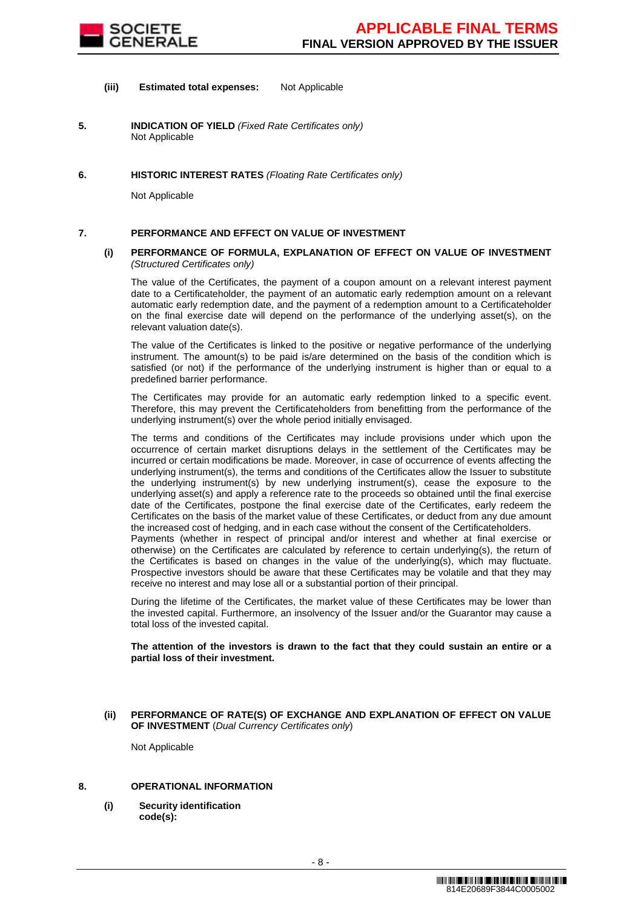**(iii) Estimated total expenses:** Not Applicable

**5. INDICATION OF YIELD** *(Fixed Rate Certificates only)*

Not Applicable

**6. HISTORIC INTEREST RATES** *(Floating Rate Certificates only)*

Not Applicable

**7. PERFORMANCE AND EFFECT ON VALUE OF INVESTMENT**

**(i) PERFORMANCE OF FORMULA, EXPLANATION OF EFFECT ON VALUE OF INVESTMENT** *(Structured Certificates only)*

The value of the Certificates, the payment of a coupon amount on a relevant interest payment date to a Certificateholder, the payment of an automatic early redemption amount on a relevant automatic early redemption date, and the payment of a redemption amount to a Certificateholder on the final exercise date will depend on the performance of the underlying asset(s), on the relevant valuation date(s).

The value of the Certificates is linked to the positive or negative performance of the underlying instrument. The amount(s) to be paid is/are determined on the basis of the condition which is satisfied (or not) if the performance of the underlying instrument is higher than or equal to a predefined barrier performance.

The Certificates may provide for an automatic early redemption linked to a specific event. Therefore, this may prevent the Certificateholders from benefitting from the performance of the underlying instrument(s) over the whole period initially envisaged.

The terms and conditions of the Certificates may include provisions under which upon the occurrence of certain market disruptions delays in the settlement of the Certificates may be incurred or certain modifications be made. Moreover, in case of occurrence of events affecting the underlying instrument(s), the terms and conditions of the Certificates allow the Issuer to substitute the underlying instrument(s) by new underlying instrument(s), cease the exposure to the underlying asset(s) and apply a reference rate to the proceeds so obtained until the final exercise date of the Certificates, postpone the final exercise date of the Certificates, early redeem the Certificates on the basis of the market value of these Certificates, or deduct from any due amount the increased cost of hedging, and in each case without the consent of the Certificateholders.
Payments (whether in respect of principal and/or interest and whether at final exercise or otherwise) on the Certificates are calculated by reference to certain underlying(s), the return of the Certificates is based on changes in the value of the underlying(s), which may fluctuate. Prospective investors should be aware that these Certificates may be volatile and that they may receive no interest and may lose all or a substantial portion of their principal.

During the lifetime of the Certificates, the market value of these Certificates may be lower than the invested capital. Furthermore, an insolvency of the Issuer and/or the Guarantor may cause a total loss of the invested capital.

**The attention of the investors is drawn to the fact that they could sustain an entire or a partial loss of their investment.**

**(ii) PERFORMANCE OF RATE(S) OF EXCHANGE AND EXPLANATION OF EFFECT ON VALUE OF INVESTMENT** (*Dual Currency Certificates only*)

Not Applicable

**8. OPERATIONAL INFORMATION**

**(i) Security identification code(s):**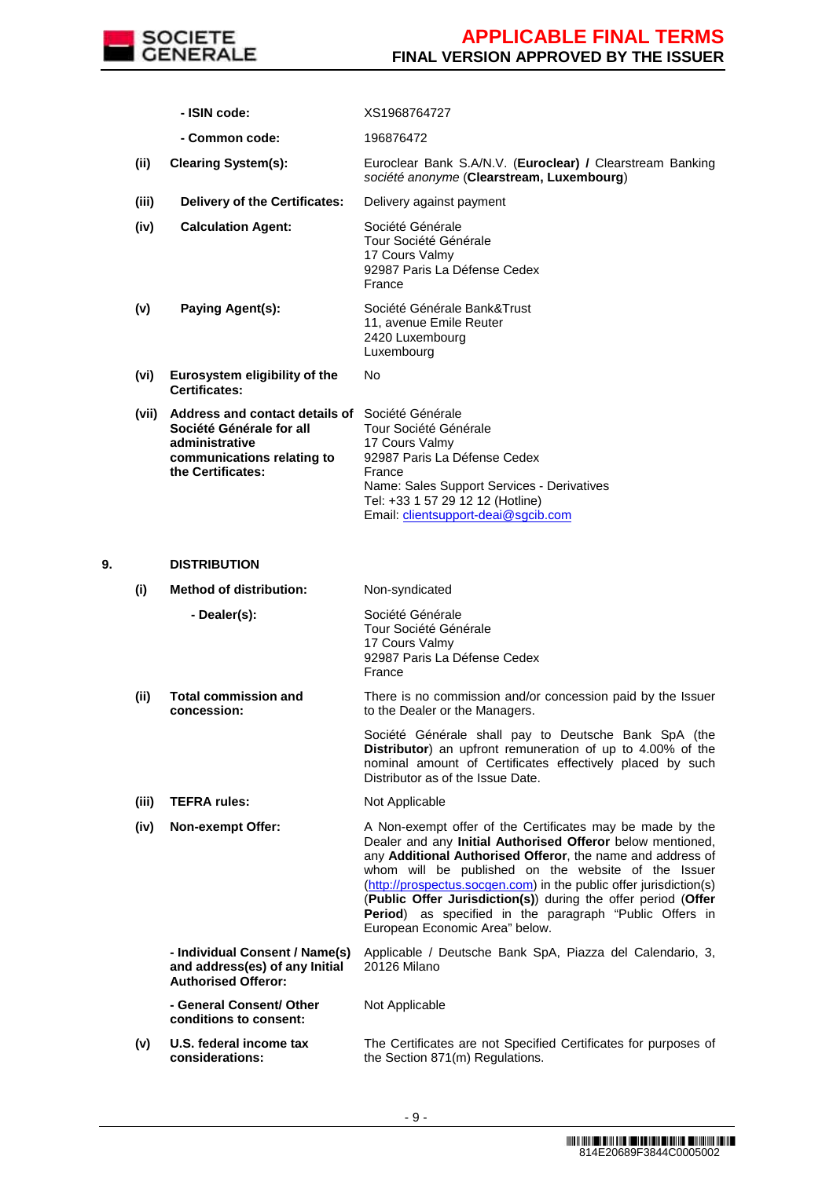| | | |
|---|---|---|
| | **- ISIN code:** | XS1968764727 |
| | **- Common code:** | 196876472 |
| **(ii)** | **Clearing System(s):** | Euroclear Bank S.A/N.V. (**Euroclear) /** Clearstream Banking *société anonyme* (**Clearstream, Luxembourg**) |
| **(iii)** | **Delivery of the Certificates:** | Delivery against payment |
| **(iv)** | **Calculation Agent:** | Société Générale<br>Tour Société Générale<br>17 Cours Valmy<br>92987 Paris La Défense Cedex<br>France |
| **(v)** | **Paying Agent(s):** | Société Générale Bank&Trust<br>11, avenue Emile Reuter<br>2420 Luxembourg<br>Luxembourg |
| **(vi)** | **Eurosystem eligibility of the Certificates:** | No |
| **(vii)** | **Address and contact details of Société Générale for all administrative communications relating to the Certificates:** | Société Générale<br>Tour Société Générale<br>17 Cours Valmy<br>92987 Paris La Défense Cedex<br>France<br>Name: Sales Support Services - Derivatives<br>Tel: +33 1 57 29 12 12 (Hotline)<br>Email: clientsupport-deai@sgcib.com |

**9. DISTRIBUTION**

| | | |
|---|---|---|
| **(i)** | **Method of distribution:** | Non-syndicated |
| | **- Dealer(s):** | Société Générale<br>Tour Société Générale<br>17 Cours Valmy<br>92987 Paris La Défense Cedex<br>France |
| **(ii)** | **Total commission and concession:** | There is no commission and/or concession paid by the Issuer to the Dealer or the Managers.<br><br>Société Générale shall pay to Deutsche Bank SpA (the **Distributor**) an upfront remuneration of up to 4.00% of the nominal amount of Certificates effectively placed by such Distributor as of the Issue Date. |
| **(iii)** | **TEFRA rules:** | Not Applicable |
| **(iv)** | **Non-exempt Offer:** | A Non-exempt offer of the Certificates may be made by the Dealer and any **Initial Authorised Offeror** below mentioned, any **Additional Authorised Offeror**, the name and address of whom will be published on the website of the Issuer (http://prospectus.socgen.com) in the public offer jurisdiction(s) (**Public Offer Jurisdiction(s)**) during the offer period (**Offer Period**) as specified in the paragraph "Public Offers in European Economic Area" below. |
| | **- Individual Consent / Name(s) and address(es) of any Initial Authorised Offeror:** | Applicable / Deutsche Bank SpA, Piazza del Calendario, 3, 20126 Milano |
| | **- General Consent/ Other conditions to consent:** | Not Applicable |
| **(v)** | **U.S. federal income tax considerations:** | The Certificates are not Specified Certificates for purposes of the Section 871(m) Regulations. |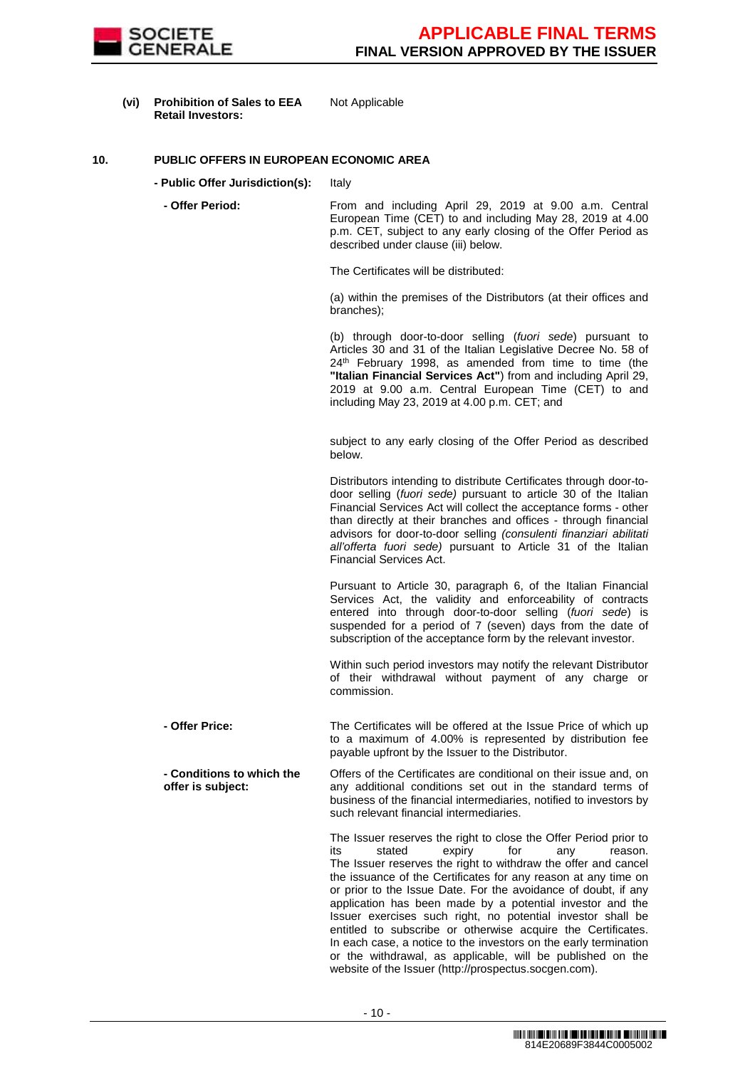**(vi) Prohibition of Sales to EEA Retail Investors:** Not Applicable

**10. PUBLIC OFFERS IN EUROPEAN ECONOMIC AREA**

**- Public Offer Jurisdiction(s):** Italy

**- Offer Period:** From and including April 29, 2019 at 9.00 a.m. Central European Time (CET) to and including May 28, 2019 at 4.00 p.m. CET, subject to any early closing of the Offer Period as described under clause (iii) below.

The Certificates will be distributed:

(a) within the premises of the Distributors (at their offices and branches);

(b) through door-to-door selling (*fuori sede*) pursuant to Articles 30 and 31 of the Italian Legislative Decree No. 58 of 24th February 1998, as amended from time to time (the **"Italian Financial Services Act"**) from and including April 29, 2019 at 9.00 a.m. Central European Time (CET) to and including May 23, 2019 at 4.00 p.m. CET; and

subject to any early closing of the Offer Period as described below.

Distributors intending to distribute Certificates through door-to-door selling (*fuori sede)* pursuant to article 30 of the Italian Financial Services Act will collect the acceptance forms - other than directly at their branches and offices - through financial advisors for door-to-door selling *(consulenti finanziari abilitati all'offerta fuori sede)* pursuant to Article 31 of the Italian Financial Services Act.

Pursuant to Article 30, paragraph 6, of the Italian Financial Services Act, the validity and enforceability of contracts entered into through door-to-door selling (*fuori sede*) is suspended for a period of 7 (seven) days from the date of subscription of the acceptance form by the relevant investor.

Within such period investors may notify the relevant Distributor of their withdrawal without payment of any charge or commission.

**- Offer Price:** The Certificates will be offered at the Issue Price of which up to a maximum of 4.00% is represented by distribution fee payable upfront by the Issuer to the Distributor.

**- Conditions to which the offer is subject:** Offers of the Certificates are conditional on their issue and, on any additional conditions set out in the standard terms of business of the financial intermediaries, notified to investors by such relevant financial intermediaries.

The Issuer reserves the right to close the Offer Period prior to its stated expiry for any reason. The Issuer reserves the right to withdraw the offer and cancel the issuance of the Certificates for any reason at any time on or prior to the Issue Date. For the avoidance of doubt, if any application has been made by a potential investor and the Issuer exercises such right, no potential investor shall be entitled to subscribe or otherwise acquire the Certificates. In each case, a notice to the investors on the early termination or the withdrawal, as applicable, will be published on the website of the Issuer (http://prospectus.socgen.com).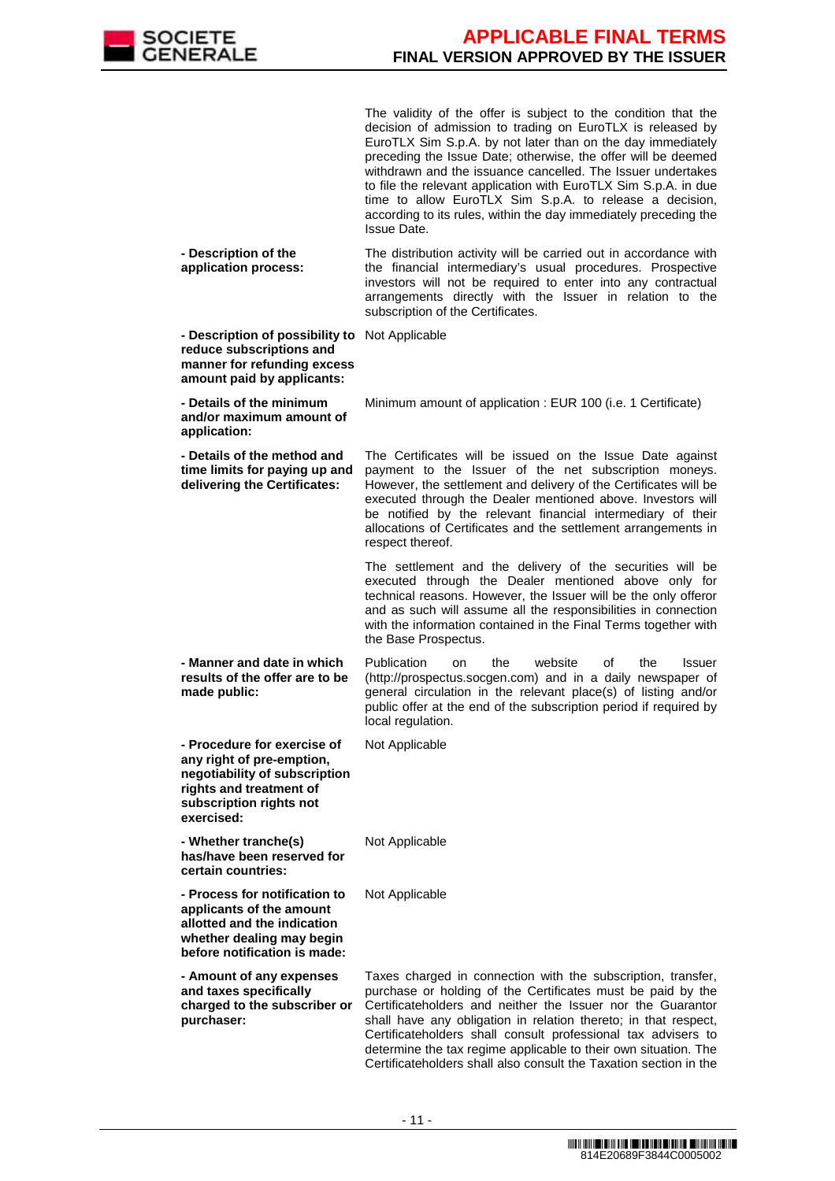| | |
|---|---|
| | The validity of the offer is subject to the condition that the decision of admission to trading on EuroTLX is released by EuroTLX Sim S.p.A. by not later than on the day immediately preceding the Issue Date; otherwise, the offer will be deemed withdrawn and the issuance cancelled. The Issuer undertakes to file the relevant application with EuroTLX Sim S.p.A. in due time to allow EuroTLX Sim S.p.A. to release a decision, according to its rules, within the day immediately preceding the Issue Date. |
| **- Description of the application process:** | The distribution activity will be carried out in accordance with the financial intermediary's usual procedures. Prospective investors will not be required to enter into any contractual arrangements directly with the Issuer in relation to the subscription of the Certificates. |
| **- Description of possibility to reduce subscriptions and manner for refunding excess amount paid by applicants:** | Not Applicable |
| **- Details of the minimum and/or maximum amount of application:** | Minimum amount of application : EUR 100 (i.e. 1 Certificate) |
| **- Details of the method and time limits for paying up and delivering the Certificates:** | The Certificates will be issued on the Issue Date against payment to the Issuer of the net subscription moneys. However, the settlement and delivery of the Certificates will be executed through the Dealer mentioned above. Investors will be notified by the relevant financial intermediary of their allocations of Certificates and the settlement arrangements in respect thereof.<br><br>The settlement and the delivery of the securities will be executed through the Dealer mentioned above only for technical reasons. However, the Issuer will be the only offeror and as such will assume all the responsibilities in connection with the information contained in the Final Terms together with the Base Prospectus. |
| **- Manner and date in which results of the offer are to be made public:** | Publication on the website of the Issuer (http://prospectus.socgen.com) and in a daily newspaper of general circulation in the relevant place(s) of listing and/or public offer at the end of the subscription period if required by local regulation. |
| **- Procedure for exercise of any right of pre-emption, negotiability of subscription rights and treatment of subscription rights not exercised:** | Not Applicable |
| **- Whether tranche(s) has/have been reserved for certain countries:** | Not Applicable |
| **- Process for notification to applicants of the amount allotted and the indication whether dealing may begin before notification is made:** | Not Applicable |
| **- Amount of any expenses and taxes specifically charged to the subscriber or purchaser:** | Taxes charged in connection with the subscription, transfer, purchase or holding of the Certificates must be paid by the Certificateholders and neither the Issuer nor the Guarantor shall have any obligation in relation thereto; in that respect, Certificateholders shall consult professional tax advisers to determine the tax regime applicable to their own situation. The Certificateholders shall also consult the Taxation section in the |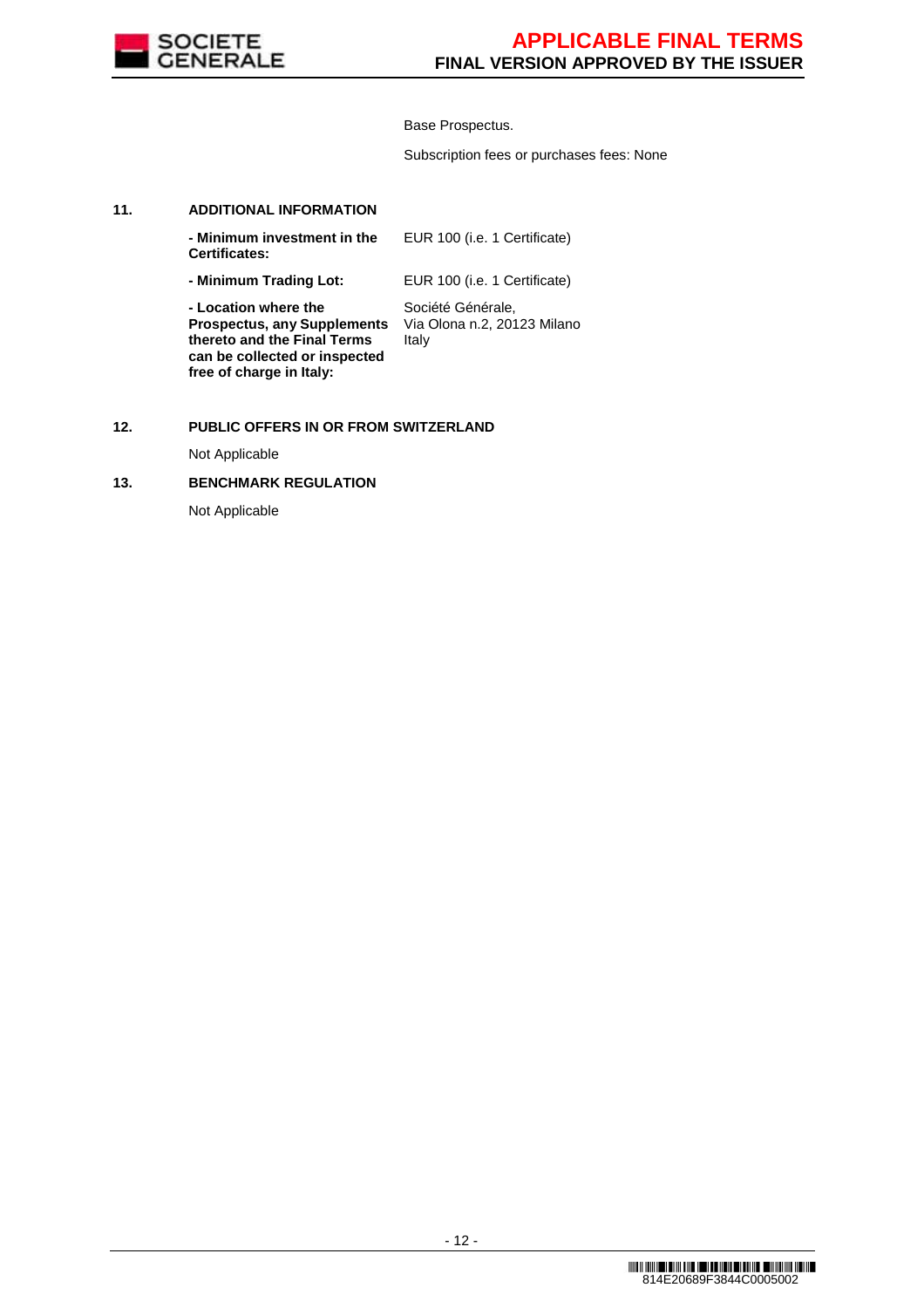Base Prospectus.

Subscription fees or purchases fees: None

**11. ADDITIONAL INFORMATION**

| | |
|---|---|
| **- Minimum investment in the Certificates:** | EUR 100 (i.e. 1 Certificate) |
| **- Minimum Trading Lot:** | EUR 100 (i.e. 1 Certificate) |
| **- Location where the Prospectus, any Supplements thereto and the Final Terms can be collected or inspected free of charge in Italy:** | Société Générale, Via Olona n.2, 20123 Milano Italy |

**12. PUBLIC OFFERS IN OR FROM SWITZERLAND**

Not Applicable

**13. BENCHMARK REGULATION**

Not Applicable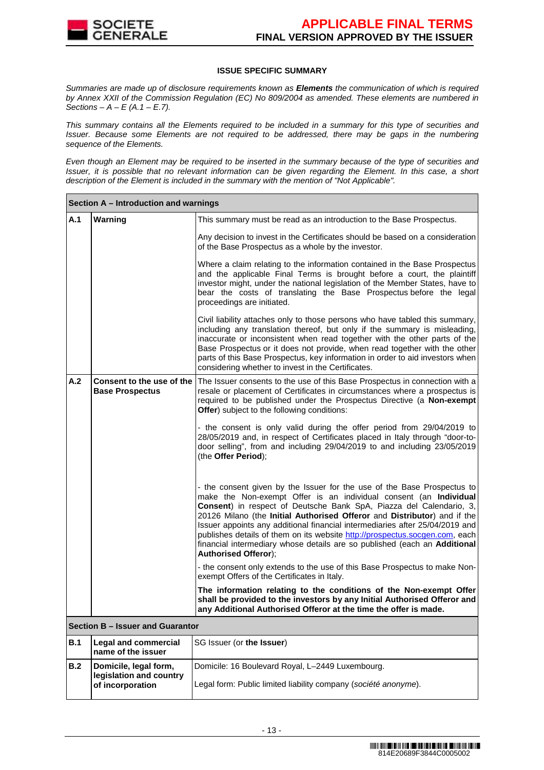## ISSUE SPECIFIC SUMMARY

*Summaries are made up of disclosure requirements known as **Elements** the communication of which is required by Annex XXII of the Commission Regulation (EC) No 809/2004 as amended. These elements are numbered in Sections – A – E (A.1 – E.7).*

*This summary contains all the Elements required to be included in a summary for this type of securities and Issuer. Because some Elements are not required to be addressed, there may be gaps in the numbering sequence of the Elements.*

*Even though an Element may be required to be inserted in the summary because of the type of securities and Issuer, it is possible that no relevant information can be given regarding the Element. In this case, a short description of the Element is included in the summary with the mention of "Not Applicable".*

| **Section A – Introduction and warnings** | | |
|---|---|---|
| **A.1** | **Warning** | This summary must be read as an introduction to the Base Prospectus.<br><br>Any decision to invest in the Certificates should be based on a consideration of the Base Prospectus as a whole by the investor.<br><br>Where a claim relating to the information contained in the Base Prospectus and the applicable Final Terms is brought before a court, the plaintiff investor might, under the national legislation of the Member States, have to bear the costs of translating the Base Prospectus before the legal proceedings are initiated.<br><br>Civil liability attaches only to those persons who have tabled this summary, including any translation thereof, but only if the summary is misleading, inaccurate or inconsistent when read together with the other parts of the Base Prospectus or it does not provide, when read together with the other parts of this Base Prospectus, key information in order to aid investors when considering whether to invest in the Certificates. |
| **A.2** | **Consent to the use of the Base Prospectus** | The Issuer consents to the use of this Base Prospectus in connection with a resale or placement of Certificates in circumstances where a prospectus is required to be published under the Prospectus Directive (a **Non-exempt Offer**) subject to the following conditions:<br><br>- the consent is only valid during the offer period from 29/04/2019 to 28/05/2019 and, in respect of Certificates placed in Italy through "door-to-door selling", from and including 29/04/2019 to and including 23/05/2019 (the **Offer Period**);<br><br>- the consent given by the Issuer for the use of the Base Prospectus to make the Non-exempt Offer is an individual consent (an **Individual Consent**) in respect of Deutsche Bank SpA, Piazza del Calendario, 3, 20126 Milano (the **Initial Authorised Offeror** and **Distributor**) and if the Issuer appoints any additional financial intermediaries after 25/04/2019 and publishes details of them on its website http://prospectus.socgen.com, each financial intermediary whose details are so published (each an **Additional Authorised Offeror**);<br><br>- the consent only extends to the use of this Base Prospectus to make Non-exempt Offers of the Certificates in Italy.<br><br>**The information relating to the conditions of the Non-exempt Offer shall be provided to the investors by any Initial Authorised Offeror and any Additional Authorised Offeror at the time the offer is made.** |
| **Section B – Issuer and Guarantor** | | |
| **B.1** | **Legal and commercial name of the issuer** | SG Issuer (or **the Issuer**) |
| **B.2** | **Domicile, legal form, legislation and country of incorporation** | Domicile: 16 Boulevard Royal, L–2449 Luxembourg.<br><br>Legal form: Public limited liability company (*société anonyme*). |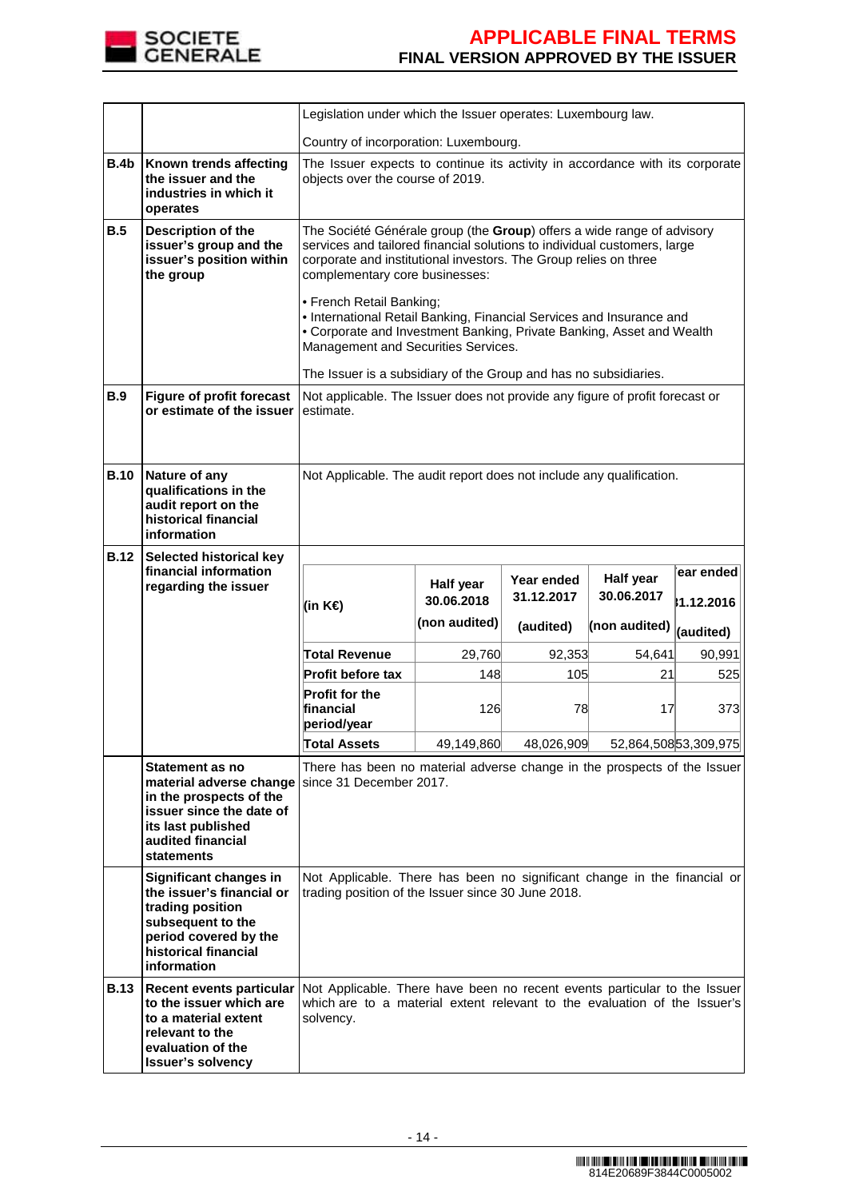| | | |
|---|---|---|
| | | Legislation under which the Issuer operates: Luxembourg law.<br><br>Country of incorporation: Luxembourg. |
| **B.4b** | **Known trends affecting the issuer and the industries in which it operates** | The Issuer expects to continue its activity in accordance with its corporate objects over the course of 2019. |
| **B.5** | **Description of the issuer's group and the issuer's position within the group** | The Société Générale group (the **Group**) offers a wide range of advisory services and tailored financial solutions to individual customers, large corporate and institutional investors. The Group relies on three complementary core businesses:<br><br>• French Retail Banking;<br>• International Retail Banking, Financial Services and Insurance and<br>• Corporate and Investment Banking, Private Banking, Asset and Wealth Management and Securities Services.<br><br>The Issuer is a subsidiary of the Group and has no subsidiaries. |
| **B.9** | **Figure of profit forecast or estimate of the issuer** | Not applicable. The Issuer does not provide any figure of profit forecast or estimate. |
| **B.10** | **Nature of any qualifications in the audit report on the historical financial information** | Not Applicable. The audit report does not include any qualification. |
| **B.12** | **Selected historical key financial information regarding the issuer** | (see table below) |
| | **Statement as no material adverse change in the prospects of the issuer since the date of its last published audited financial statements** | There has been no material adverse change in the prospects of the Issuer since 31 December 2017. |
| | **Significant changes in the issuer's financial or trading position subsequent to the period covered by the historical financial information** | Not Applicable. There has been no significant change in the financial or trading position of the Issuer since 30 June 2018. |
| **B.13** | **Recent events particular to the issuer which are to a material extent relevant to the evaluation of the Issuer's solvency** | Not Applicable. There have been no recent events particular to the Issuer which are to a material extent relevant to the evaluation of the Issuer's solvency. |

| (in K€) | Half year 30.06.2018 (non audited) | Year ended 31.12.2017 (audited) | Half year 30.06.2017 (non audited) | Year ended 31.12.2016 (audited) |
|---|---|---|---|---|
| **Total Revenue** | 29,760 | 92,353 | 54,641 | 90,991 |
| **Profit before tax** | 148 | 105 | 21 | 525 |
| **Profit for the financial period/year** | 126 | 78 | 17 | 373 |
| **Total Assets** | 49,149,860 | 48,026,909 | 52,864,508 | 53,309,975 |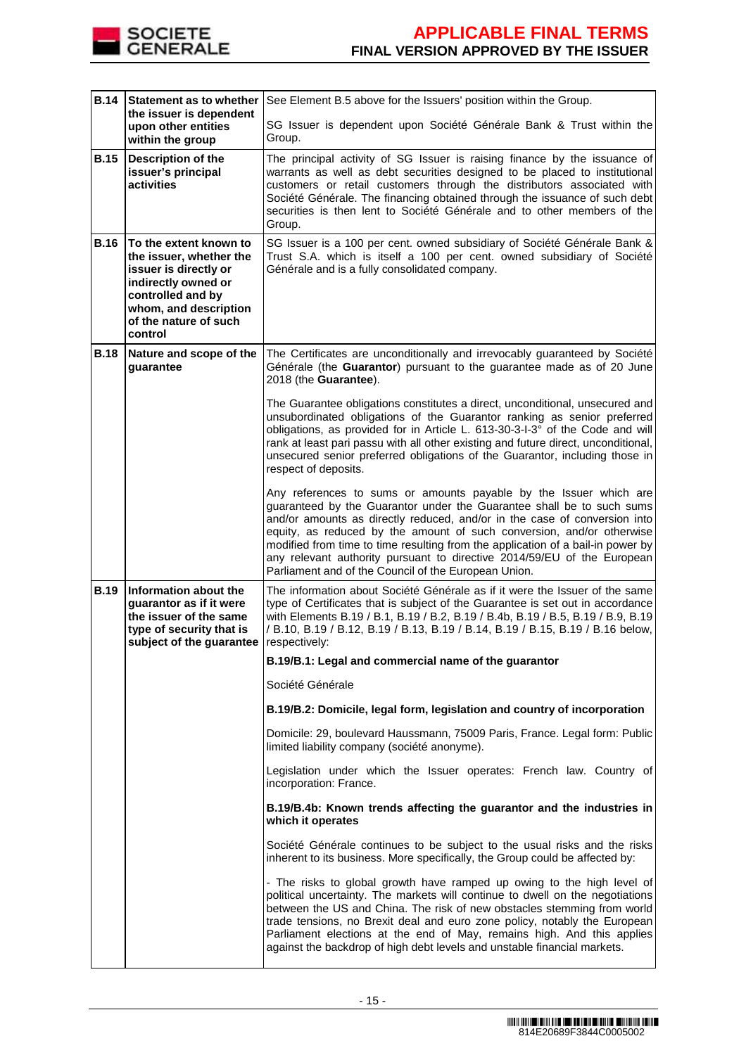| | | |
|---|---|---|
| **B.14** | **Statement as to whether the issuer is dependent upon other entities within the group** | See Element B.5 above for the Issuers' position within the Group.<br><br>SG Issuer is dependent upon Société Générale Bank & Trust within the Group. |
| **B.15** | **Description of the issuer's principal activities** | The principal activity of SG Issuer is raising finance by the issuance of warrants as well as debt securities designed to be placed to institutional customers or retail customers through the distributors associated with Société Générale. The financing obtained through the issuance of such debt securities is then lent to Société Générale and to other members of the Group. |
| **B.16** | **To the extent known to the issuer, whether the issuer is directly or indirectly owned or controlled and by whom, and description of the nature of such control** | SG Issuer is a 100 per cent. owned subsidiary of Société Générale Bank & Trust S.A. which is itself a 100 per cent. owned subsidiary of Société Générale and is a fully consolidated company. |
| **B.18** | **Nature and scope of the guarantee** | The Certificates are unconditionally and irrevocably guaranteed by Société Générale (the **Guarantor**) pursuant to the guarantee made as of 20 June 2018 (the **Guarantee**).<br><br>The Guarantee obligations constitutes a direct, unconditional, unsecured and unsubordinated obligations of the Guarantor ranking as senior preferred obligations, as provided for in Article L. 613-30-3-I-3° of the Code and will rank at least pari passu with all other existing and future direct, unconditional, unsecured senior preferred obligations of the Guarantor, including those in respect of deposits.<br><br>Any references to sums or amounts payable by the Issuer which are guaranteed by the Guarantor under the Guarantee shall be to such sums and/or amounts as directly reduced, and/or in the case of conversion into equity, as reduced by the amount of such conversion, and/or otherwise modified from time to time resulting from the application of a bail-in power by any relevant authority pursuant to directive 2014/59/EU of the European Parliament and of the Council of the European Union. |
| **B.19** | **Information about the guarantor as if it were the issuer of the same type of security that is subject of the guarantee** | The information about Société Générale as if it were the Issuer of the same type of Certificates that is subject of the Guarantee is set out in accordance with Elements B.19 / B.1, B.19 / B.2, B.19 / B.4b, B.19 / B.5, B.19 / B.9, B.19 / B.10, B.19 / B.12, B.19 / B.13, B.19 / B.14, B.19 / B.15, B.19 / B.16 below, respectively:<br><br>**B.19/B.1: Legal and commercial name of the guarantor**<br><br>Société Générale<br><br>**B.19/B.2: Domicile, legal form, legislation and country of incorporation**<br><br>Domicile: 29, boulevard Haussmann, 75009 Paris, France. Legal form: Public limited liability company (société anonyme).<br><br>Legislation under which the Issuer operates: French law. Country of incorporation: France.<br><br>**B.19/B.4b: Known trends affecting the guarantor and the industries in which it operates**<br><br>Société Générale continues to be subject to the usual risks and the risks inherent to its business. More specifically, the Group could be affected by:<br><br>- The risks to global growth have ramped up owing to the high level of political uncertainty. The markets will continue to dwell on the negotiations between the US and China. The risk of new obstacles stemming from world trade tensions, no Brexit deal and euro zone policy, notably the European Parliament elections at the end of May, remains high. And this applies against the backdrop of high debt levels and unstable financial markets. |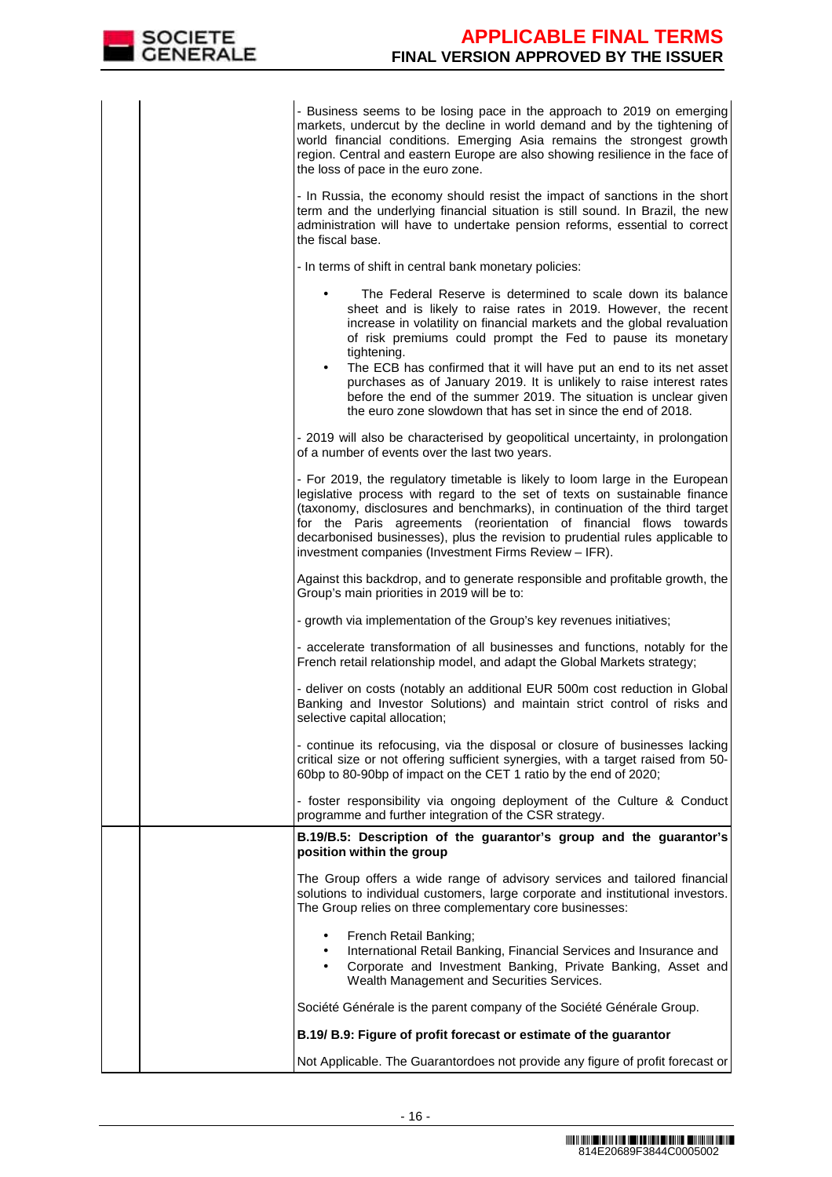| | | |
|---|---|---|
| | | - Business seems to be losing pace in the approach to 2019 on emerging markets, undercut by the decline in world demand and by the tightening of world financial conditions. Emerging Asia remains the strongest growth region. Central and eastern Europe are also showing resilience in the face of the loss of pace in the euro zone.<br><br>- In Russia, the economy should resist the impact of sanctions in the short term and the underlying financial situation is still sound. In Brazil, the new administration will have to undertake pension reforms, essential to correct the fiscal base.<br><br>- In terms of shift in central bank monetary policies:<br><br>• The Federal Reserve is determined to scale down its balance sheet and is likely to raise rates in 2019. However, the recent increase in volatility on financial markets and the global revaluation of risk premiums could prompt the Fed to pause its monetary tightening.<br>• The ECB has confirmed that it will have put an end to its net asset purchases as of January 2019. It is unlikely to raise interest rates before the end of the summer 2019. The situation is unclear given the euro zone slowdown that has set in since the end of 2018.<br><br>- 2019 will also be characterised by geopolitical uncertainty, in prolongation of a number of events over the last two years.<br><br>- For 2019, the regulatory timetable is likely to loom large in the European legislative process with regard to the set of texts on sustainable finance (taxonomy, disclosures and benchmarks), in continuation of the third target for the Paris agreements (reorientation of financial flows towards decarbonised businesses), plus the revision to prudential rules applicable to investment companies (Investment Firms Review – IFR).<br><br>Against this backdrop, and to generate responsible and profitable growth, the Group's main priorities in 2019 will be to:<br><br>- growth via implementation of the Group's key revenues initiatives;<br><br>- accelerate transformation of all businesses and functions, notably for the French retail relationship model, and adapt the Global Markets strategy;<br><br>- deliver on costs (notably an additional EUR 500m cost reduction in Global Banking and Investor Solutions) and maintain strict control of risks and selective capital allocation;<br><br>- continue its refocusing, via the disposal or closure of businesses lacking critical size or not offering sufficient synergies, with a target raised from 50-60bp to 80-90bp of impact on the CET 1 ratio by the end of 2020;<br><br>- foster responsibility via ongoing deployment of the Culture & Conduct programme and further integration of the CSR strategy. |
| | | **B.19/B.5: Description of the guarantor's group and the guarantor's position within the group**<br><br>The Group offers a wide range of advisory services and tailored financial solutions to individual customers, large corporate and institutional investors. The Group relies on three complementary core businesses:<br><br>• French Retail Banking;<br>• International Retail Banking, Financial Services and Insurance and<br>• Corporate and Investment Banking, Private Banking, Asset and Wealth Management and Securities Services.<br><br>Société Générale is the parent company of the Société Générale Group.<br><br>**B.19/ B.9: Figure of profit forecast or estimate of the guarantor**<br><br>Not Applicable. The Guarantordoes not provide any figure of profit forecast or |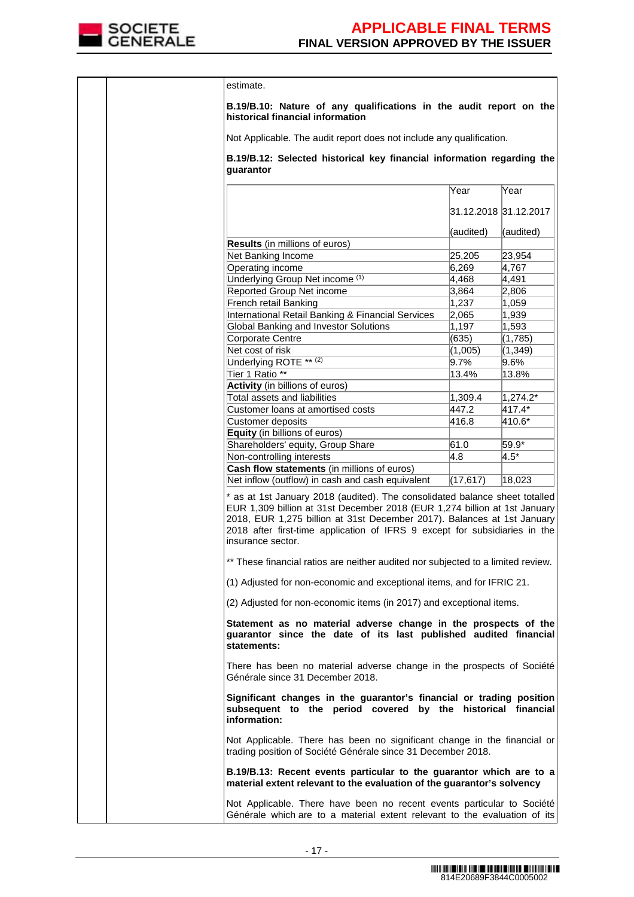estimate.

**B.19/B.10: Nature of any qualifications in the audit report on the historical financial information**

Not Applicable. The audit report does not include any qualification.

**B.19/B.12: Selected historical key financial information regarding the guarantor**

| | Year<br>31.12.2018<br>(audited) | Year<br>31.12.2017<br>(audited) |
|---|---|---|
| **Results** (in millions of euros) | | |
| Net Banking Income | 25,205 | 23,954 |
| Operating income | 6,269 | 4,767 |
| Underlying Group Net income [(1)] | 4,468 | 4,491 |
| Reported Group Net income | 3,864 | 2,806 |
| French retail Banking | 1,237 | 1,059 |
| International Retail Banking & Financial Services | 2,065 | 1,939 |
| Global Banking and Investor Solutions | 1,197 | 1,593 |
| Corporate Centre | (635) | (1,785) |
| Net cost of risk | (1,005) | (1,349) |
| Underlying ROTE ** [(2)] | 9.7% | 9.6% |
| Tier 1 Ratio ** | 13.4% | 13.8% |
| **Activity** (in billions of euros) | | |
| Total assets and liabilities | 1,309.4 | 1,274.2* |
| Customer loans at amortised costs | 447.2 | 417.4* |
| Customer deposits | 416.8 | 410.6* |
| **Equity** (in billions of euros) | | |
| Shareholders' equity, Group Share | 61.0 | 59.9* |
| Non-controlling interests | 4.8 | 4.5* |
| **Cash flow statements** (in millions of euros) | | |
| Net inflow (outflow) in cash and cash equivalent | (17,617) | 18,023 |

* as at 1st January 2018 (audited). The consolidated balance sheet totalled EUR 1,309 billion at 31st December 2018 (EUR 1,274 billion at 1st January 2018, EUR 1,275 billion at 31st December 2017). Balances at 1st January 2018 after first-time application of IFRS 9 except for subsidiaries in the insurance sector.

** These financial ratios are neither audited nor subjected to a limited review.

(1) Adjusted for non-economic and exceptional items, and for IFRIC 21.

(2) Adjusted for non-economic items (in 2017) and exceptional items.

**Statement as no material adverse change in the prospects of the guarantor since the date of its last published audited financial statements:**

There has been no material adverse change in the prospects of Société Générale since 31 December 2018.

**Significant changes in the guarantor's financial or trading position subsequent to the period covered by the historical financial information:**

Not Applicable. There has been no significant change in the financial or trading position of Société Générale since 31 December 2018.

**B.19/B.13: Recent events particular to the guarantor which are to a material extent relevant to the evaluation of the guarantor's solvency**

Not Applicable. There have been no recent events particular to Société Générale which are to a material extent relevant to the evaluation of its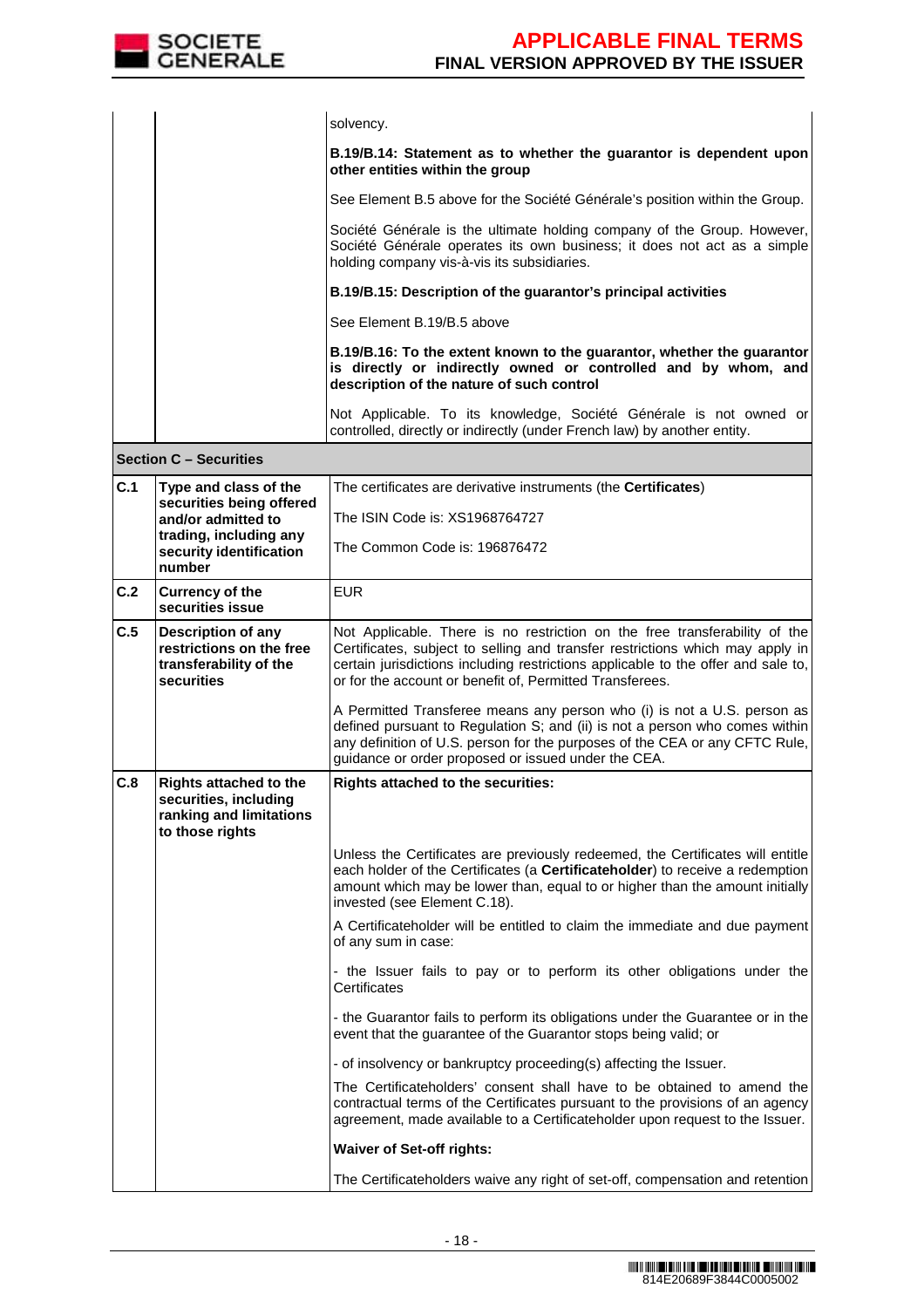| | | |
|---|---|---|
| | | solvency.<br><br>**B.19/B.14: Statement as to whether the guarantor is dependent upon other entities within the group**<br><br>See Element B.5 above for the Société Générale's position within the Group.<br><br>Société Générale is the ultimate holding company of the Group. However, Société Générale operates its own business; it does not act as a simple holding company vis-à-vis its subsidiaries.<br><br>**B.19/B.15: Description of the guarantor's principal activities**<br><br>See Element B.19/B.5 above<br><br>**B.19/B.16: To the extent known to the guarantor, whether the guarantor is directly or indirectly owned or controlled and by whom, and description of the nature of such control**<br><br>Not Applicable. To its knowledge, Société Générale is not owned or controlled, directly or indirectly (under French law) by another entity. |
| **Section C – Securities** | | |
| **C.1** | **Type and class of the securities being offered and/or admitted to trading, including any security identification number** | The certificates are derivative instruments (the **Certificates**)<br><br>The ISIN Code is: XS1968764727<br><br>The Common Code is: 196876472 |
| **C.2** | **Currency of the securities issue** | EUR |
| **C.5** | **Description of any restrictions on the free transferability of the securities** | Not Applicable. There is no restriction on the free transferability of the Certificates, subject to selling and transfer restrictions which may apply in certain jurisdictions including restrictions applicable to the offer and sale to, or for the account or benefit of, Permitted Transferees.<br><br>A Permitted Transferee means any person who (i) is not a U.S. person as defined pursuant to Regulation S; and (ii) is not a person who comes within any definition of U.S. person for the purposes of the CEA or any CFTC Rule, guidance or order proposed or issued under the CEA. |
| **C.8** | **Rights attached to the securities, including ranking and limitations to those rights** | **Rights attached to the securities:**<br><br>Unless the Certificates are previously redeemed, the Certificates will entitle each holder of the Certificates (a **Certificateholder**) to receive a redemption amount which may be lower than, equal to or higher than the amount initially invested (see Element C.18).<br><br>A Certificateholder will be entitled to claim the immediate and due payment of any sum in case:<br><br>- the Issuer fails to pay or to perform its other obligations under the Certificates<br><br>- the Guarantor fails to perform its obligations under the Guarantee or in the event that the guarantee of the Guarantor stops being valid; or<br><br>- of insolvency or bankruptcy proceeding(s) affecting the Issuer.<br><br>The Certificateholders' consent shall have to be obtained to amend the contractual terms of the Certificates pursuant to the provisions of an agency agreement, made available to a Certificateholder upon request to the Issuer.<br><br>**Waiver of Set-off rights:**<br><br>The Certificateholders waive any right of set-off, compensation and retention |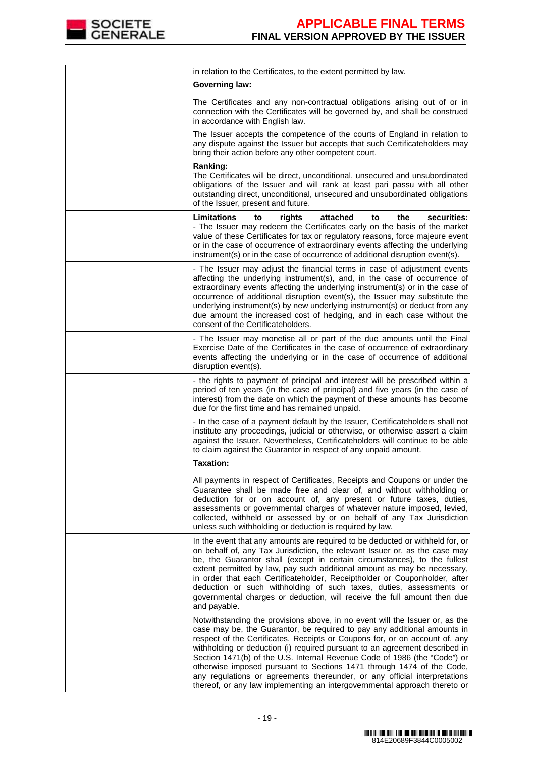| | | |
|---|---|---|
| | | in relation to the Certificates, to the extent permitted by law.<br>**Governing law:**<br>The Certificates and any non-contractual obligations arising out of or in connection with the Certificates will be governed by, and shall be construed in accordance with English law.<br>The Issuer accepts the competence of the courts of England in relation to any dispute against the Issuer but accepts that such Certificateholders may bring their action before any other competent court.<br>**Ranking:**<br>The Certificates will be direct, unconditional, unsecured and unsubordinated obligations of the Issuer and will rank at least pari passu with all other outstanding direct, unconditional, unsecured and unsubordinated obligations of the Issuer, present and future. |
| | | **Limitations to rights attached to the securities:**<br>- The Issuer may redeem the Certificates early on the basis of the market value of these Certificates for tax or regulatory reasons, force majeure event or in the case of occurrence of extraordinary events affecting the underlying instrument(s) or in the case of occurrence of additional disruption event(s). |
| | | - The Issuer may adjust the financial terms in case of adjustment events affecting the underlying instrument(s), and, in the case of occurrence of extraordinary events affecting the underlying instrument(s) or in the case of occurrence of additional disruption event(s), the Issuer may substitute the underlying instrument(s) by new underlying instrument(s) or deduct from any due amount the increased cost of hedging, and in each case without the consent of the Certificateholders. |
| | | - The Issuer may monetise all or part of the due amounts until the Final Exercise Date of the Certificates in the case of occurrence of extraordinary events affecting the underlying or in the case of occurrence of additional disruption event(s). |
| | | - the rights to payment of principal and interest will be prescribed within a period of ten years (in the case of principal) and five years (in the case of interest) from the date on which the payment of these amounts has become due for the first time and has remained unpaid.<br>- In the case of a payment default by the Issuer, Certificateholders shall not institute any proceedings, judicial or otherwise, or otherwise assert a claim against the Issuer. Nevertheless, Certificateholders will continue to be able to claim against the Guarantor in respect of any unpaid amount.<br>**Taxation:**<br>All payments in respect of Certificates, Receipts and Coupons or under the Guarantee shall be made free and clear of, and without withholding or deduction for or on account of, any present or future taxes, duties, assessments or governmental charges of whatever nature imposed, levied, collected, withheld or assessed by or on behalf of any Tax Jurisdiction unless such withholding or deduction is required by law. |
| | | In the event that any amounts are required to be deducted or withheld for, or on behalf of, any Tax Jurisdiction, the relevant Issuer or, as the case may be, the Guarantor shall (except in certain circumstances), to the fullest extent permitted by law, pay such additional amount as may be necessary, in order that each Certificateholder, Receiptholder or Couponholder, after deduction or such withholding of such taxes, duties, assessments or governmental charges or deduction, will receive the full amount then due and payable. |
| | | Notwithstanding the provisions above, in no event will the Issuer or, as the case may be, the Guarantor, be required to pay any additional amounts in respect of the Certificates, Receipts or Coupons for, or on account of, any withholding or deduction (i) required pursuant to an agreement described in Section 1471(b) of the U.S. Internal Revenue Code of 1986 (the "Code") or otherwise imposed pursuant to Sections 1471 through 1474 of the Code, any regulations or agreements thereunder, or any official interpretations thereof, or any law implementing an intergovernmental approach thereto or |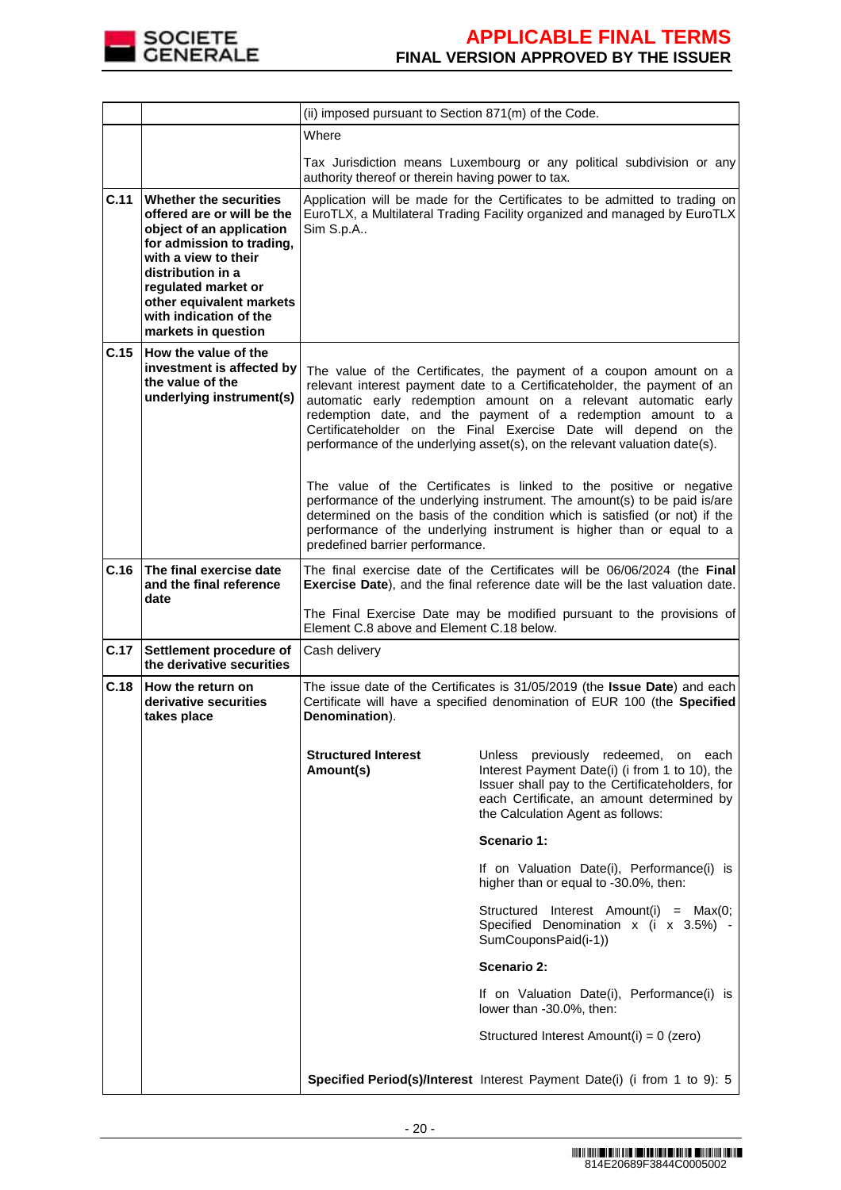| | | | |
|---|---|---|---|
| | | (ii) imposed pursuant to Section 871(m) of the Code.<br><br>Where<br><br>Tax Jurisdiction means Luxembourg or any political subdivision or any authority thereof or therein having power to tax. | |
| C.11 | **Whether the securities offered are or will be the object of an application for admission to trading, with a view to their distribution in a regulated market or other equivalent markets with indication of the markets in question** | Application will be made for the Certificates to be admitted to trading on EuroTLX, a Multilateral Trading Facility organized and managed by EuroTLX Sim S.p.A.. | |
| C.15 | **How the value of the investment is affected by the value of the underlying instrument(s)** | The value of the Certificates, the payment of a coupon amount on a relevant interest payment date to a Certificateholder, the payment of an automatic early redemption amount on a relevant automatic early redemption date, and the payment of a redemption amount to a Certificateholder on the Final Exercise Date will depend on the performance of the underlying asset(s), on the relevant valuation date(s).<br><br>The value of the Certificates is linked to the positive or negative performance of the underlying instrument. The amount(s) to be paid is/are determined on the basis of the condition which is satisfied (or not) if the performance of the underlying instrument is higher than or equal to a predefined barrier performance. | |
| C.16 | **The final exercise date and the final reference date** | The final exercise date of the Certificates will be 06/06/2024 (the **Final Exercise Date**), and the final reference date will be the last valuation date.<br><br>The Final Exercise Date may be modified pursuant to the provisions of Element C.8 above and Element C.18 below. | |
| C.17 | **Settlement procedure of the derivative securities** | Cash delivery | |
| C.18 | **How the return on derivative securities takes place** | The issue date of the Certificates is 31/05/2019 (the **Issue Date**) and each Certificate will have a specified denomination of EUR 100 (the **Specified Denomination**). | |
| | | **Structured Interest Amount(s)** | Unless previously redeemed, on each Interest Payment Date(i) (i from 1 to 10), the Issuer shall pay to the Certificateholders, for each Certificate, an amount determined by the Calculation Agent as follows:<br><br>**Scenario 1:**<br><br>If on Valuation Date(i), Performance(i) is higher than or equal to -30.0%, then:<br><br>Structured Interest Amount(i) = Max(0; Specified Denomination x (i x 3.5%) - SumCouponsPaid(i-1))<br><br>**Scenario 2:**<br><br>If on Valuation Date(i), Performance(i) is lower than -30.0%, then:<br><br>Structured Interest Amount(i) = 0 (zero) |
| | | **Specified Period(s)/Interest** | Interest Payment Date(i) (i from 1 to 9): 5 |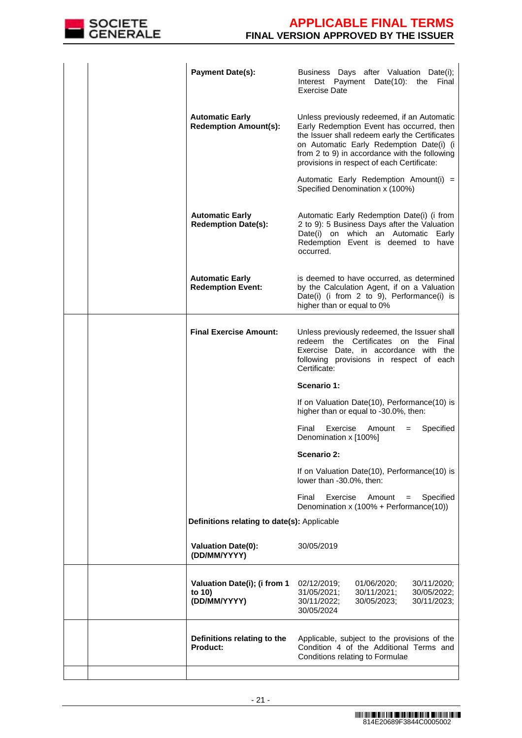| | | | |
|---|---|---|---|
| | | **Payment Date(s):** | Business Days after Valuation Date(i); Interest Payment Date(10): the Final Exercise Date |
| | | **Automatic Early Redemption Amount(s):** | Unless previously redeemed, if an Automatic Early Redemption Event has occurred, then the Issuer shall redeem early the Certificates on Automatic Early Redemption Date(i) (i from 2 to 9) in accordance with the following provisions in respect of each Certificate:<br><br>Automatic Early Redemption Amount(i) = Specified Denomination x (100%) |
| | | **Automatic Early Redemption Date(s):** | Automatic Early Redemption Date(i) (i from 2 to 9): 5 Business Days after the Valuation Date(i) on which an Automatic Early Redemption Event is deemed to have occurred. |
| | | **Automatic Early Redemption Event:** | is deemed to have occurred, as determined by the Calculation Agent, if on a Valuation Date(i) (i from 2 to 9), Performance(i) is higher than or equal to 0% |
| | | **Final Exercise Amount:** | Unless previously redeemed, the Issuer shall redeem the Certificates on the Final Exercise Date, in accordance with the following provisions in respect of each Certificate:<br><br>**Scenario 1:**<br><br>If on Valuation Date(10), Performance(10) is higher than or equal to -30.0%, then:<br><br>Final Exercise Amount = Specified Denomination x [100%]<br><br>**Scenario 2:**<br><br>If on Valuation Date(10), Performance(10) is lower than -30.0%, then:<br><br>Final Exercise Amount = Specified Denomination x (100% + Performance(10)) |
| | | **Definitions relating to date(s):** Applicable | |
| | | **Valuation Date(0): (DD/MM/YYYY)** | 30/05/2019 |
| | | **Valuation Date(i); (i from 1 to 10) (DD/MM/YYYY)** | 02/12/2019; 01/06/2020; 30/11/2020; 31/05/2021; 30/11/2021; 30/05/2022; 30/11/2022; 30/05/2023; 30/11/2023; 30/05/2024 |
| | | **Definitions relating to the Product:** | Applicable, subject to the provisions of the Condition 4 of the Additional Terms and Conditions relating to Formulae |
| | | | |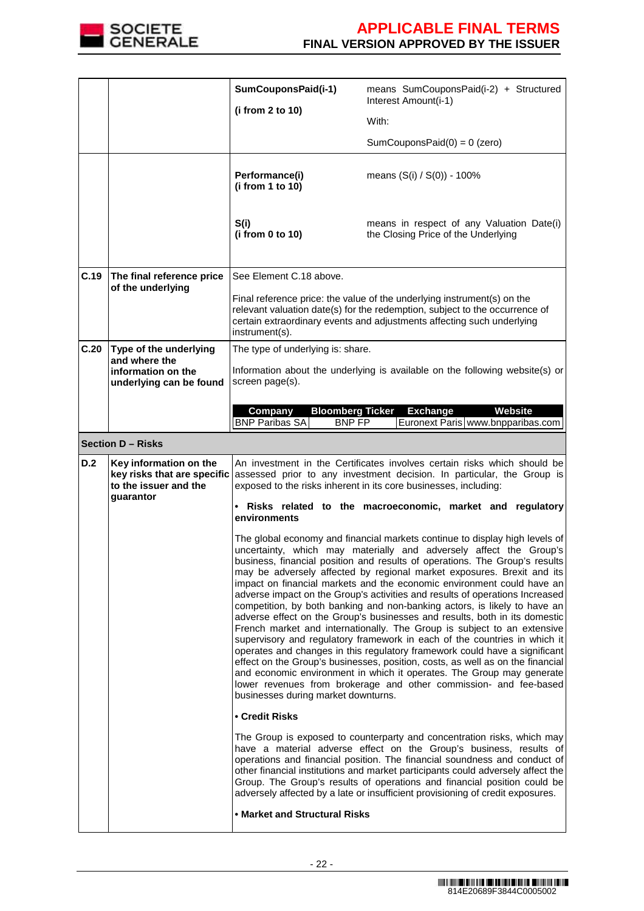| | | | |
|---|---|---|---|
| | | **SumCouponsPaid(i-1)**<br><br>**(i from 2 to 10)** | means SumCouponsPaid(i-2) + Structured Interest Amount(i-1)<br><br>With:<br><br>SumCouponsPaid(0) = 0 (zero) |
| | | **Performance(i)**<br>**(i from 1 to 10)**<br><br>**S(i)**<br>**(i from 0 to 10)** | means (S(i) / S(0)) - 100%<br><br>means in respect of any Valuation Date(i) the Closing Price of the Underlying |
| **C.19** | **The final reference price of the underlying** | See Element C.18 above.<br><br>Final reference price: the value of the underlying instrument(s) on the relevant valuation date(s) for the redemption, subject to the occurrence of certain extraordinary events and adjustments affecting such underlying instrument(s). | |
| **C.20** | **Type of the underlying and where the information on the underlying can be found** | The type of underlying is: share.<br><br>Information about the underlying is available on the following website(s) or screen page(s).<br><br>**Company** / **Bloomberg Ticker** / **Exchange** / **Website**<br>BNP Paribas SA / BNP FP / Euronext Paris / www.bnpparibas.com | |

| Company | Bloomberg Ticker | Exchange | Website |
|---|---|---|---|
| BNP Paribas SA | BNP FP | Euronext Paris | www.bnpparibas.com |

**Section D – Risks**

| | | |
|---|---|---|
| **D.2** | **Key information on the key risks that are specific to the issuer and the guarantor** | An investment in the Certificates involves certain risks which should be assessed prior to any investment decision. In particular, the Group is exposed to the risks inherent in its core businesses, including:<br><br>• **Risks related to the macroeconomic, market and regulatory environments**<br><br>The global economy and financial markets continue to display high levels of uncertainty, which may materially and adversely affect the Group's business, financial position and results of operations. The Group's results may be adversely affected by regional market exposures. Brexit and its impact on financial markets and the economic environment could have an adverse impact on the Group's activities and results of operations Increased competition, by both banking and non-banking actors, is likely to have an adverse effect on the Group's businesses and results, both in its domestic French market and internationally. The Group is subject to an extensive supervisory and regulatory framework in each of the countries in which it operates and changes in this regulatory framework could have a significant effect on the Group's businesses, position, costs, as well as on the financial and economic environment in which it operates. The Group may generate lower revenues from brokerage and other commission- and fee-based businesses during market downturns.<br><br>• **Credit Risks**<br><br>The Group is exposed to counterparty and concentration risks, which may have a material adverse effect on the Group's business, results of operations and financial position. The financial soundness and conduct of other financial institutions and market participants could adversely affect the Group. The Group's results of operations and financial position could be adversely affected by a late or insufficient provisioning of credit exposures.<br><br>• **Market and Structural Risks** |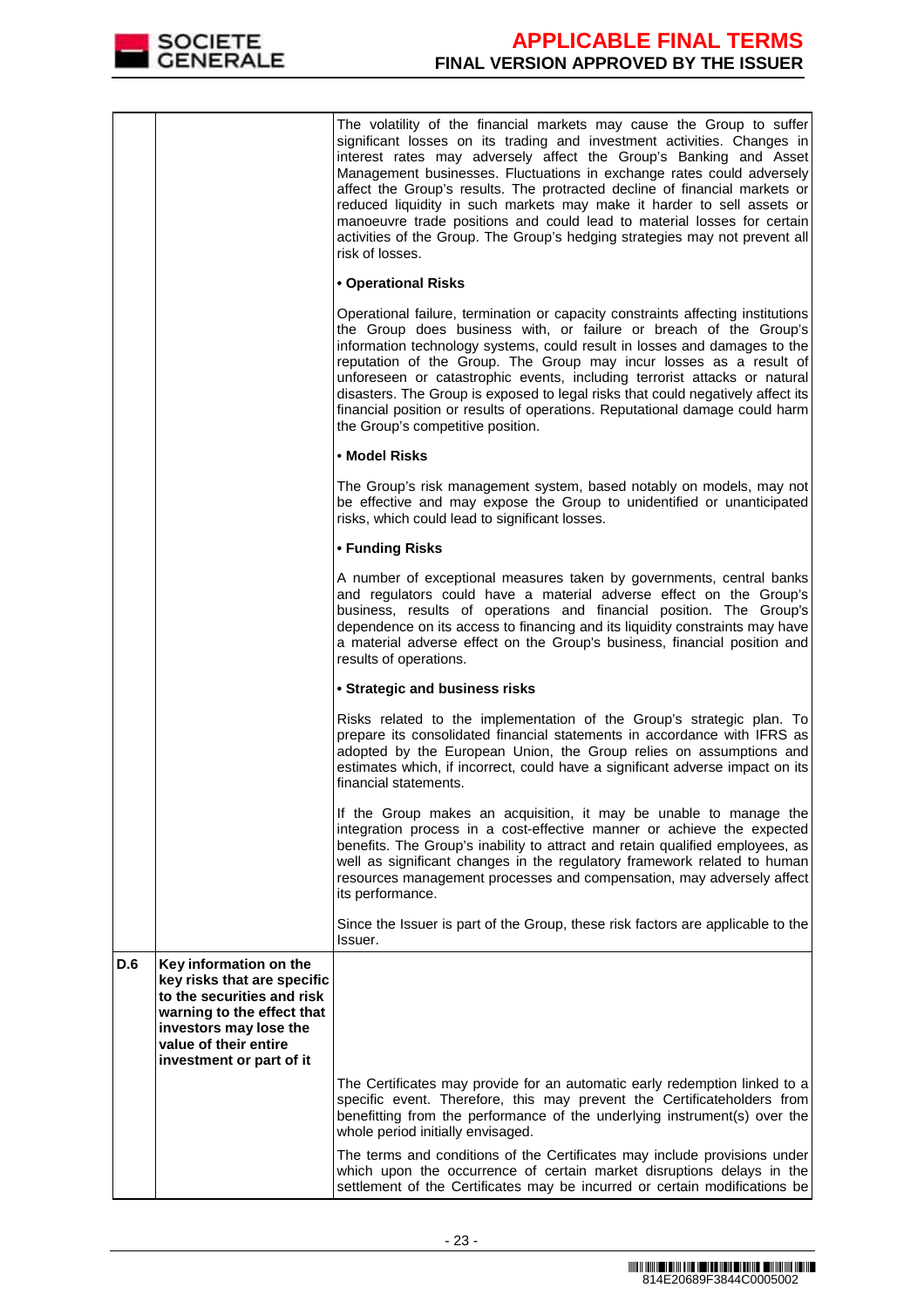| | | |
|---|---|---|
| | | The volatility of the financial markets may cause the Group to suffer significant losses on its trading and investment activities. Changes in interest rates may adversely affect the Group's Banking and Asset Management businesses. Fluctuations in exchange rates could adversely affect the Group's results. The protracted decline of financial markets or reduced liquidity in such markets may make it harder to sell assets or manoeuvre trade positions and could lead to material losses for certain activities of the Group. The Group's hedging strategies may not prevent all risk of losses.<br><br>**• Operational Risks**<br><br>Operational failure, termination or capacity constraints affecting institutions the Group does business with, or failure or breach of the Group's information technology systems, could result in losses and damages to the reputation of the Group. The Group may incur losses as a result of unforeseen or catastrophic events, including terrorist attacks or natural disasters. The Group is exposed to legal risks that could negatively affect its financial position or results of operations. Reputational damage could harm the Group's competitive position.<br><br>**• Model Risks**<br><br>The Group's risk management system, based notably on models, may not be effective and may expose the Group to unidentified or unanticipated risks, which could lead to significant losses.<br><br>**• Funding Risks**<br><br>A number of exceptional measures taken by governments, central banks and regulators could have a material adverse effect on the Group's business, results of operations and financial position. The Group's dependence on its access to financing and its liquidity constraints may have a material adverse effect on the Group's business, financial position and results of operations.<br><br>**• Strategic and business risks**<br><br>Risks related to the implementation of the Group's strategic plan. To prepare its consolidated financial statements in accordance with IFRS as adopted by the European Union, the Group relies on assumptions and estimates which, if incorrect, could have a significant adverse impact on its financial statements.<br><br>If the Group makes an acquisition, it may be unable to manage the integration process in a cost-effective manner or achieve the expected benefits. The Group's inability to attract and retain qualified employees, as well as significant changes in the regulatory framework related to human resources management processes and compensation, may adversely affect its performance.<br><br>Since the Issuer is part of the Group, these risk factors are applicable to the Issuer. |
| **D.6** | **Key information on the key risks that are specific to the securities and risk warning to the effect that investors may lose the value of their entire investment or part of it** | |
| | | The Certificates may provide for an automatic early redemption linked to a specific event. Therefore, this may prevent the Certificateholders from benefitting from the performance of the underlying instrument(s) over the whole period initially envisaged.<br><br>The terms and conditions of the Certificates may include provisions under which upon the occurrence of certain market disruptions delays in the settlement of the Certificates may be incurred or certain modifications be |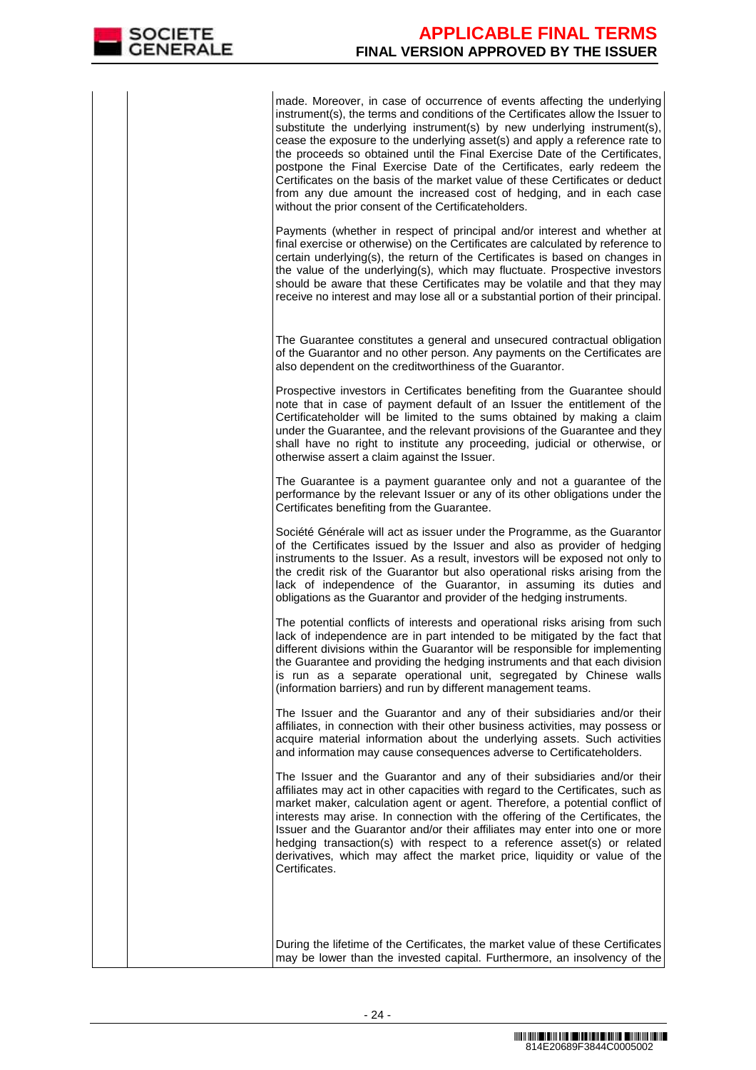| | | |
|---|---|---|
| | | made. Moreover, in case of occurrence of events affecting the underlying instrument(s), the terms and conditions of the Certificates allow the Issuer to substitute the underlying instrument(s) by new underlying instrument(s), cease the exposure to the underlying asset(s) and apply a reference rate to the proceeds so obtained until the Final Exercise Date of the Certificates, postpone the Final Exercise Date of the Certificates, early redeem the Certificates on the basis of the market value of these Certificates or deduct from any due amount the increased cost of hedging, and in each case without the prior consent of the Certificateholders.<br><br>Payments (whether in respect of principal and/or interest and whether at final exercise or otherwise) on the Certificates are calculated by reference to certain underlying(s), the return of the Certificates is based on changes in the value of the underlying(s), which may fluctuate. Prospective investors should be aware that these Certificates may be volatile and that they may receive no interest and may lose all or a substantial portion of their principal.<br><br>The Guarantee constitutes a general and unsecured contractual obligation of the Guarantor and no other person. Any payments on the Certificates are also dependent on the creditworthiness of the Guarantor.<br><br>Prospective investors in Certificates benefiting from the Guarantee should note that in case of payment default of an Issuer the entitlement of the Certificateholder will be limited to the sums obtained by making a claim under the Guarantee, and the relevant provisions of the Guarantee and they shall have no right to institute any proceeding, judicial or otherwise, or otherwise assert a claim against the Issuer.<br><br>The Guarantee is a payment guarantee only and not a guarantee of the performance by the relevant Issuer or any of its other obligations under the Certificates benefiting from the Guarantee.<br><br>Société Générale will act as issuer under the Programme, as the Guarantor of the Certificates issued by the Issuer and also as provider of hedging instruments to the Issuer. As a result, investors will be exposed not only to the credit risk of the Guarantor but also operational risks arising from the lack of independence of the Guarantor, in assuming its duties and obligations as the Guarantor and provider of the hedging instruments.<br><br>The potential conflicts of interests and operational risks arising from such lack of independence are in part intended to be mitigated by the fact that different divisions within the Guarantor will be responsible for implementing the Guarantee and providing the hedging instruments and that each division is run as a separate operational unit, segregated by Chinese walls (information barriers) and run by different management teams.<br><br>The Issuer and the Guarantor and any of their subsidiaries and/or their affiliates, in connection with their other business activities, may possess or acquire material information about the underlying assets. Such activities and information may cause consequences adverse to Certificateholders.<br><br>The Issuer and the Guarantor and any of their subsidiaries and/or their affiliates may act in other capacities with regard to the Certificates, such as market maker, calculation agent or agent. Therefore, a potential conflict of interests may arise. In connection with the offering of the Certificates, the Issuer and the Guarantor and/or their affiliates may enter into one or more hedging transaction(s) with respect to a reference asset(s) or related derivatives, which may affect the market price, liquidity or value of the Certificates.<br><br>During the lifetime of the Certificates, the market value of these Certificates may be lower than the invested capital. Furthermore, an insolvency of the |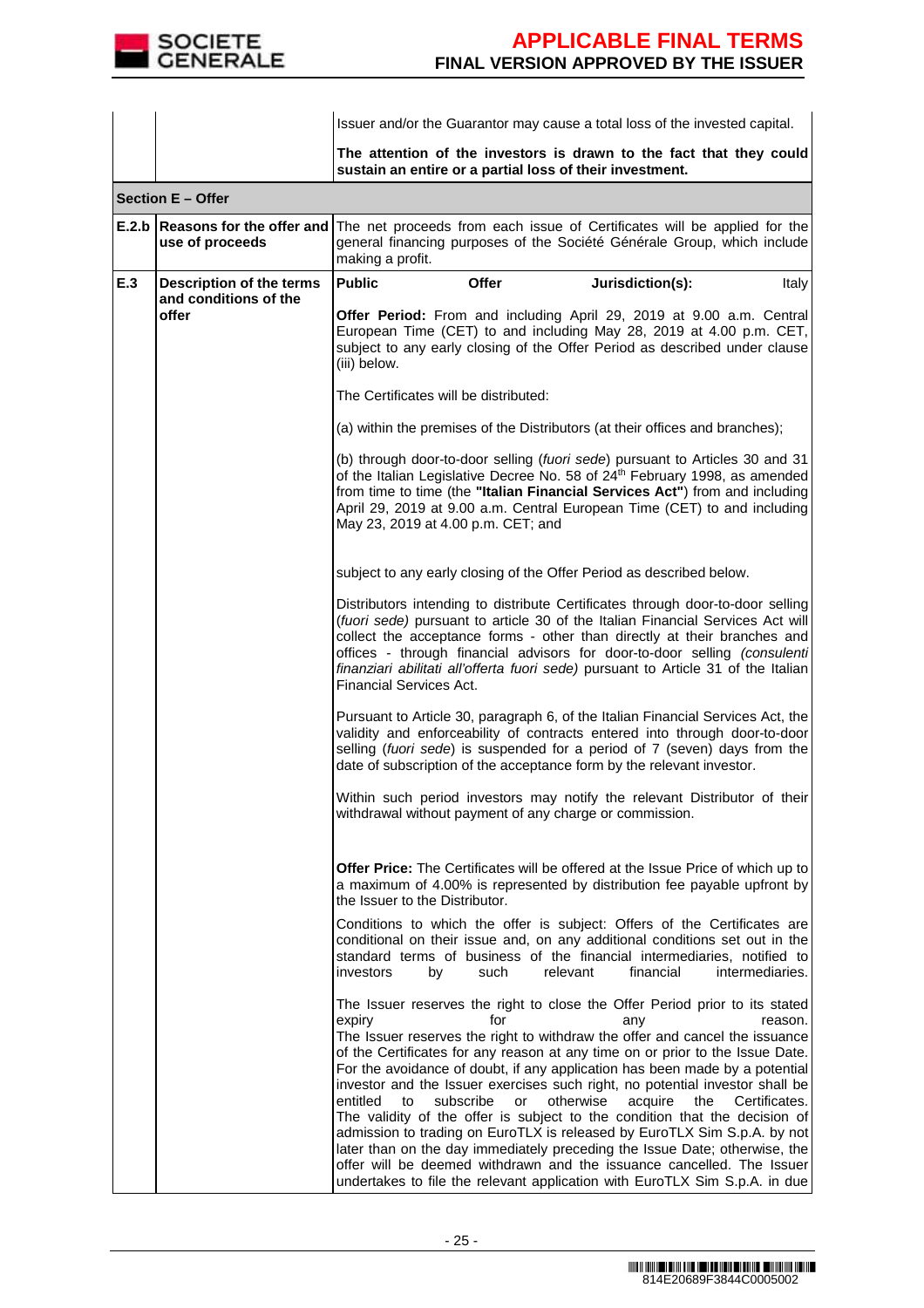| | | |
|---|---|---|
| | | Issuer and/or the Guarantor may cause a total loss of the invested capital.<br><br>**The attention of the investors is drawn to the fact that they could sustain an entire or a partial loss of their investment.** |
| **Section E – Offer** | | |
| **E.2.b** | **Reasons for the offer and use of proceeds** | The net proceeds from each issue of Certificates will be applied for the general financing purposes of the Société Générale Group, which include making a profit. |
| **E.3** | **Description of the terms and conditions of the offer** | **Public Offer Jurisdiction(s):** Italy<br><br>**Offer Period:** From and including April 29, 2019 at 9.00 a.m. Central European Time (CET) to and including May 28, 2019 at 4.00 p.m. CET, subject to any early closing of the Offer Period as described under clause (iii) below.<br><br>The Certificates will be distributed:<br><br>(a) within the premises of the Distributors (at their offices and branches);<br><br>(b) through door-to-door selling (*fuori sede*) pursuant to Articles 30 and 31 of the Italian Legislative Decree No. 58 of 24th February 1998, as amended from time to time (the **"Italian Financial Services Act"**) from and including April 29, 2019 at 9.00 a.m. Central European Time (CET) to and including May 23, 2019 at 4.00 p.m. CET; and<br><br>subject to any early closing of the Offer Period as described below.<br><br>Distributors intending to distribute Certificates through door-to-door selling (*fuori sede)* pursuant to article 30 of the Italian Financial Services Act will collect the acceptance forms - other than directly at their branches and offices - through financial advisors for door-to-door selling *(consulenti finanziari abilitati all'offerta fuori sede)* pursuant to Article 31 of the Italian Financial Services Act.<br><br>Pursuant to Article 30, paragraph 6, of the Italian Financial Services Act, the validity and enforceability of contracts entered into through door-to-door selling (*fuori sede*) is suspended for a period of 7 (seven) days from the date of subscription of the acceptance form by the relevant investor.<br><br>Within such period investors may notify the relevant Distributor of their withdrawal without payment of any charge or commission.<br><br>**Offer Price:** The Certificates will be offered at the Issue Price of which up to a maximum of 4.00% is represented by distribution fee payable upfront by the Issuer to the Distributor.<br><br>Conditions to which the offer is subject: Offers of the Certificates are conditional on their issue and, on any additional conditions set out in the standard terms of business of the financial intermediaries, notified to investors by such relevant financial intermediaries.<br><br>The Issuer reserves the right to close the Offer Period prior to its stated expiry for any reason.<br>The Issuer reserves the right to withdraw the offer and cancel the issuance of the Certificates for any reason at any time on or prior to the Issue Date. For the avoidance of doubt, if any application has been made by a potential investor and the Issuer exercises such right, no potential investor shall be entitled to subscribe or otherwise acquire the Certificates.<br>The validity of the offer is subject to the condition that the decision of admission to trading on EuroTLX is released by EuroTLX Sim S.p.A. by not later than on the day immediately preceding the Issue Date; otherwise, the offer will be deemed withdrawn and the issuance cancelled. The Issuer undertakes to file the relevant application with EuroTLX Sim S.p.A. in due |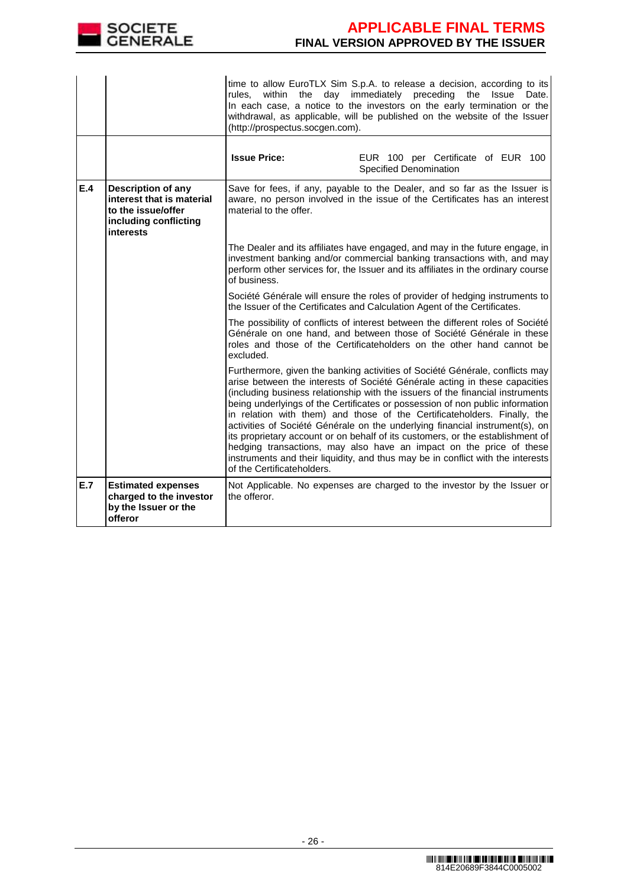| | | |
|---|---|---|
| | | time to allow EuroTLX Sim S.p.A. to release a decision, according to its rules, within the day immediately preceding the Issue Date. In each case, a notice to the investors on the early termination or the withdrawal, as applicable, will be published on the website of the Issuer (http://prospectus.socgen.com). |
| | | **Issue Price:** EUR 100 per Certificate of EUR 100 Specified Denomination |
| **E.4** | **Description of any interest that is material to the issue/offer including conflicting interests** | Save for fees, if any, payable to the Dealer, and so far as the Issuer is aware, no person involved in the issue of the Certificates has an interest material to the offer.<br><br>The Dealer and its affiliates have engaged, and may in the future engage, in investment banking and/or commercial banking transactions with, and may perform other services for, the Issuer and its affiliates in the ordinary course of business.<br><br>Société Générale will ensure the roles of provider of hedging instruments to the Issuer of the Certificates and Calculation Agent of the Certificates.<br><br>The possibility of conflicts of interest between the different roles of Société Générale on one hand, and between those of Société Générale in these roles and those of the Certificateholders on the other hand cannot be excluded.<br><br>Furthermore, given the banking activities of Société Générale, conflicts may arise between the interests of Société Générale acting in these capacities (including business relationship with the issuers of the financial instruments being underlyings of the Certificates or possession of non public information in relation with them) and those of the Certificateholders. Finally, the activities of Société Générale on the underlying financial instrument(s), on its proprietary account or on behalf of its customers, or the establishment of hedging transactions, may also have an impact on the price of these instruments and their liquidity, and thus may be in conflict with the interests of the Certificateholders. |
| **E.7** | **Estimated expenses charged to the investor by the Issuer or the offeror** | Not Applicable. No expenses are charged to the investor by the Issuer or the offeror. |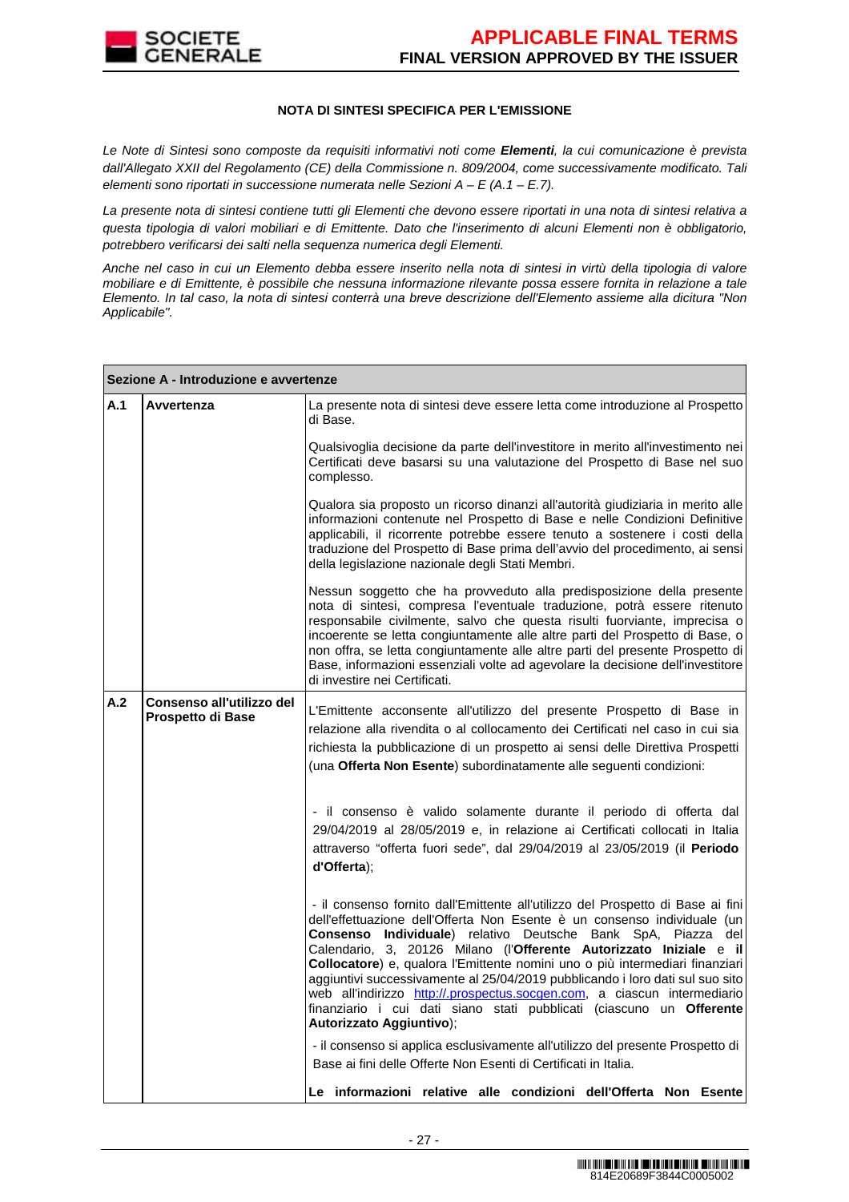**NOTA DI SINTESI SPECIFICA PER L'EMISSIONE**

*Le Note di Sintesi sono composte da requisiti informativi noti come **Elementi**, la cui comunicazione è prevista dall'Allegato XXII del Regolamento (CE) della Commissione n. 809/2004, come successivamente modificato. Tali elementi sono riportati in successione numerata nelle Sezioni A – E (A.1 – E.7).*

*La presente nota di sintesi contiene tutti gli Elementi che devono essere riportati in una nota di sintesi relativa a questa tipologia di valori mobiliari e di Emittente. Dato che l'inserimento di alcuni Elementi non è obbligatorio, potrebbero verificarsi dei salti nella sequenza numerica degli Elementi.*

*Anche nel caso in cui un Elemento debba essere inserito nella nota di sintesi in virtù della tipologia di valore mobiliare e di Emittente, è possibile che nessuna informazione rilevante possa essere fornita in relazione a tale Elemento. In tal caso, la nota di sintesi conterrà una breve descrizione dell'Elemento assieme alla dicitura "Non Applicabile".*

| **Sezione A - Introduzione e avvertenze** | | |
|---|---|---|
| **A.1** | **Avvertenza** | La presente nota di sintesi deve essere letta come introduzione al Prospetto di Base.<br><br>Qualsivoglia decisione da parte dell'investitore in merito all'investimento nei Certificati deve basarsi su una valutazione del Prospetto di Base nel suo complesso.<br><br>Qualora sia proposto un ricorso dinanzi all'autorità giudiziaria in merito alle informazioni contenute nel Prospetto di Base e nelle Condizioni Definitive applicabili, il ricorrente potrebbe essere tenuto a sostenere i costi della traduzione del Prospetto di Base prima dell'avvio del procedimento, ai sensi della legislazione nazionale degli Stati Membri.<br><br>Nessun soggetto che ha provveduto alla predisposizione della presente nota di sintesi, compresa l'eventuale traduzione, potrà essere ritenuto responsabile civilmente, salvo che questa risulti fuorviante, imprecisa o incoerente se letta congiuntamente alle altre parti del Prospetto di Base, o non offra, se letta congiuntamente alle altre parti del presente Prospetto di Base, informazioni essenziali volte ad agevolare la decisione dell'investitore di investire nei Certificati. |
| **A.2** | **Consenso all'utilizzo del Prospetto di Base** | L'Emittente acconsente all'utilizzo del presente Prospetto di Base in relazione alla rivendita o al collocamento dei Certificati nel caso in cui sia richiesta la pubblicazione di un prospetto ai sensi delle Direttiva Prospetti (una **Offerta Non Esente**) subordinatamente alle seguenti condizioni:<br><br>- il consenso è valido solamente durante il periodo di offerta dal 29/04/2019 al 28/05/2019 e, in relazione ai Certificati collocati in Italia attraverso "offerta fuori sede", dal 29/04/2019 al 23/05/2019 (il **Periodo d'Offerta**);<br><br>- il consenso fornito dall'Emittente all'utilizzo del Prospetto di Base ai fini dell'effettuazione dell'Offerta Non Esente è un consenso individuale (un **Consenso Individuale**) relativo Deutsche Bank SpA, Piazza del Calendario, 3, 20126 Milano (l'**Offerente Autorizzato Iniziale** e **il Collocatore**) e, qualora l'Emittente nomini uno o più intermediari finanziari aggiuntivi successivamente al 25/04/2019 pubblicando i loro dati sul suo sito web all'indirizzo http://.prospectus.socgen.com, a ciascun intermediario finanziario i cui dati siano stati pubblicati (ciascuno un **Offerente Autorizzato Aggiuntivo**);<br><br>- il consenso si applica esclusivamente all'utilizzo del presente Prospetto di Base ai fini delle Offerte Non Esenti di Certificati in Italia.<br><br>**Le informazioni relative alle condizioni dell'Offerta Non Esente** |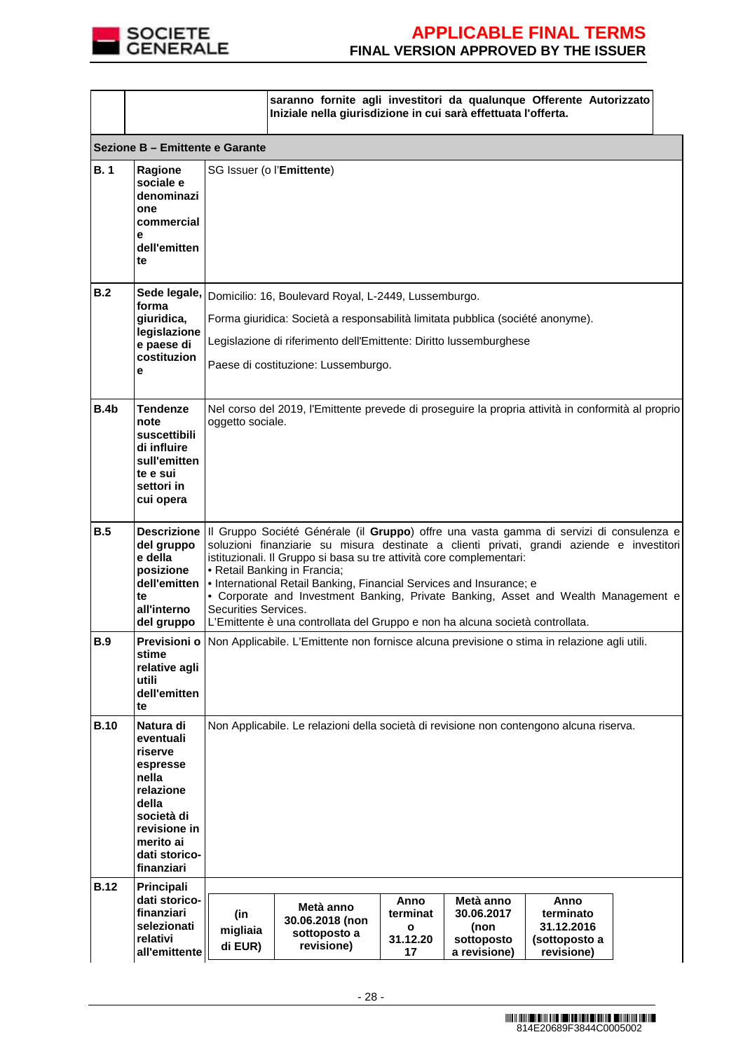| | | saranno fornite agli investitori da qualunque Offerente Autorizzato Iniziale nella giurisdizione in cui sarà effettuata l'offerta. |
|---|---|---|
| **Sezione B – Emittente e Garante** | | |
| **B. 1** | **Ragione sociale e denominazione commerciale dell'emittente** | SG Issuer (o l'**Emittente**) |
| **B.2** | **Sede legale, forma giuridica, legislazione e paese di costituzione** | Domicilio: 16, Boulevard Royal, L-2449, Lussemburgo.<br><br>Forma giuridica: Società a responsabilità limitata pubblica (société anonyme).<br><br>Legislazione di riferimento dell'Emittente: Diritto lussemburghese<br><br>Paese di costituzione: Lussemburgo. |
| **B.4b** | **Tendenze note suscettibili di influire sull'emittente e sui settori in cui opera** | Nel corso del 2019, l'Emittente prevede di proseguire la propria attività in conformità al proprio oggetto sociale. |
| **B.5** | **Descrizione del gruppo e della posizione dell'emittente all'interno del gruppo** | Il Gruppo Société Générale (il **Gruppo**) offre una vasta gamma di servizi di consulenza e soluzioni finanziarie su misura destinate a clienti privati, grandi aziende e investitori istituzionali. Il Gruppo si basa su tre attività core complementari:<br>• Retail Banking in Francia;<br>• International Retail Banking, Financial Services and Insurance; e<br>• Corporate and Investment Banking, Private Banking, Asset and Wealth Management e Securities Services.<br>L'Emittente è una controllata del Gruppo e non ha alcuna società controllata. |
| **B.9** | **Previsioni o stime relative agli utili dell'emittente** | Non Applicabile. L'Emittente non fornisce alcuna previsione o stima in relazione agli utili. |
| **B.10** | **Natura di eventuali riserve espresse nella relazione della società di revisione in merito ai dati storico-finanziari** | Non Applicabile. Le relazioni della società di revisione non contengono alcuna riserva. |
| **B.12** | **Principali dati storico-finanziari selezionati relativi all'emittente** | |

| (in migliaia di EUR) | Metà anno 30.06.2018 (non sottoposto a revisione) | Anno terminato 31.12.2017 | Metà anno 30.06.2017 (non sottoposto a revisione) | Anno terminato 31.12.2016 (sottoposto a revisione) |
|---|---|---|---|---|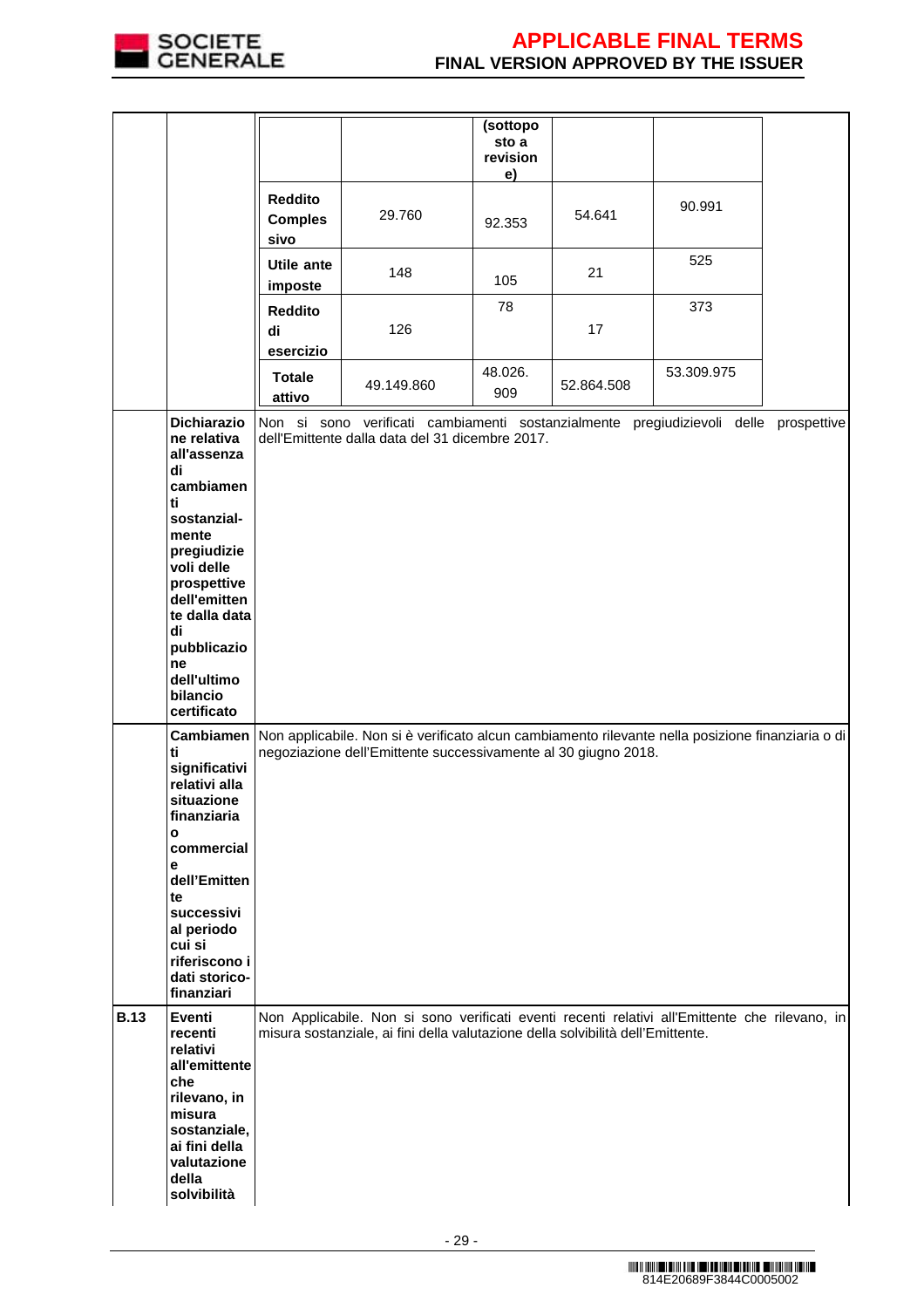| | | | | (sottoposto a revisione) | | |
|---|---|---|---|---|---|---|
| | | **Reddito Complessivo** | 29.760 | 92.353 | 54.641 | 90.991 |
| | | **Utile ante imposte** | 148 | 105 | 21 | 525 |
| | | **Reddito di esercizio** | 126 | 78 | 17 | 373 |
| | | **Totale attivo** | 49.149.860 | 48.026.909 | 52.864.508 | 53.309.975 |
| | **Dichiarazione relativa all'assenza di cambiamenti sostanzial-mente pregiudizievoli delle prospettive dell'emittente dalla data di pubblicazione dell'ultimo bilancio certificato** | Non si sono verificati cambiamenti sostanzialmente pregiudizievoli delle prospettive dell'Emittente dalla data del 31 dicembre 2017. | | | | |
| | **Cambiamenti significativi relativi alla situazione finanziaria o commerciale dell'Emittente successivi al periodo cui si riferiscono i dati storico-finanziari** | Non applicabile. Non si è verificato alcun cambiamento rilevante nella posizione finanziaria o di negoziazione dell'Emittente successivamente al 30 giugno 2018. | | | | |
| **B.13** | **Eventi recenti relativi all'emittente che rilevano, in misura sostanziale, ai fini della valutazione della solvibilità** | Non Applicabile. Non si sono verificati eventi recenti relativi all'Emittente che rilevano, in misura sostanziale, ai fini della valutazione della solvibilità dell'Emittente. | | | | |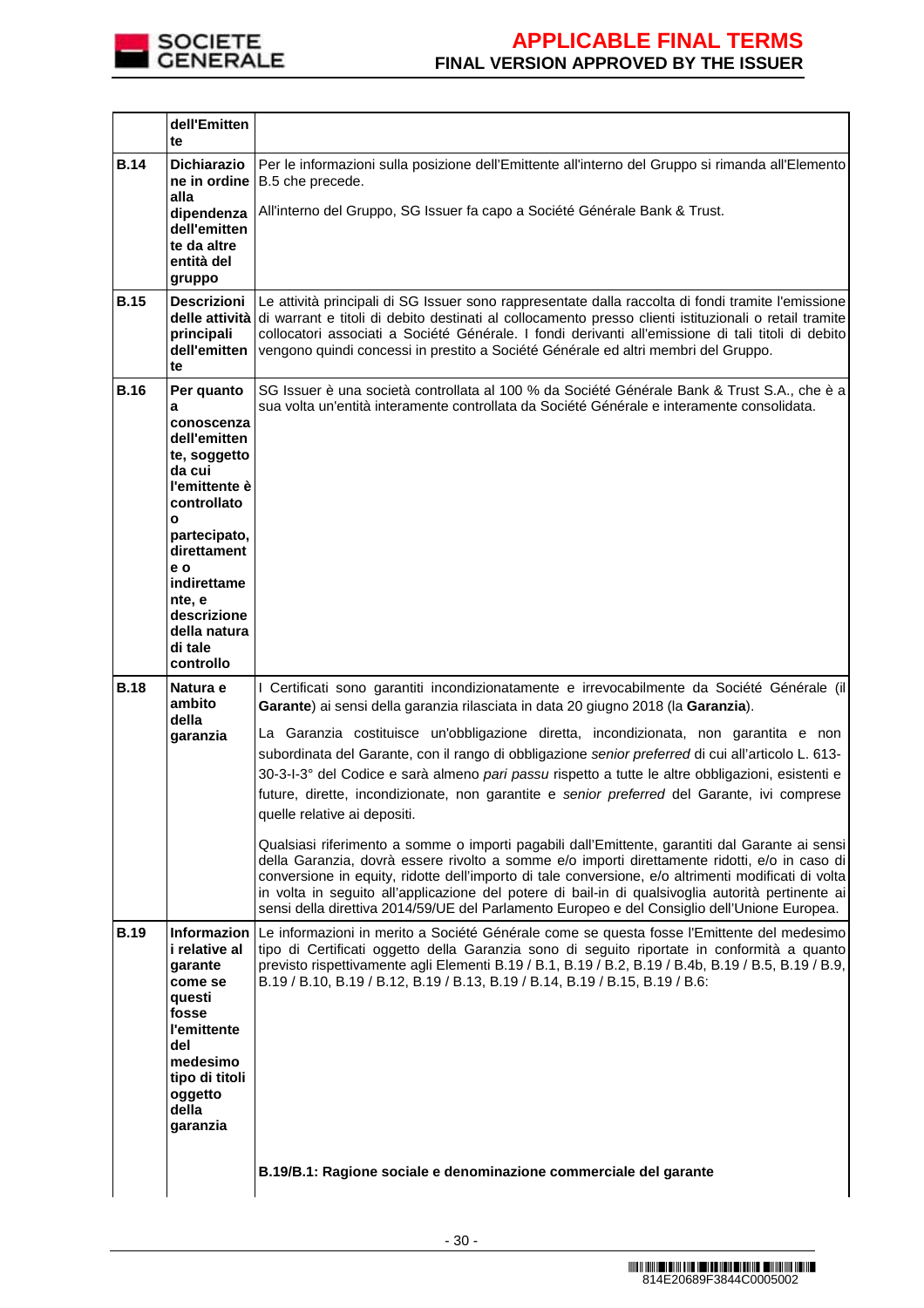| | | |
|---|---|---|
| | **dell'Emittente** | |
| **B.14** | **Dichiarazione in ordine alla dipendenza dell'emittente da altre entità del gruppo** | Per le informazioni sulla posizione dell'Emittente all'interno del Gruppo si rimanda all'Elemento B.5 che precede.<br><br>All'interno del Gruppo, SG Issuer fa capo a Société Générale Bank & Trust. |
| **B.15** | **Descrizioni delle attività principali dell'emittente** | Le attività principali di SG Issuer sono rappresentate dalla raccolta di fondi tramite l'emissione di warrant e titoli di debito destinati al collocamento presso clienti istituzionali o retail tramite collocatori associati a Société Générale. I fondi derivanti all'emissione di tali titoli di debito vengono quindi concessi in prestito a Société Générale ed altri membri del Gruppo. |
| **B.16** | **Per quanto a conoscenza dell'emittente, soggetto da cui l'emittente è controllato o partecipato, direttamente e o indirettamente, e descrizione della natura di tale controllo** | SG Issuer è una società controllata al 100 % da Société Générale Bank & Trust S.A., che è a sua volta un'entità interamente controllata da Société Générale e interamente consolidata. |
| **B.18** | **Natura e ambito della garanzia** | I Certificati sono garantiti incondizionatamente e irrevocabilmente da Société Générale (il **Garante**) ai sensi della garanzia rilasciata in data 20 giugno 2018 (la **Garanzia**).<br><br>La Garanzia costituisce un'obbligazione diretta, incondizionata, non garantita e non subordinata del Garante, con il rango di obbligazione *senior preferred* di cui all'articolo L. 613-30-3-I-3° del Codice e sarà almeno *pari passu* rispetto a tutte le altre obbligazioni, esistenti e future, dirette, incondizionate, non garantite e *senior preferred* del Garante, ivi comprese quelle relative ai depositi.<br><br>Qualsiasi riferimento a somme o importi pagabili dall'Emittente, garantiti dal Garante ai sensi della Garanzia, dovrà essere rivolto a somme e/o importi direttamente ridotti, e/o in caso di conversione in equity, ridotte dell'importo di tale conversione, e/o altrimenti modificati di volta in volta in seguito all'applicazione del potere di bail-in di qualsivoglia autorità pertinente ai sensi della direttiva 2014/59/UE del Parlamento Europeo e del Consiglio dell'Unione Europea. |
| **B.19** | **Informazioni relative al garante come se questi fosse l'emittente del medesimo tipo di titoli oggetto della garanzia** | Le informazioni in merito a Société Générale come se questa fosse l'Emittente del medesimo tipo di Certificati oggetto della Garanzia sono di seguito riportate in conformità a quanto previsto rispettivamente agli Elementi B.19 / B.1, B.19 / B.2, B.19 / B.4b, B.19 / B.5, B.19 / B.9, B.19 / B.10, B.19 / B.12, B.19 / B.13, B.19 / B.14, B.19 / B.15, B.19 / B.6:<br><br>**B.19/B.1: Ragione sociale e denominazione commerciale del garante** |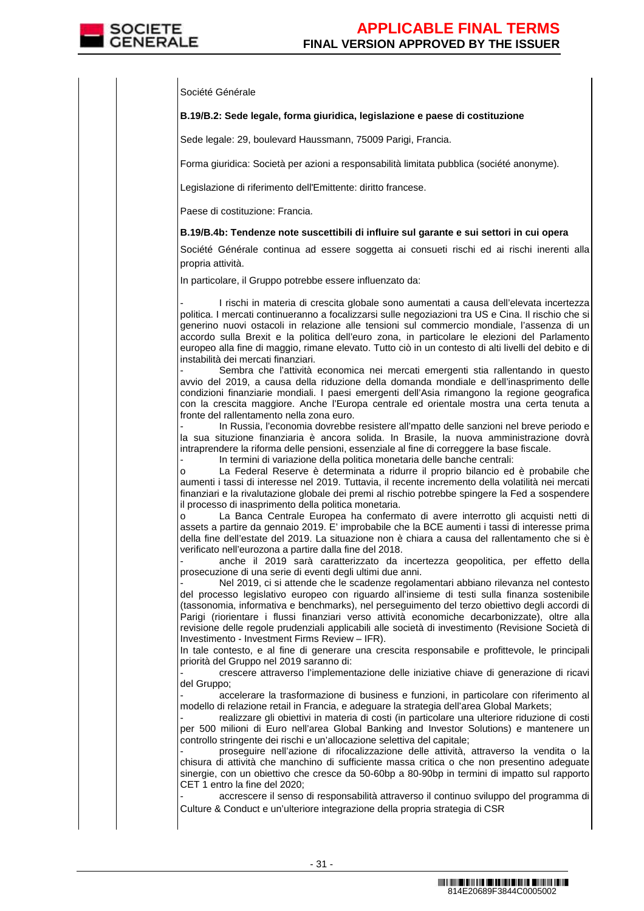Société Générale

**B.19/B.2: Sede legale, forma giuridica, legislazione e paese di costituzione**

Sede legale: 29, boulevard Haussmann, 75009 Parigi, Francia.

Forma giuridica: Società per azioni a responsabilità limitata pubblica (société anonyme).

Legislazione di riferimento dell'Emittente: diritto francese.

Paese di costituzione: Francia.

**B.19/B.4b: Tendenze note suscettibili di influire sul garante e sui settori in cui opera**

Société Générale continua ad essere soggetta ai consueti rischi ed ai rischi inerenti alla propria attività.

In particolare, il Gruppo potrebbe essere influenzato da:

- I rischi in materia di crescita globale sono aumentati a causa dell'elevata incertezza politica. I mercati continueranno a focalizzarsi sulle negoziazioni tra US e Cina. Il rischio che si generino nuovi ostacoli in relazione alle tensioni sul commercio mondiale, l'assenza di un accordo sulla Brexit e la politica dell'euro zona, in particolare le elezioni del Parlamento europeo alla fine di maggio, rimane elevato. Tutto ciò in un contesto di alti livelli del debito e di instabilità dei mercati finanziari.
- Sembra che l'attività economica nei mercati emergenti stia rallentando in questo avvio del 2019, a causa della riduzione della domanda mondiale e dell'inasprimento delle condizioni finanziarie mondiali. I paesi emergenti dell'Asia rimangono la regione geografica con la crescita maggiore. Anche l'Europa centrale ed orientale mostra una certa tenuta a fronte del rallentamento nella zona euro.
- In Russia, l'economia dovrebbe resistere all'mpatto delle sanzioni nel breve periodo e la sua situazione finanziaria è ancora solida. In Brasile, la nuova amministrazione dovrà intraprendere la riforma delle pensioni, essenziale al fine di correggere la base fiscale.
- In termini di variazione della politica monetaria delle banche centrali:
  - o La Federal Reserve è determinata a ridurre il proprio bilancio ed è probabile che aumenti i tassi di interesse nel 2019. Tuttavia, il recente incremento della volatilità nei mercati finanziari e la rivalutazione globale dei premi al rischio potrebbe spingere la Fed a sospendere il processo di inasprimento della politica monetaria.
  - o La Banca Centrale Europea ha confermato di avere interrotto gli acquisti netti di assets a partire da gennaio 2019. E' improbabile che la BCE aumenti i tassi di interesse prima della fine dell'estate del 2019. La situazione non è chiara a causa del rallentamento che si è verificato nell'eurozona a partire dalla fine del 2018.
- anche il 2019 sarà caratterizzato da incertezza geopolitica, per effetto della prosecuzione di una serie di eventi degli ultimi due anni.
- Nel 2019, ci si attende che le scadenze regolamentari abbiano rilevanza nel contesto del processo legislativo europeo con riguardo all'insieme di testi sulla finanza sostenibile (tassonomia, informativa e benchmarks), nel perseguimento del terzo obiettivo degli accordi di Parigi (riorientare i flussi finanziari verso attività economiche decarbonizzate), oltre alla revisione delle regole prudenziali applicabili alle società di investimento (Revisione Società di Investimento - Investment Firms Review – IFR).

In tale contesto, e al fine di generare una crescita responsabile e profittevole, le principali priorità del Gruppo nel 2019 saranno di:

- crescere attraverso l'implementazione delle iniziative chiave di generazione di ricavi del Gruppo;
- accelerare la trasformazione di business e funzioni, in particolare con riferimento al modello di relazione retail in Francia, e adeguare la strategia dell'area Global Markets;
- realizzare gli obiettivi in materia di costi (in particolare una ulteriore riduzione di costi per 500 milioni di Euro nell'area Global Banking and Investor Solutions) e mantenere un controllo stringente dei rischi e un'allocazione selettiva del capitale;
- proseguire nell'azione di rifocalizzazione delle attività, attraverso la vendita o la chisura di attività che manchino di sufficiente massa critica o che non presentino adeguate sinergie, con un obiettivo che cresce da 50-60bp a 80-90bp in termini di impatto sul rapporto CET 1 entro la fine del 2020;
- accrescere il senso di responsabilità attraverso il continuo sviluppo del programma di Culture & Conduct e un'ulteriore integrazione della propria strategia di CSR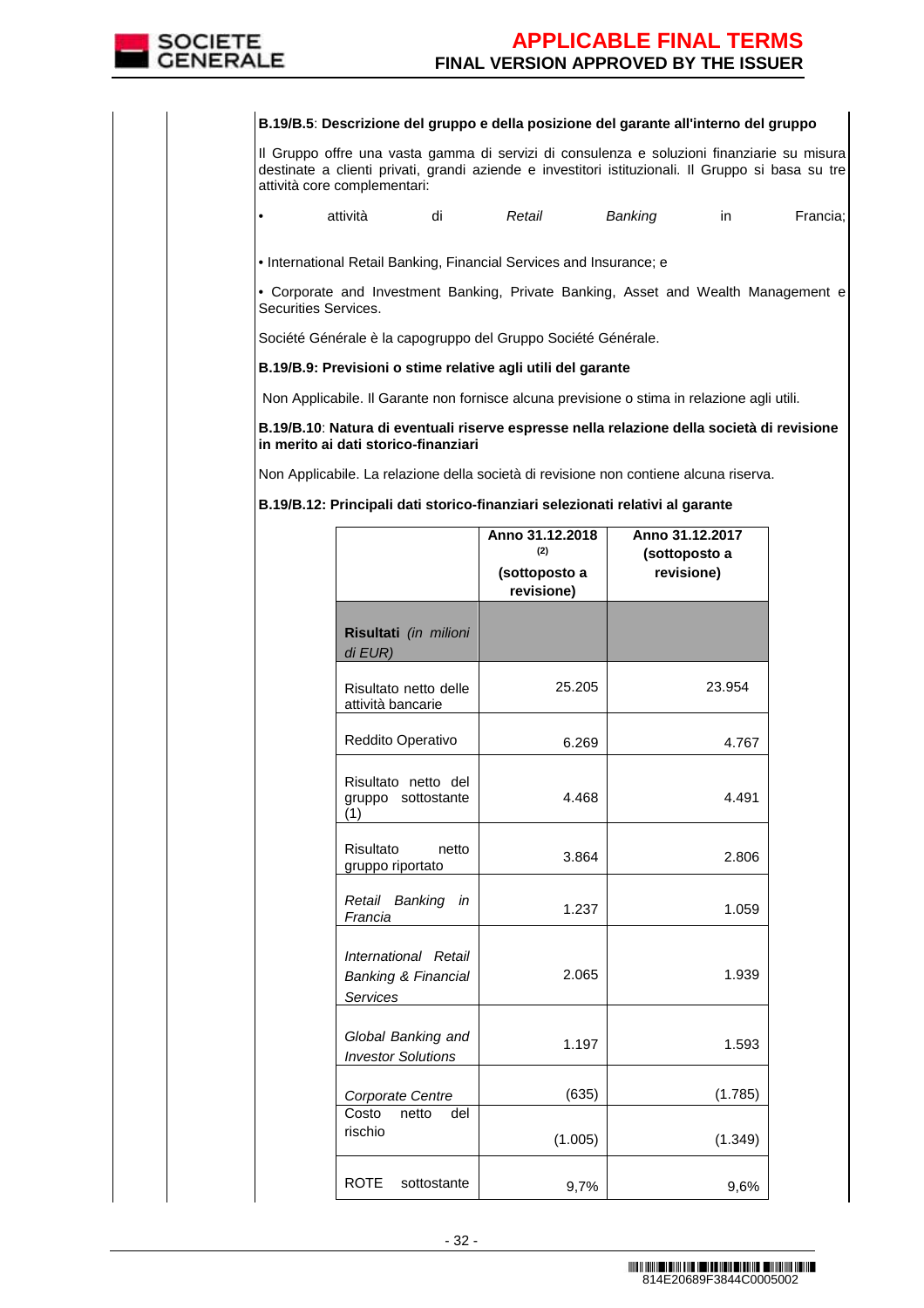**B.19/B.5**: **Descrizione del gruppo e della posizione del garante all'interno del gruppo**

Il Gruppo offre una vasta gamma di servizi di consulenza e soluzioni finanziarie su misura destinate a clienti privati, grandi aziende e investitori istituzionali. Il Gruppo si basa su tre attività core complementari:

- attività di *Retail Banking* in Francia;
- International Retail Banking, Financial Services and Insurance; e
- Corporate and Investment Banking, Private Banking, Asset and Wealth Management e Securities Services.

Société Générale è la capogruppo del Gruppo Société Générale.

**B.19/B.9: Previsioni o stime relative agli utili del garante**

Non Applicabile. Il Garante non fornisce alcuna previsione o stima in relazione agli utili.

**B.19/B.10**: **Natura di eventuali riserve espresse nella relazione della società di revisione in merito ai dati storico-finanziari**

Non Applicabile. La relazione della società di revisione non contiene alcuna riserva.

**B.19/B.12: Principali dati storico-finanziari selezionati relativi al garante**

| | **Anno 31.12.2018** (2) **(sottoposto a revisione)** | **Anno 31.12.2017 (sottoposto a revisione)** |
|---|---|---|
| **Risultati** *(in milioni di EUR)* | | |
| Risultato netto delle attività bancarie | 25.205 | 23.954 |
| Reddito Operativo | 6.269 | 4.767 |
| Risultato netto del gruppo sottostante (1) | 4.468 | 4.491 |
| Risultato netto gruppo riportato | 3.864 | 2.806 |
| *Retail Banking in Francia* | 1.237 | 1.059 |
| *International Retail Banking & Financial Services* | 2.065 | 1.939 |
| *Global Banking and Investor Solutions* | 1.197 | 1.593 |
| *Corporate Centre* | (635) | (1.785) |
| Costo netto del rischio | (1.005) | (1.349) |
| ROTE sottostante | 9,7% | 9,6% |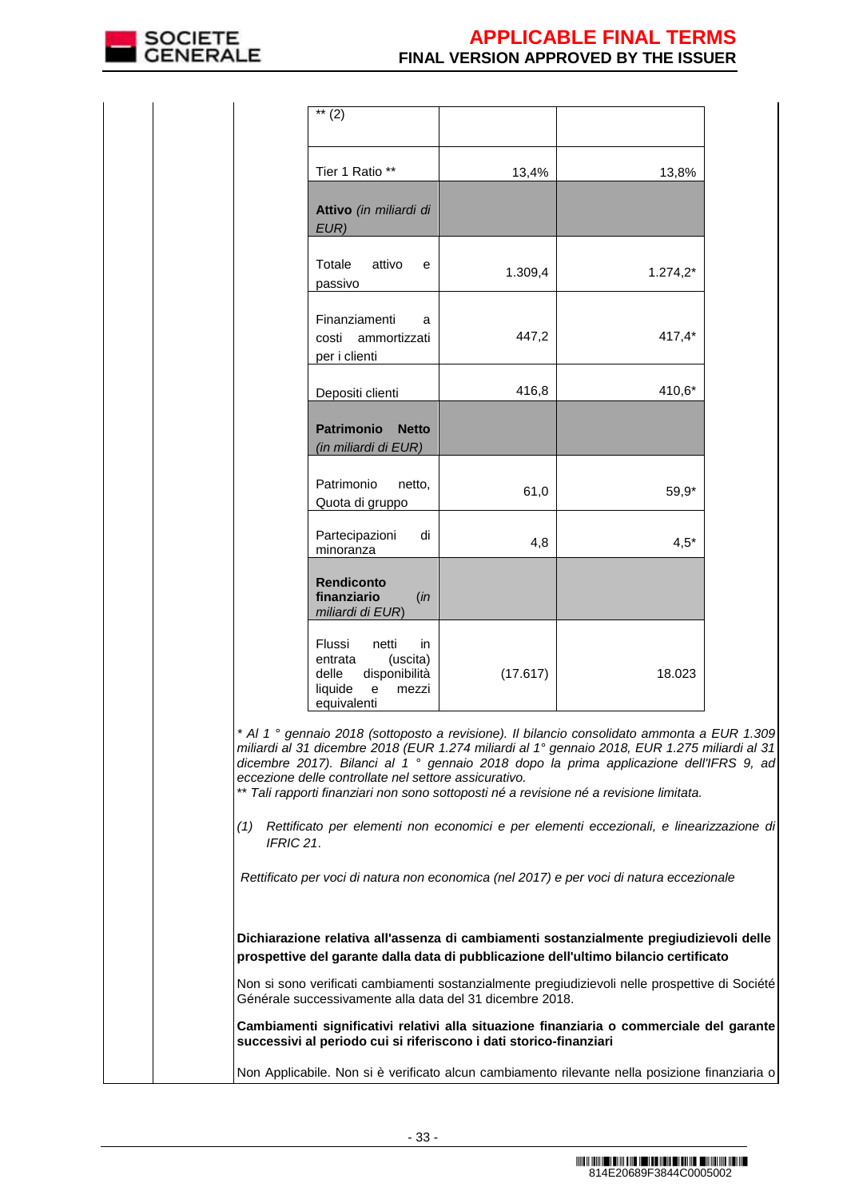| ** (2) | | |
|---|---|---|
| Tier 1 Ratio ** | 13,4% | 13,8% |
| **Attivo** *(in miliardi di EUR)* | | |
| Totale attivo e passivo | 1.309,4 | 1.274,2* |
| Finanziamenti a costi ammortizzati per i clienti | 447,2 | 417,4* |
| Depositi clienti | 416,8 | 410,6* |
| **Patrimonio Netto** *(in miliardi di EUR)* | | |
| Patrimonio netto, Quota di gruppo | 61,0 | 59,9* |
| Partecipazioni di minoranza | 4,8 | 4,5* |
| **Rendiconto finanziario** (*in miliardi di EUR*) | | |
| Flussi netti in entrata (uscita) delle disponibilità liquide e mezzi equivalenti | (17.617) | 18.023 |

*\* Al 1 ° gennaio 2018 (sottoposto a revisione). Il bilancio consolidato ammonta a EUR 1.309 miliardi al 31 dicembre 2018 (EUR 1.274 miliardi al 1° gennaio 2018, EUR 1.275 miliardi al 31 dicembre 2017). Bilanci al 1 ° gennaio 2018 dopo la prima applicazione dell'IFRS 9, ad eccezione delle controllate nel settore assicurativo.*
*\*\* Tali rapporti finanziari non sono sottoposti né a revisione né a revisione limitata.*

*(1) Rettificato per elementi non economici e per elementi eccezionali, e linearizzazione di IFRIC 21.*

*Rettificato per voci di natura non economica (nel 2017) e per voci di natura eccezionale*

**Dichiarazione relativa all'assenza di cambiamenti sostanzialmente pregiudizievoli delle prospettive del garante dalla data di pubblicazione dell'ultimo bilancio certificato**

Non si sono verificati cambiamenti sostanzialmente pregiudizievoli nelle prospettive di Société Générale successivamente alla data del 31 dicembre 2018.

**Cambiamenti significativi relativi alla situazione finanziaria o commerciale del garante successivi al periodo cui si riferiscono i dati storico-finanziari**

Non Applicabile. Non si è verificato alcun cambiamento rilevante nella posizione finanziaria o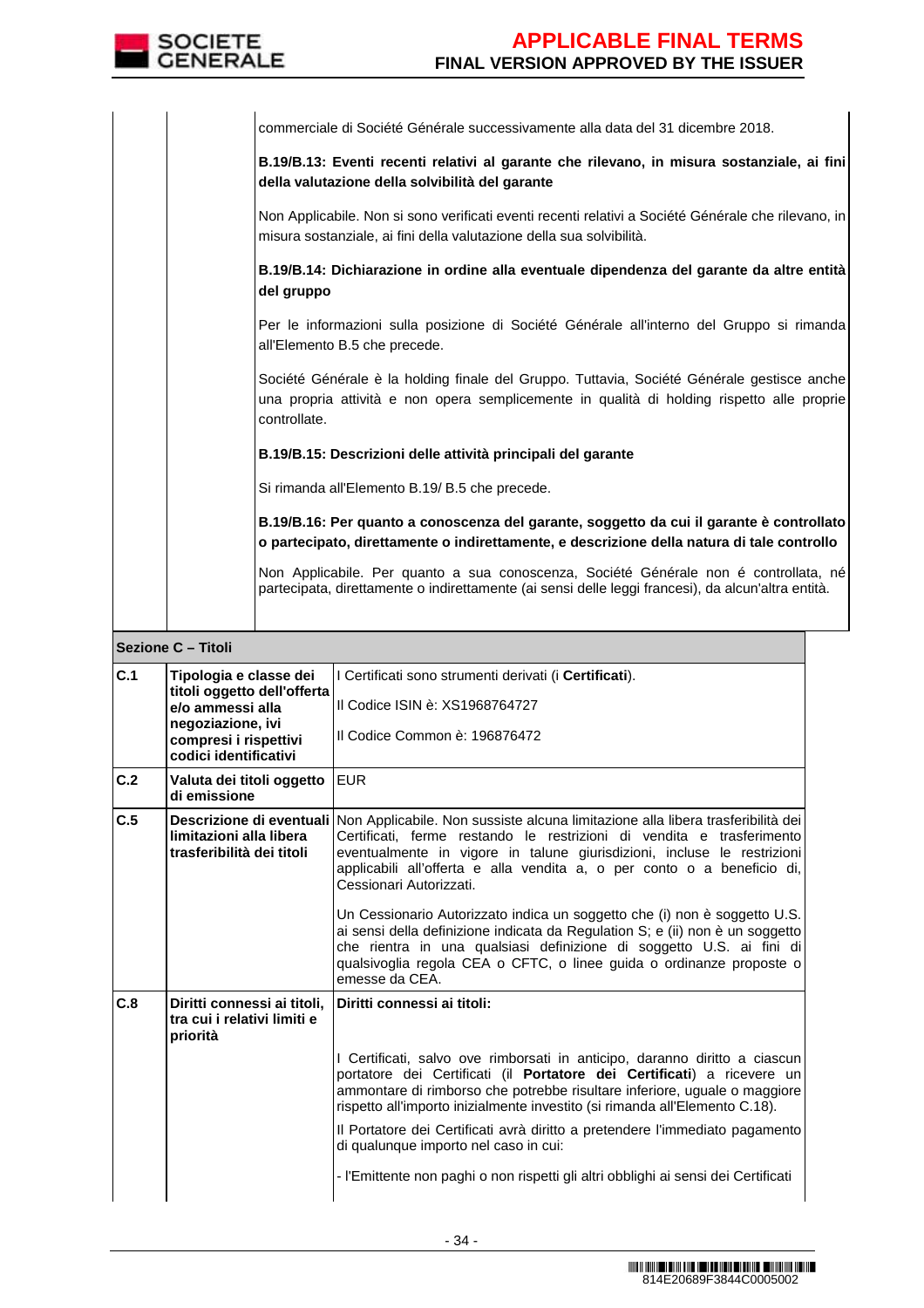| | | |
|---|---|---|
| | | commerciale di Société Générale successivamente alla data del 31 dicembre 2018.<br><br>**B.19/B.13: Eventi recenti relativi al garante che rilevano, in misura sostanziale, ai fini della valutazione della solvibilità del garante**<br><br>Non Applicabile. Non si sono verificati eventi recenti relativi a Société Générale che rilevano, in misura sostanziale, ai fini della valutazione della sua solvibilità.<br><br>**B.19/B.14: Dichiarazione in ordine alla eventuale dipendenza del garante da altre entità del gruppo**<br><br>Per le informazioni sulla posizione di Société Générale all'interno del Gruppo si rimanda all'Elemento B.5 che precede.<br><br>Société Générale è la holding finale del Gruppo. Tuttavia, Société Générale gestisce anche una propria attività e non opera semplicemente in qualità di holding rispetto alle proprie controllate.<br><br>**B.19/B.15: Descrizioni delle attività principali del garante**<br><br>Si rimanda all'Elemento B.19/ B.5 che precede.<br><br>**B.19/B.16: Per quanto a conoscenza del garante, soggetto da cui il garante è controllato o partecipato, direttamente o indirettamente, e descrizione della natura di tale controllo**<br><br>Non Applicabile. Per quanto a sua conoscenza, Société Générale non é controllata, né partecipata, direttamente o indirettamente (ai sensi delle leggi francesi), da alcun'altra entità. |

**Sezione C – Titoli**

| | | |
|---|---|---|
| **C.1** | **Tipologia e classe dei titoli oggetto dell'offerta e/o ammessi alla negoziazione, ivi compresi i rispettivi codici identificativi** | I Certificati sono strumenti derivati (i **Certificati**).<br><br>Il Codice ISIN è: XS1968764727<br><br>Il Codice Common è: 196876472 |
| **C.2** | **Valuta dei titoli oggetto di emissione** | EUR |
| **C.5** | **Descrizione di eventuali limitazioni alla libera trasferibilità dei titoli** | Non Applicabile. Non sussiste alcuna limitazione alla libera trasferibilità dei Certificati, ferme restando le restrizioni di vendita e trasferimento eventualmente in vigore in talune giurisdizioni, incluse le restrizioni applicabili all'offerta e alla vendita a, o per conto o a beneficio di, Cessionari Autorizzati.<br><br>Un Cessionario Autorizzato indica un soggetto che (i) non è soggetto U.S. ai sensi della definizione indicata da Regulation S; e (ii) non è un soggetto che rientra in una qualsiasi definizione di soggetto U.S. ai fini di qualsivoglia regola CEA o CFTC, o linee guida o ordinanze proposte o emesse da CEA. |
| **C.8** | **Diritti connessi ai titoli, tra cui i relativi limiti e priorità** | **Diritti connessi ai titoli:**<br><br>I Certificati, salvo ove rimborsati in anticipo, daranno diritto a ciascun portatore dei Certificati (il **Portatore dei Certificati**) a ricevere un ammontare di rimborso che potrebbe risultare inferiore, uguale o maggiore rispetto all'importo inizialmente investito (si rimanda all'Elemento C.18).<br><br>Il Portatore dei Certificati avrà diritto a pretendere l'immediato pagamento di qualunque importo nel caso in cui:<br><br>- l'Emittente non paghi o non rispetti gli altri obblighi ai sensi dei Certificati |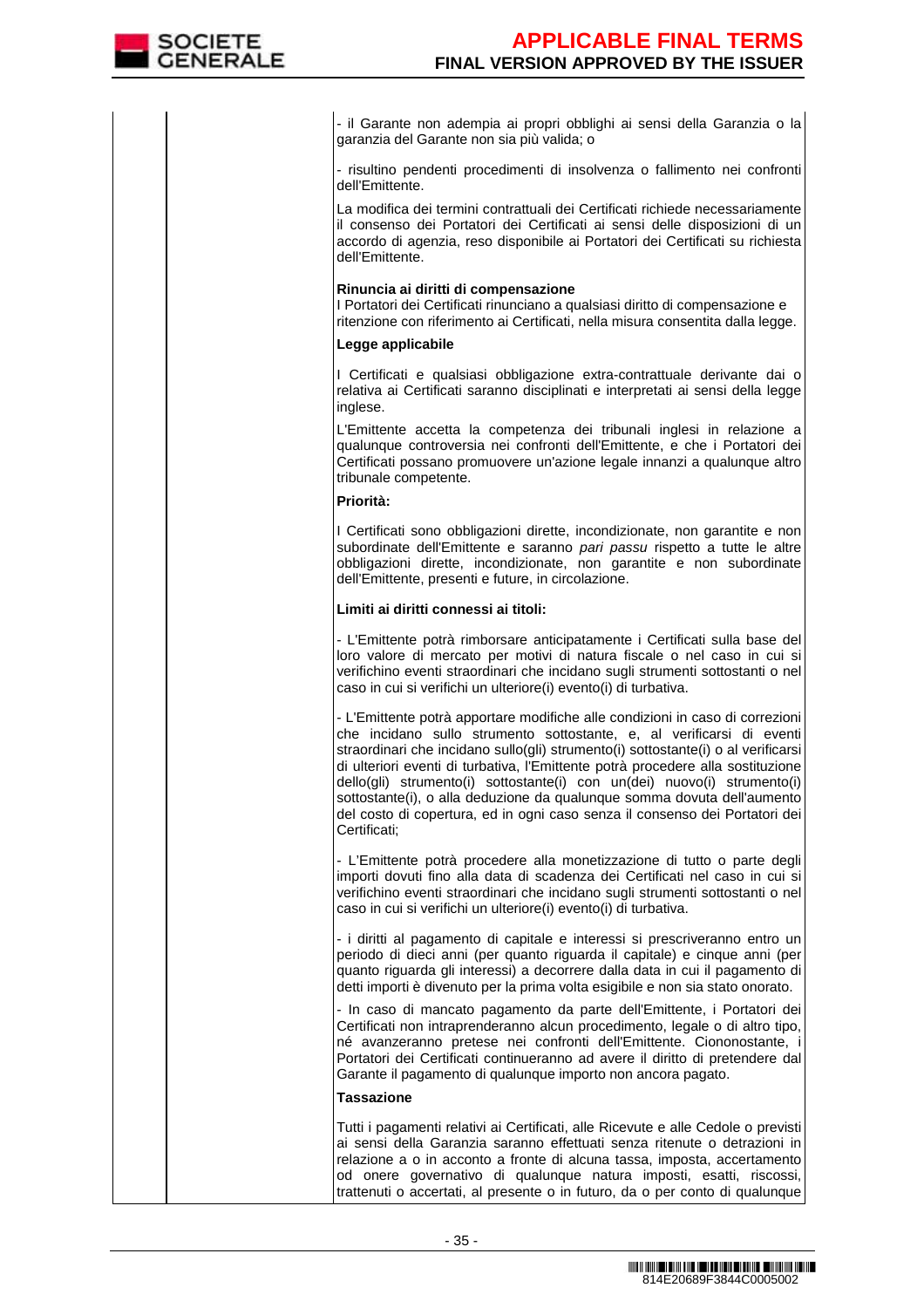- il Garante non adempia ai propri obblighi ai sensi della Garanzia o la garanzia del Garante non sia più valida; o

- risultino pendenti procedimenti di insolvenza o fallimento nei confronti dell'Emittente.

La modifica dei termini contrattuali dei Certificati richiede necessariamente il consenso dei Portatori dei Certificati ai sensi delle disposizioni di un accordo di agenzia, reso disponibile ai Portatori dei Certificati su richiesta dell'Emittente.

**Rinuncia ai diritti di compensazione**

I Portatori dei Certificati rinunciano a qualsiasi diritto di compensazione e ritenzione con riferimento ai Certificati, nella misura consentita dalla legge.

**Legge applicabile**

I Certificati e qualsiasi obbligazione extra-contrattuale derivante dai o relativa ai Certificati saranno disciplinati e interpretati ai sensi della legge inglese.

L'Emittente accetta la competenza dei tribunali inglesi in relazione a qualunque controversia nei confronti dell'Emittente, e che i Portatori dei Certificati possano promuovere un'azione legale innanzi a qualunque altro tribunale competente.

**Priorità:**

I Certificati sono obbligazioni dirette, incondizionate, non garantite e non subordinate dell'Emittente e saranno *pari passu* rispetto a tutte le altre obbligazioni dirette, incondizionate, non garantite e non subordinate dell'Emittente, presenti e future, in circolazione.

**Limiti ai diritti connessi ai titoli:**

- L'Emittente potrà rimborsare anticipatamente i Certificati sulla base del loro valore di mercato per motivi di natura fiscale o nel caso in cui si verifichino eventi straordinari che incidano sugli strumenti sottostanti o nel caso in cui si verifichi un ulteriore(i) evento(i) di turbativa.

- L'Emittente potrà apportare modifiche alle condizioni in caso di correzioni che incidano sullo strumento sottostante, e, al verificarsi di eventi straordinari che incidano sullo(gli) strumento(i) sottostante(i) o al verificarsi di ulteriori eventi di turbativa, l'Emittente potrà procedere alla sostituzione dello(gli) strumento(i) sottostante(i) con un(dei) nuovo(i) strumento(i) sottostante(i), o alla deduzione da qualunque somma dovuta dell'aumento del costo di copertura, ed in ogni caso senza il consenso dei Portatori dei Certificati;

- L'Emittente potrà procedere alla monetizzazione di tutto o parte degli importi dovuti fino alla data di scadenza dei Certificati nel caso in cui si verifichino eventi straordinari che incidano sugli strumenti sottostanti o nel caso in cui si verifichi un ulteriore(i) evento(i) di turbativa.

- i diritti al pagamento di capitale e interessi si prescriveranno entro un periodo di dieci anni (per quanto riguarda il capitale) e cinque anni (per quanto riguarda gli interessi) a decorrere dalla data in cui il pagamento di detti importi è divenuto per la prima volta esigibile e non sia stato onorato.

- In caso di mancato pagamento da parte dell'Emittente, i Portatori dei Certificati non intraprenderanno alcun procedimento, legale o di altro tipo, né avanzeranno pretese nei confronti dell'Emittente. Ciononostante, i Portatori dei Certificati continueranno ad avere il diritto di pretendere dal Garante il pagamento di qualunque importo non ancora pagato.

**Tassazione**

Tutti i pagamenti relativi ai Certificati, alle Ricevute e alle Cedole o previsti ai sensi della Garanzia saranno effettuati senza ritenute o detrazioni in relazione a o in acconto a fronte di alcuna tassa, imposta, accertamento od onere governativo di qualunque natura imposti, esatti, riscossi, trattenuti o accertati, al presente o in futuro, da o per conto di qualunque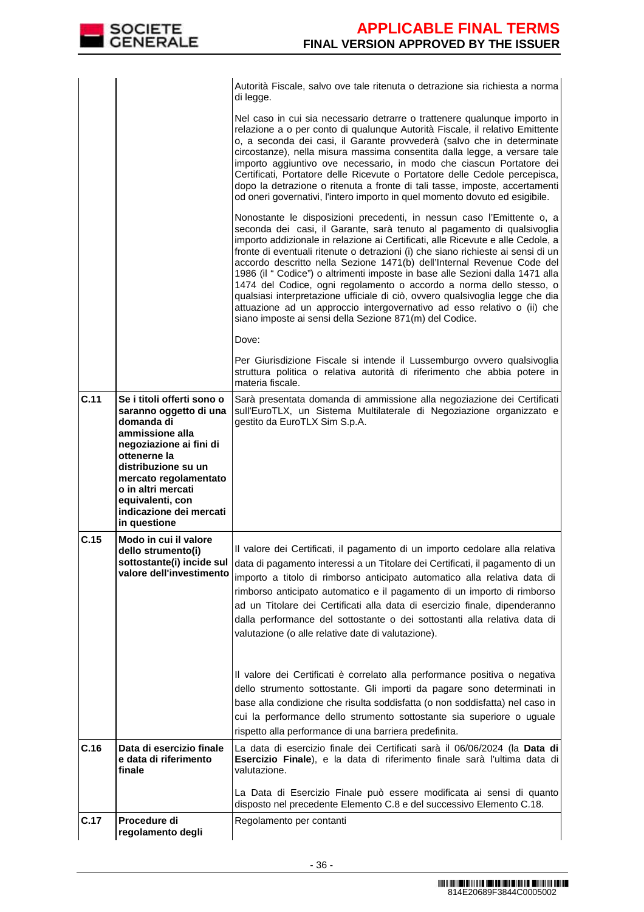| | | |
|---|---|---|
| | | Autorità Fiscale, salvo ove tale ritenuta o detrazione sia richiesta a norma di legge.<br><br>Nel caso in cui sia necessario detrarre o trattenere qualunque importo in relazione a o per conto di qualunque Autorità Fiscale, il relativo Emittente o, a seconda dei casi, il Garante provvederà (salvo che in determinate circostanze), nella misura massima consentita dalla legge, a versare tale importo aggiuntivo ove necessario, in modo che ciascun Portatore dei Certificati, Portatore delle Ricevute o Portatore delle Cedole percepisca, dopo la detrazione o ritenuta a fronte di tali tasse, imposte, accertamenti od oneri governativi, l'intero importo in quel momento dovuto ed esigibile.<br><br>Nonostante le disposizioni precedenti, in nessun caso l'Emittente o, a seconda dei casi, il Garante, sarà tenuto al pagamento di qualsivoglia importo addizionale in relazione ai Certificati, alle Ricevute e alle Cedole, a fronte di eventuali ritenute o detrazioni (i) che siano richieste ai sensi di un accordo descritto nella Sezione 1471(b) dell'Internal Revenue Code del 1986 (il " Codice") o altrimenti imposte in base alle Sezioni dalla 1471 alla 1474 del Codice, ogni regolamento o accordo a norma dello stesso, o qualsiasi interpretazione ufficiale di ciò, ovvero qualsivoglia legge che dia attuazione ad un approccio intergovernativo ad esso relativo o (ii) che siano imposte ai sensi della Sezione 871(m) del Codice.<br><br>Dove:<br><br>Per Giurisdizione Fiscale si intende il Lussemburgo ovvero qualsivoglia struttura politica o relativa autorità di riferimento che abbia potere in materia fiscale. |
| **C.11** | **Se i titoli offerti sono o saranno oggetto di una domanda di ammissione alla negoziazione ai fini di ottenerne la distribuzione su un mercato regolamentato o in altri mercati equivalenti, con indicazione dei mercati in questione** | Sarà presentata domanda di ammissione alla negoziazione dei Certificati sull'EuroTLX, un Sistema Multilaterale di Negoziazione organizzato e gestito da EuroTLX Sim S.p.A. |
| **C.15** | **Modo in cui il valore dello strumento(i) sottostante(i) incide sul valore dell'investimento** | Il valore dei Certificati, il pagamento di un importo cedolare alla relativa data di pagamento interessi a un Titolare dei Certificati, il pagamento di un importo a titolo di rimborso anticipato automatico alla relativa data di rimborso anticipato automatico e il pagamento di un importo di rimborso ad un Titolare dei Certificati alla data di esercizio finale, dipenderanno dalla performance del sottostante o dei sottostanti alla relativa data di valutazione (o alle relative date di valutazione).<br><br>Il valore dei Certificati è correlato alla performance positiva o negativa dello strumento sottostante. Gli importi da pagare sono determinati in base alla condizione che risulta soddisfatta (o non soddisfatta) nel caso in cui la performance dello strumento sottostante sia superiore o uguale rispetto alla performance di una barriera predefinita. |
| **C.16** | **Data di esercizio finale e data di riferimento finale** | La data di esercizio finale dei Certificati sarà il 06/06/2024 (la **Data di Esercizio Finale**), e la data di riferimento finale sarà l'ultima data di valutazione.<br><br>La Data di Esercizio Finale può essere modificata ai sensi di quanto disposto nel precedente Elemento C.8 e del successivo Elemento C.18. |
| **C.17** | **Procedure di regolamento degli** | Regolamento per contanti |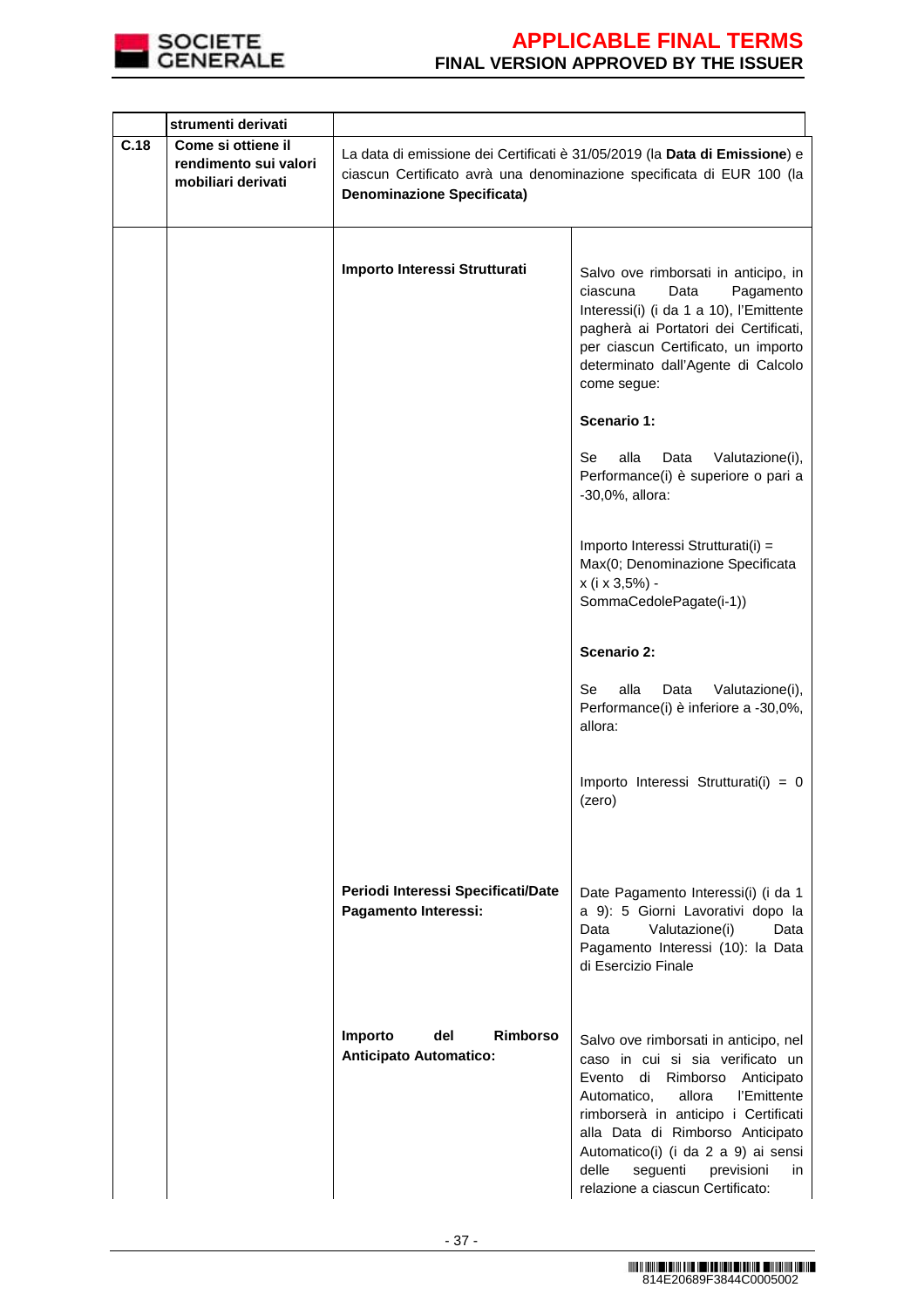| | strumenti derivati | | |
|---|---|---|---|
| **C.18** | **Come si ottiene il rendimento sui valori mobiliari derivati** | La data di emissione dei Certificati è 31/05/2019 (la **Data di Emissione**) e ciascun Certificato avrà una denominazione specificata di EUR 100 (la **Denominazione Specificata)** | |
| | | **Importo Interessi Strutturati** | Salvo ove rimborsati in anticipo, in ciascuna Data Pagamento Interessi(i) (i da 1 a 10), l'Emittente pagherà ai Portatori dei Certificati, per ciascun Certificato, un importo determinato dall'Agente di Calcolo come segue:<br><br>**Scenario 1:**<br><br>Se alla Data Valutazione(i), Performance(i) è superiore o pari a -30,0%, allora:<br><br>Importo Interessi Strutturati(i) = Max(0; Denominazione Specificata x (i x 3,5%) - SommaCedolePagate(i-1))<br><br>**Scenario 2:**<br><br>Se alla Data Valutazione(i), Performance(i) è inferiore a -30,0%, allora:<br><br>Importo Interessi Strutturati(i) = 0 (zero) |
| | | **Periodi Interessi Specificati/Date Pagamento Interessi:** | Date Pagamento Interessi(i) (i da 1 a 9): 5 Giorni Lavorativi dopo la Data Valutazione(i) Data Pagamento Interessi (10): la Data di Esercizio Finale |
| | | **Importo del Rimborso Anticipato Automatico:** | Salvo ove rimborsati in anticipo, nel caso in cui si sia verificato un Evento di Rimborso Anticipato Automatico, allora l'Emittente rimborserà in anticipo i Certificati alla Data di Rimborso Anticipato Automatico(i) (i da 2 a 9) ai sensi delle seguenti previsioni in relazione a ciascun Certificato: |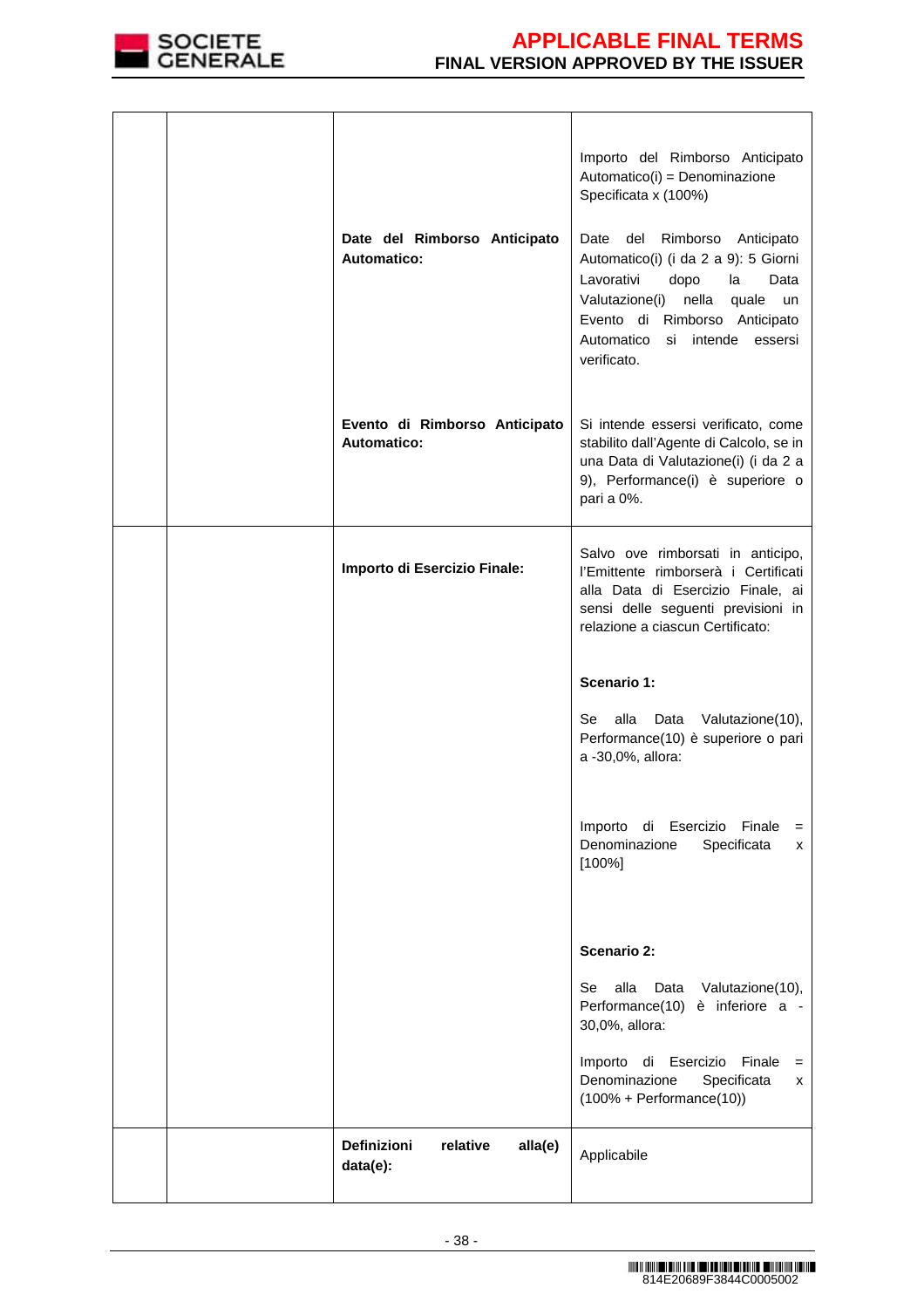| | | | |
|---|---|---|---|
| | | | Importo del Rimborso Anticipato Automatico(i) = Denominazione Specificata x (100%) |
| | | **Date del Rimborso Anticipato Automatico:** | Date del Rimborso Anticipato Automatico(i) (i da 2 a 9): 5 Giorni Lavorativi dopo la Data Valutazione(i) nella quale un Evento di Rimborso Anticipato Automatico si intende essersi verificato. |
| | | **Evento di Rimborso Anticipato Automatico:** | Si intende essersi verificato, come stabilito dall'Agente di Calcolo, se in una Data di Valutazione(i) (i da 2 a 9), Performance(i) è superiore o pari a 0%. |
| | | **Importo di Esercizio Finale:** | Salvo ove rimborsati in anticipo, l'Emittente rimborserà i Certificati alla Data di Esercizio Finale, ai sensi delle seguenti previsioni in relazione a ciascun Certificato:<br><br>**Scenario 1:**<br><br>Se alla Data Valutazione(10), Performance(10) è superiore o pari a -30,0%, allora:<br><br>Importo di Esercizio Finale = Denominazione Specificata x [100%]<br><br>**Scenario 2:**<br><br>Se alla Data Valutazione(10), Performance(10) è inferiore a -30,0%, allora:<br><br>Importo di Esercizio Finale = Denominazione Specificata x (100% + Performance(10)) |
| | | **Definizioni relative alla(e) data(e):** | Applicabile |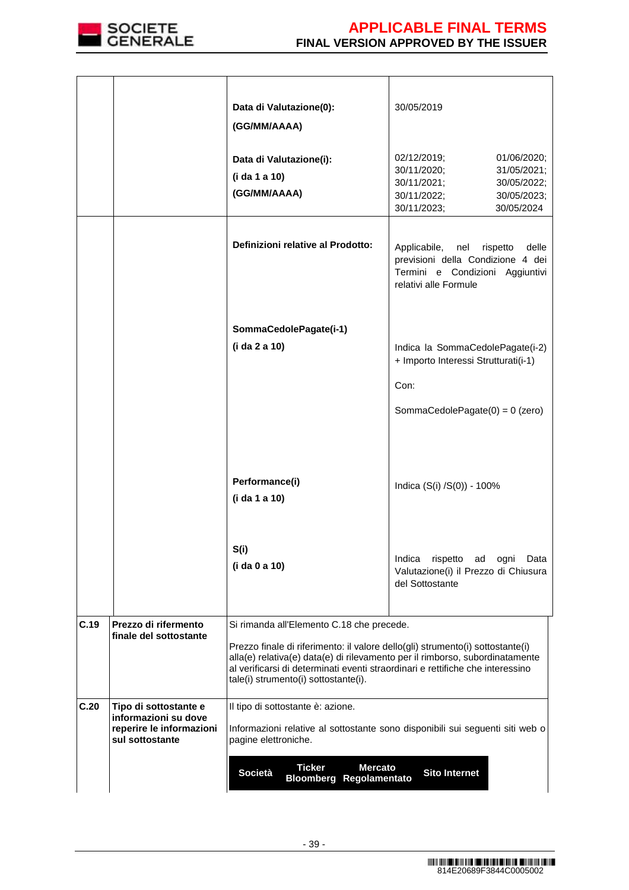| | | | |
|---|---|---|---|
| | | **Data di Valutazione(0): (GG/MM/AAAA)** | 30/05/2019 |
| | | **Data di Valutazione(i): (i da 1 a 10) (GG/MM/AAAA)** | 02/12/2019; 01/06/2020; 30/11/2020; 31/05/2021; 30/11/2021; 30/05/2022; 30/11/2022; 30/05/2023; 30/11/2023; 30/05/2024 |
| | | **Definizioni relative al Prodotto:** | Applicabile, nel rispetto delle previsioni della Condizione 4 dei Termini e Condizioni Aggiuntivi relativi alle Formule |
| | | **SommaCedolePagate(i-1) (i da 2 a 10)** | Indica la SommaCedolePagate(i-2) + Importo Interessi Strutturati(i-1)<br><br>Con:<br><br>SommaCedolePagate(0) = 0 (zero) |
| | | **Performance(i) (i da 1 a 10)** | Indica (S(i) /S(0)) - 100% |
| | | **S(i) (i da 0 a 10)** | Indica rispetto ad ogni Data Valutazione(i) il Prezzo di Chiusura del Sottostante |
| **C.19** | **Prezzo di rifermento finale del sottostante** | Si rimanda all'Elemento C.18 che precede.<br><br>Prezzo finale di riferimento: il valore dello(gli) strumento(i) sottostante(i) alla(e) relativa(e) data(e) di rilevamento per il rimborso, subordinatamente al verificarsi di determinati eventi straordinari e rettifiche che interessino tale(i) strumento(i) sottostante(i). | |
| **C.20** | **Tipo di sottostante e informazioni su dove reperire le informazioni sul sottostante** | Il tipo di sottostante è: azione.<br><br>Informazioni relative al sottostante sono disponibili sui seguenti siti web o pagine elettroniche. | |

| Società | Ticker Bloomberg | Mercato Regolamentato | Sito Internet |
|---|---|---|---|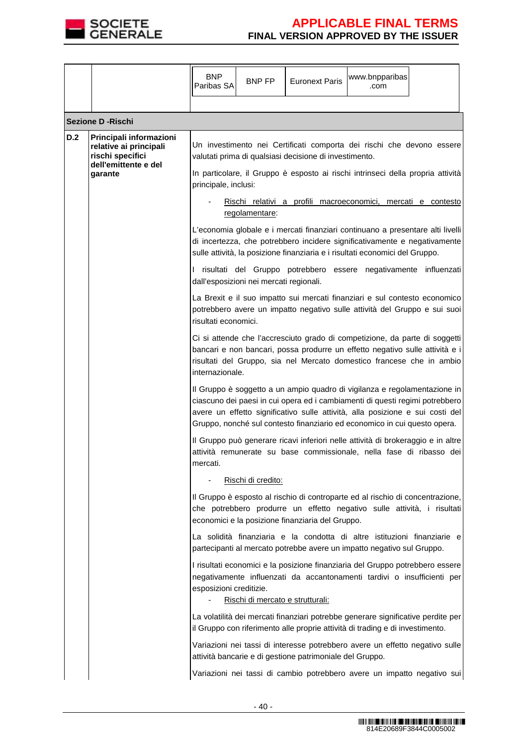| | | | | | |
|---|---|---|---|---|---|
| | | BNP Paribas SA | BNP FP | Euronext Paris | www.bnpparibas.com |

**Sezione D -Rischi**

| | | |
|---|---|---|
| **D.2** | **Principali informazioni relative ai principali rischi specifici dell'emittente e del garante** | Un investimento nei Certificati comporta dei rischi che devono essere valutati prima di qualsiasi decisione di investimento.<br><br>In particolare, il Gruppo è esposto ai rischi intrinseci della propria attività principale, inclusi:<br><br>- Rischi relativi a profili macroeconomici, mercati e contesto regolamentare:<br><br>L'economia globale e i mercati finanziari continuano a presentare alti livelli di incertezza, che potrebbero incidere significativamente e negativamente sulle attività, la posizione finanziaria e i risultati economici del Gruppo.<br><br>I risultati del Gruppo potrebbero essere negativamente influenzati dall'esposizioni nei mercati regionali.<br><br>La Brexit e il suo impatto sui mercati finanziari e sul contesto economico potrebbero avere un impatto negativo sulle attività del Gruppo e sui suoi risultati economici.<br><br>Ci si attende che l'accresciuto grado di competizione, da parte di soggetti bancari e non bancari, possa produrre un effetto negativo sulle attività e i risultati del Gruppo, sia nel Mercato domestico francese che in ambio internazionale.<br><br>Il Gruppo è soggetto a un ampio quadro di vigilanza e regolamentazione in ciascuno dei paesi in cui opera ed i cambiamenti di questi regimi potrebbero avere un effetto significativo sulle attività, alla posizione e sui costi del Gruppo, nonché sul contesto finanziario ed economico in cui questo opera.<br><br>Il Gruppo può generare ricavi inferiori nelle attività di brokeraggio e in altre attività remunerate su base commissionale, nella fase di ribasso dei mercati.<br><br>- Rischi di credito:<br><br>Il Gruppo è esposto al rischio di controparte ed al rischio di concentrazione, che potrebbero produrre un effetto negativo sulle attività, i risultati economici e la posizione finanziaria del Gruppo.<br><br>La solidità finanziaria e la condotta di altre istituzioni finanziarie e partecipanti al mercato potrebbe avere un impatto negativo sul Gruppo.<br><br>I risultati economici e la posizione finanziaria del Gruppo potrebbero essere negativamente influenzati da accantonamenti tardivi o insufficienti per esposizioni creditizie.<br><br>- Rischi di mercato e strutturali:<br><br>La volatilità dei mercati finanziari potrebbe generare significative perdite per il Gruppo con riferimento alle proprie attività di trading e di investimento.<br><br>Variazioni nei tassi di interesse potrebbero avere un effetto negativo sulle attività bancarie e di gestione patrimoniale del Gruppo.<br><br>Variazioni nei tassi di cambio potrebbero avere un impatto negativo sui |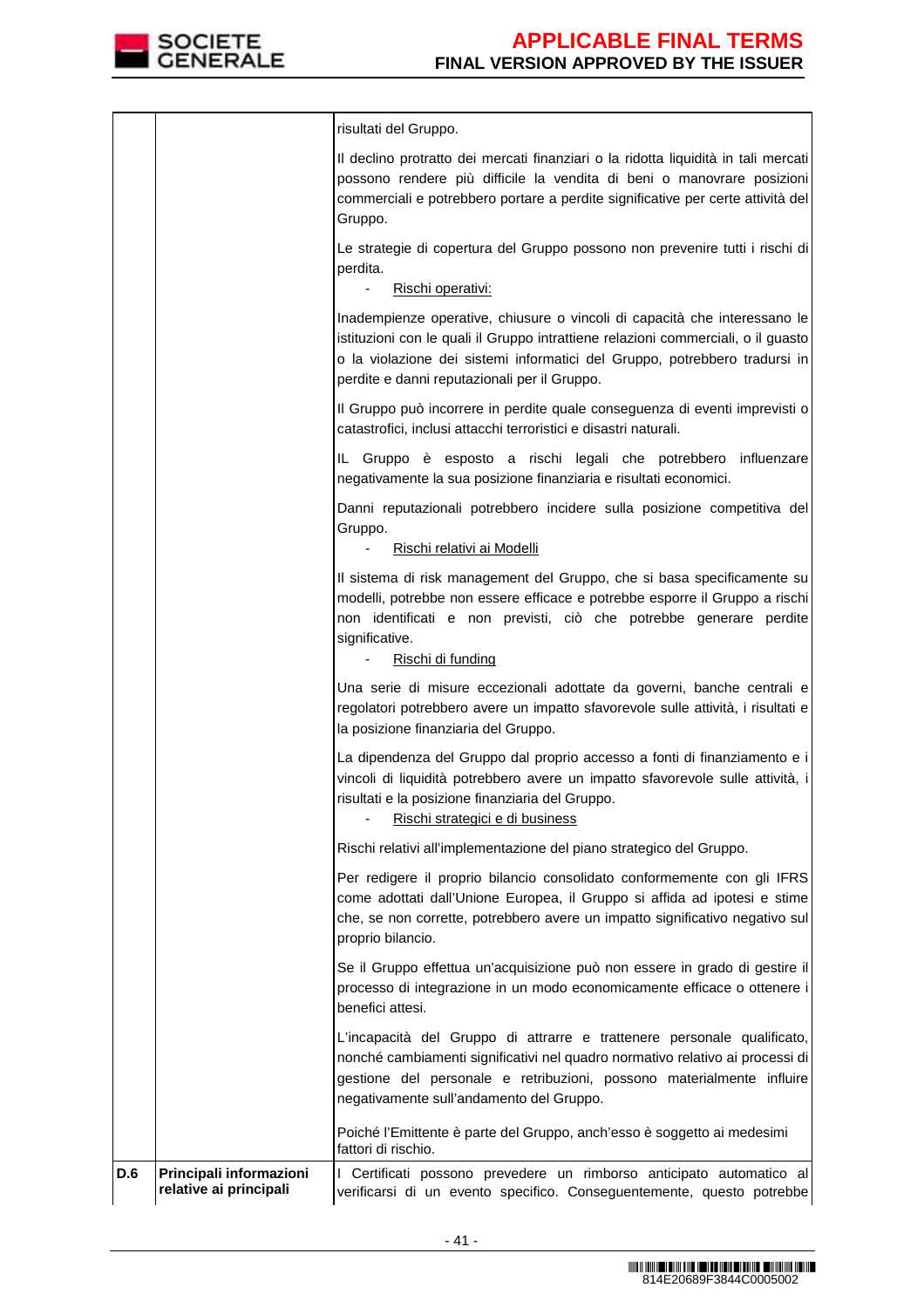| | | |
|---|---|---|
| | | risultati del Gruppo.<br><br>Il declino protratto dei mercati finanziari o la ridotta liquidità in tali mercati possono rendere più difficile la vendita di beni o manovrare posizioni commerciali e potrebbero portare a perdite significative per certe attività del Gruppo.<br><br>Le strategie di copertura del Gruppo possono non prevenire tutti i rischi di perdita.<br>- Rischi operativi:<br><br>Inadempienze operative, chiusure o vincoli di capacità che interessano le istituzioni con le quali il Gruppo intrattiene relazioni commerciali, o il guasto o la violazione dei sistemi informatici del Gruppo, potrebbero tradursi in perdite e danni reputazionali per il Gruppo.<br><br>Il Gruppo può incorrere in perdite quale conseguenza di eventi imprevisti o catastrofici, inclusi attacchi terroristici e disastri naturali.<br><br>IL Gruppo è esposto a rischi legali che potrebbero influenzare negativamente la sua posizione finanziaria e risultati economici.<br><br>Danni reputazionali potrebbero incidere sulla posizione competitiva del Gruppo.<br>- Rischi relativi ai Modelli<br><br>Il sistema di risk management del Gruppo, che si basa specificamente su modelli, potrebbe non essere efficace e potrebbe esporre il Gruppo a rischi non identificati e non previsti, ciò che potrebbe generare perdite significative.<br>- Rischi di funding<br><br>Una serie di misure eccezionali adottate da governi, banche centrali e regolatori potrebbero avere un impatto sfavorevole sulle attività, i risultati e la posizione finanziaria del Gruppo.<br><br>La dipendenza del Gruppo dal proprio accesso a fonti di finanziamento e i vincoli di liquidità potrebbero avere un impatto sfavorevole sulle attività, i risultati e la posizione finanziaria del Gruppo.<br>- Rischi strategici e di business<br><br>Rischi relativi all'implementazione del piano strategico del Gruppo.<br><br>Per redigere il proprio bilancio consolidato conformemente con gli IFRS come adottati dall'Unione Europea, il Gruppo si affida ad ipotesi e stime che, se non corrette, potrebbero avere un impatto significativo negativo sul proprio bilancio.<br><br>Se il Gruppo effettua un'acquisizione può non essere in grado di gestire il processo di integrazione in un modo economicamente efficace o ottenere i benefici attesi.<br><br>L'incapacità del Gruppo di attrarre e trattenere personale qualificato, nonché cambiamenti significativi nel quadro normativo relativo ai processi di gestione del personale e retribuzioni, possono materialmente influire negativamente sull'andamento del Gruppo.<br><br>Poiché l'Emittente è parte del Gruppo, anch'esso è soggetto ai medesimi fattori di rischio. |
| **D.6** | **Principali informazioni relative ai principali** | I Certificati possono prevedere un rimborso anticipato automatico al verificarsi di un evento specifico. Conseguentemente, questo potrebbe |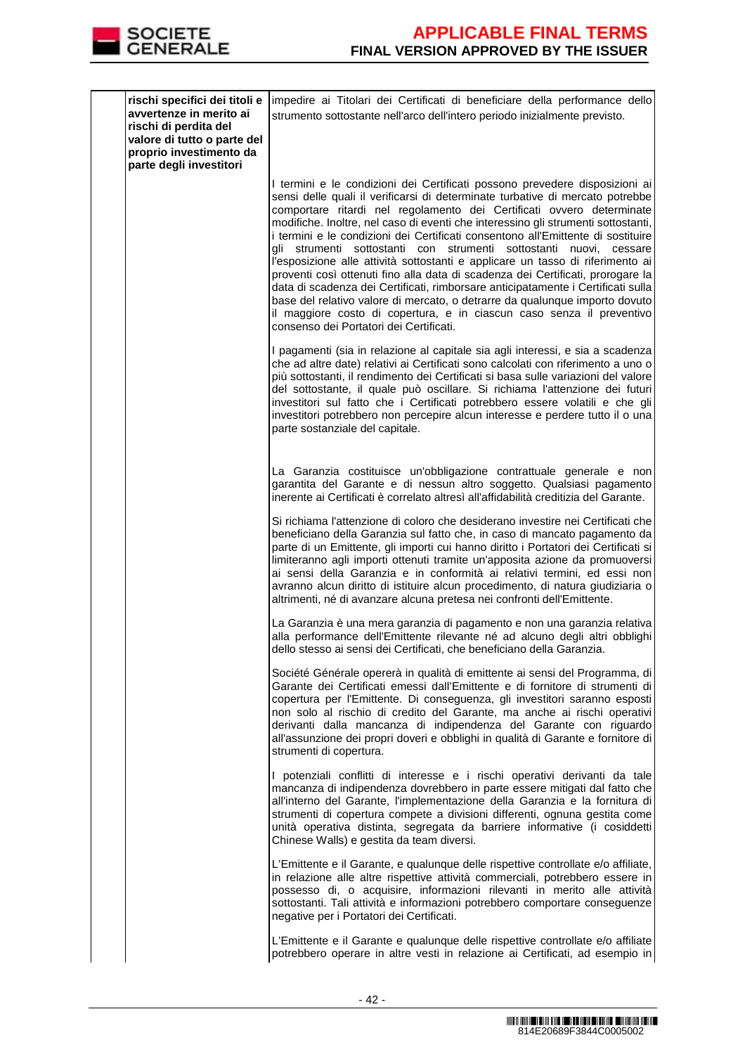| | | |
|---|---|---|
| | **rischi specifici dei titoli e avvertenze in merito ai rischi di perdita del valore di tutto o parte del proprio investimento da parte degli investitori** | impedire ai Titolari dei Certificati di beneficiare della performance dello strumento sottostante nell'arco dell'intero periodo inizialmente previsto.<br><br>I termini e le condizioni dei Certificati possono prevedere disposizioni ai sensi delle quali il verificarsi di determinate turbative di mercato potrebbe comportare ritardi nel regolamento dei Certificati ovvero determinate modifiche. Inoltre, nel caso di eventi che interessino gli strumenti sottostanti, i termini e le condizioni dei Certificati consentono all'Emittente di sostituire gli strumenti sottostanti con strumenti sottostanti nuovi, cessare l'esposizione alle attività sottostanti e applicare un tasso di riferimento ai proventi così ottenuti fino alla data di scadenza dei Certificati, prorogare la data di scadenza dei Certificati, rimborsare anticipatamente i Certificati sulla base del relativo valore di mercato, o detrarre da qualunque importo dovuto il maggiore costo di copertura, e in ciascun caso senza il preventivo consenso dei Portatori dei Certificati.<br><br>I pagamenti (sia in relazione al capitale sia agli interessi, e sia a scadenza che ad altre date) relativi ai Certificati sono calcolati con riferimento a uno o più sottostanti, il rendimento dei Certificati si basa sulle variazioni del valore del sottostante, il quale può oscillare. Si richiama l'attenzione dei futuri investitori sul fatto che i Certificati potrebbero essere volatili e che gli investitori potrebbero non percepire alcun interesse e perdere tutto il o una parte sostanziale del capitale.<br><br>La Garanzia costituisce un'obbligazione contrattuale generale e non garantita del Garante e di nessun altro soggetto. Qualsiasi pagamento inerente ai Certificati è correlato altresì all'affidabilità creditizia del Garante.<br><br>Si richiama l'attenzione di coloro che desiderano investire nei Certificati che beneficiano della Garanzia sul fatto che, in caso di mancato pagamento da parte di un Emittente, gli importi cui hanno diritto i Portatori dei Certificati si limiteranno agli importi ottenuti tramite un'apposita azione da promuoversi ai sensi della Garanzia e in conformità ai relativi termini, ed essi non avranno alcun diritto di istituire alcun procedimento, di natura giudiziaria o altrimenti, né di avanzare alcuna pretesa nei confronti dell'Emittente.<br><br>La Garanzia è una mera garanzia di pagamento e non una garanzia relativa alla performance dell'Emittente rilevante né ad alcuno degli altri obblighi dello stesso ai sensi dei Certificati, che beneficiano della Garanzia.<br><br>Société Générale opererà in qualità di emittente ai sensi del Programma, di Garante dei Certificati emessi dall'Emittente e di fornitore di strumenti di copertura per l'Emittente. Di conseguenza, gli investitori saranno esposti non solo al rischio di credito del Garante, ma anche ai rischi operativi derivanti dalla mancanza di indipendenza del Garante con riguardo all'assunzione dei propri doveri e obblighi in qualità di Garante e fornitore di strumenti di copertura.<br><br>I potenziali conflitti di interesse e i rischi operativi derivanti da tale mancanza di indipendenza dovrebbero in parte essere mitigati dal fatto che all'interno del Garante, l'implementazione della Garanzia e la fornitura di strumenti di copertura compete a divisioni differenti, ognuna gestita come unità operativa distinta, segregata da barriere informative (i cosiddetti Chinese Walls) e gestita da team diversi.<br><br>L'Emittente e il Garante, e qualunque delle rispettive controllate e/o affiliate, in relazione alle altre rispettive attività commerciali, potrebbero essere in possesso di, o acquisire, informazioni rilevanti in merito alle attività sottostanti. Tali attività e informazioni potrebbero comportare conseguenze negative per i Portatori dei Certificati.<br><br>L'Emittente e il Garante e qualunque delle rispettive controllate e/o affiliate potrebbero operare in altre vesti in relazione ai Certificati, ad esempio in |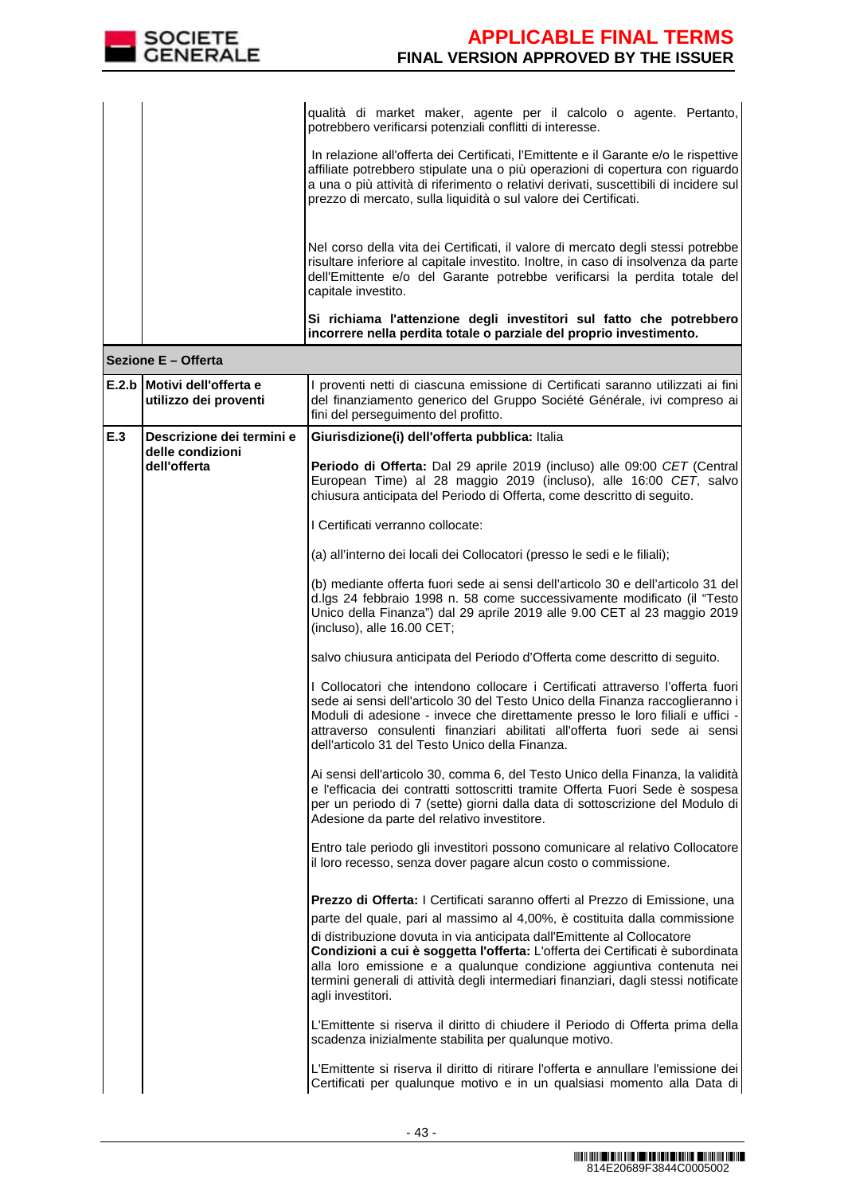| | | |
|---|---|---|
| | | qualità di market maker, agente per il calcolo o agente. Pertanto, potrebbero verificarsi potenziali conflitti di interesse.<br><br>In relazione all'offerta dei Certificati, l'Emittente e il Garante e/o le rispettive affiliate potrebbero stipulate una o più operazioni di copertura con riguardo a una o più attività di riferimento o relativi derivati, suscettibili di incidere sul prezzo di mercato, sulla liquidità o sul valore dei Certificati.<br><br>Nel corso della vita dei Certificati, il valore di mercato degli stessi potrebbe risultare inferiore al capitale investito. Inoltre, in caso di insolvenza da parte dell'Emittente e/o del Garante potrebbe verificarsi la perdita totale del capitale investito.<br><br>**Si richiama l'attenzione degli investitori sul fatto che potrebbero incorrere nella perdita totale o parziale del proprio investimento.** |
| **Sezione E – Offerta** | | |
| **E.2.b** | **Motivi dell'offerta e utilizzo dei proventi** | I proventi netti di ciascuna emissione di Certificati saranno utilizzati ai fini del finanziamento generico del Gruppo Société Générale, ivi compreso ai fini del perseguimento del profitto. |
| **E.3** | **Descrizione dei termini e delle condizioni dell'offerta** | **Giurisdizione(i) dell'offerta pubblica:** Italia<br><br>**Periodo di Offerta:** Dal 29 aprile 2019 (incluso) alle 09:00 *CET* (Central European Time) al 28 maggio 2019 (incluso), alle 16:00 *CET*, salvo chiusura anticipata del Periodo di Offerta, come descritto di seguito.<br><br>I Certificati verranno collocate:<br><br>(a) all'interno dei locali dei Collocatori (presso le sedi e le filiali);<br><br>(b) mediante offerta fuori sede ai sensi dell'articolo 30 e dell'articolo 31 del d.lgs 24 febbraio 1998 n. 58 come successivamente modificato (il "Testo Unico della Finanza") dal 29 aprile 2019 alle 9.00 CET al 23 maggio 2019 (incluso), alle 16.00 CET;<br><br>salvo chiusura anticipata del Periodo d'Offerta come descritto di seguito.<br><br>I Collocatori che intendono collocare i Certificati attraverso l'offerta fuori sede ai sensi dell'articolo 30 del Testo Unico della Finanza raccoglieranno i Moduli di adesione - invece che direttamente presso le loro filiali e uffici - attraverso consulenti finanziari abilitati all'offerta fuori sede ai sensi dell'articolo 31 del Testo Unico della Finanza.<br><br>Ai sensi dell'articolo 30, comma 6, del Testo Unico della Finanza, la validità e l'efficacia dei contratti sottoscritti tramite Offerta Fuori Sede è sospesa per un periodo di 7 (sette) giorni dalla data di sottoscrizione del Modulo di Adesione da parte del relativo investitore.<br><br>Entro tale periodo gli investitori possono comunicare al relativo Collocatore il loro recesso, senza dover pagare alcun costo o commissione.<br><br>**Prezzo di Offerta:** I Certificati saranno offerti al Prezzo di Emissione, una parte del quale, pari al massimo al 4,00%, è costituita dalla commissione di distribuzione dovuta in via anticipata dall'Emittente al Collocatore<br>**Condizioni a cui è soggetta l'offerta:** L'offerta dei Certificati è subordinata alla loro emissione e a qualunque condizione aggiuntiva contenuta nei termini generali di attività degli intermediari finanziari, dagli stessi notificate agli investitori.<br><br>L'Emittente si riserva il diritto di chiudere il Periodo di Offerta prima della scadenza inizialmente stabilita per qualunque motivo.<br><br>L'Emittente si riserva il diritto di ritirare l'offerta e annullare l'emissione dei Certificati per qualunque motivo e in un qualsiasi momento alla Data di |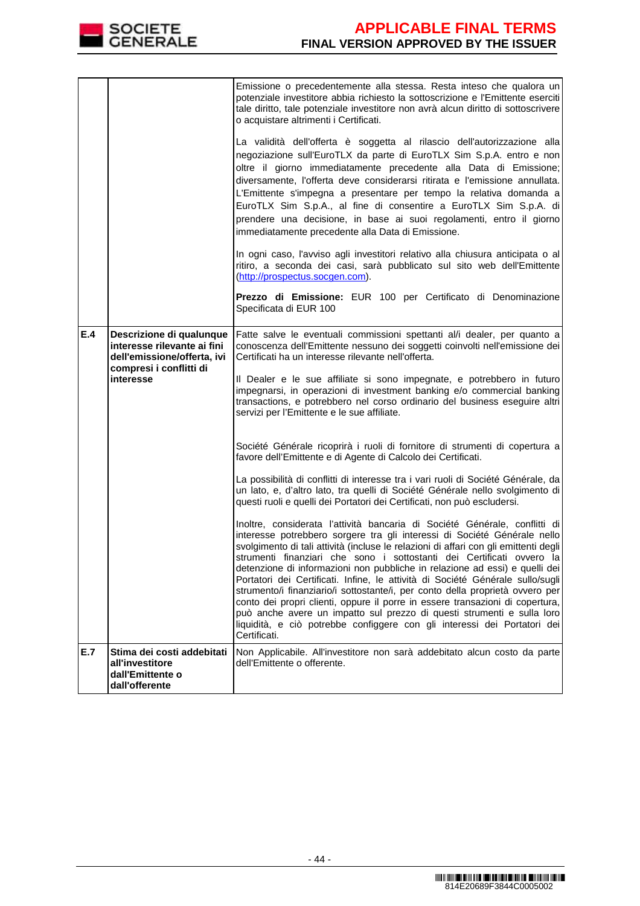| | | |
|---|---|---|
| | | Emissione o precedentemente alla stessa. Resta inteso che qualora un potenziale investitore abbia richiesto la sottoscrizione e l'Emittente eserciti tale diritto, tale potenziale investitore non avrà alcun diritto di sottoscrivere o acquistare altrimenti i Certificati.<br><br>La validità dell'offerta è soggetta al rilascio dell'autorizzazione alla negoziazione sull'EuroTLX da parte di EuroTLX Sim S.p.A. entro e non oltre il giorno immediatamente precedente alla Data di Emissione; diversamente, l'offerta deve considerarsi ritirata e l'emissione annullata. L'Emittente s'impegna a presentare per tempo la relativa domanda a EuroTLX Sim S.p.A., al fine di consentire a EuroTLX Sim S.p.A. di prendere una decisione, in base ai suoi regolamenti, entro il giorno immediatamente precedente alla Data di Emissione.<br><br>In ogni caso, l'avviso agli investitori relativo alla chiusura anticipata o al ritiro, a seconda dei casi, sarà pubblicato sul sito web dell'Emittente (http://prospectus.socgen.com).<br><br>**Prezzo di Emissione:** EUR 100 per Certificato di Denominazione Specificata di EUR 100 |
| **E.4** | **Descrizione di qualunque interesse rilevante ai fini dell'emissione/offerta, ivi compresi i conflitti di interesse** | Fatte salve le eventuali commissioni spettanti al/i dealer, per quanto a conoscenza dell'Emittente nessuno dei soggetti coinvolti nell'emissione dei Certificati ha un interesse rilevante nell'offerta.<br><br>Il Dealer e le sue affiliate si sono impegnate, e potrebbero in futuro impegnarsi, in operazioni di investment banking e/o commercial banking transactions, e potrebbero nel corso ordinario del business eseguire altri servizi per l'Emittente e le sue affiliate.<br><br>Société Générale ricoprirà i ruoli di fornitore di strumenti di copertura a favore dell'Emittente e di Agente di Calcolo dei Certificati.<br><br>La possibilità di conflitti di interesse tra i vari ruoli di Société Générale, da un lato, e, d'altro lato, tra quelli di Société Générale nello svolgimento di questi ruoli e quelli dei Portatori dei Certificati, non può escludersi.<br><br>Inoltre, considerata l'attività bancaria di Société Générale, conflitti di interesse potrebbero sorgere tra gli interessi di Société Générale nello svolgimento di tali attività (incluse le relazioni di affari con gli emittenti degli strumenti finanziari che sono i sottostanti dei Certificati ovvero la detenzione di informazioni non pubbliche in relazione ad essi) e quelli dei Portatori dei Certificati. Infine, le attività di Société Générale sullo/sugli strumento/i finanziario/i sottostante/i, per conto della proprietà ovvero per conto dei propri clienti, oppure il porre in essere transazioni di copertura, può anche avere un impatto sul prezzo di questi strumenti e sulla loro liquidità, e ciò potrebbe configgere con gli interessi dei Portatori dei Certificati. |
| **E.7** | **Stima dei costi addebitati all'investitore dall'Emittente o dall'offerente** | Non Applicabile. All'investitore non sarà addebitato alcun costo da parte dell'Emittente o offerente. |